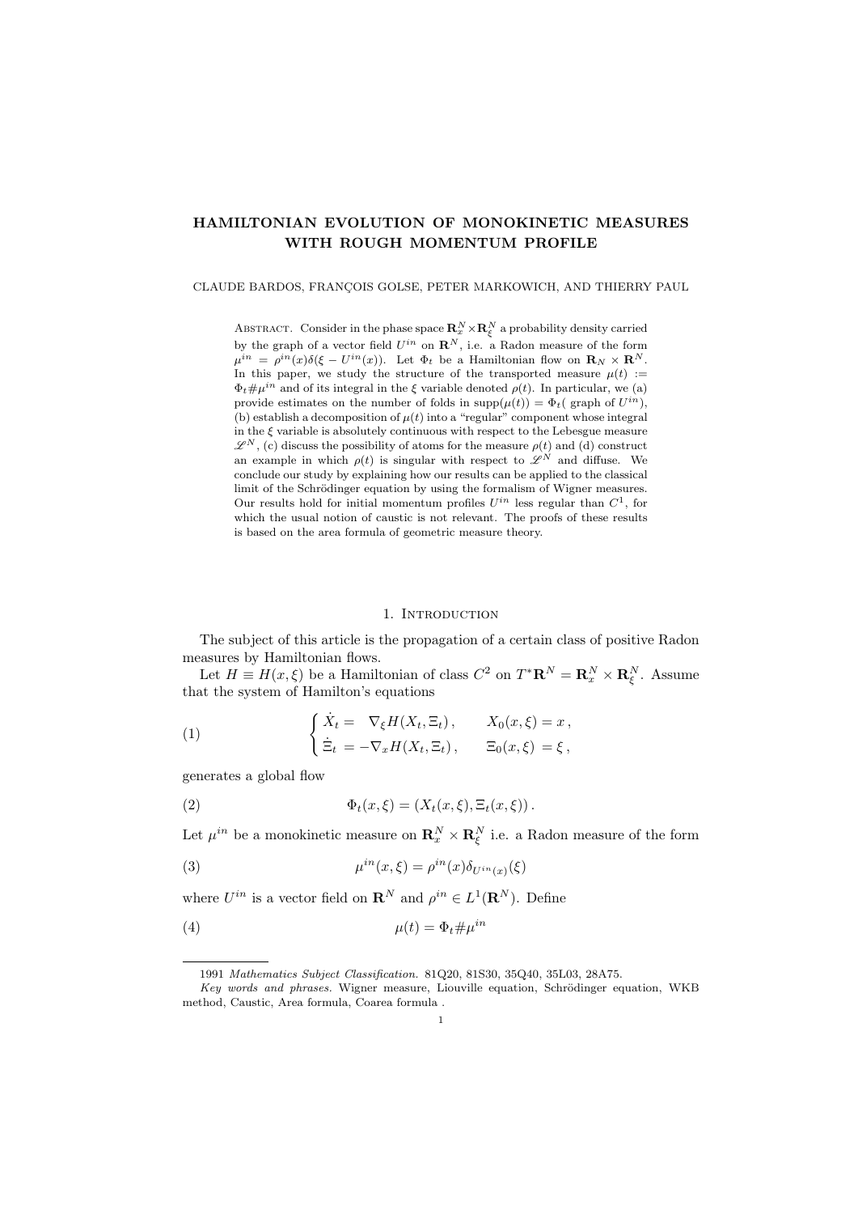# HAMILTONIAN EVOLUTION OF MONOKINETIC MEASURES WITH ROUGH MOMENTUM PROFILE

CLAUDE BARDOS, FRANÇOIS GOLSE, PETER MARKOWICH, AND THIERRY PAUL

Abstract. Consider in the phase space $\mathbf{R}^N_x \times \mathbf{R}^N_\xi$ a probability density carried by the graph of a vector field $U^{in}$ on $\mathbf{R}^N$, i.e. a Radon measure of the form $\mu^{in} = \rho^{in}(x)\delta(\xi - U^{in}(x))$. Let $\Phi_t$ be a Hamiltonian flow on $\mathbf{R}_N \times \mathbf{R}^N$. In this paper, we study the structure of the transported measure $\mu(t) := \Phi_t \# \mu^{in}$ and of its integral in the $\xi$ variable denoted $\rho(t)$. In particular, we (a) provide estimates on the number of folds in $\mathrm{supp}(\mu(t)) = \Phi_t($ graph of $U^{in})$, (b) establish a decomposition of $\mu(t)$ into a "regular" component whose integral in the $\xi$ variable is absolutely continuous with respect to the Lebesgue measure $\mathscr{L}^N$, (c) discuss the possibility of atoms for the measure $\rho(t)$ and (d) construct an example in which $\rho(t)$ is singular with respect to $\mathscr{L}^N$ and diffuse. We conclude our study by explaining how our results can be applied to the classical limit of the Schrödinger equation by using the formalism of Wigner measures. Our results hold for initial momentum profiles $U^{in}$ less regular than $C^1$, for which the usual notion of caustic is not relevant. The proofs of these results is based on the area formula of geometric measure theory.

## 1. Introduction

The subject of this article is the propagation of a certain class of positive Radon measures by Hamiltonian flows.

Let $H \equiv H(x, \xi)$ be a Hamiltonian of class $C^2$ on $T^*\mathbf{R}^N = \mathbf{R}^N_x \times \mathbf{R}^N_\xi$. Assume that the system of Hamilton's equations

$$
\begin{cases} \dot{X}_t = \ \ \nabla_\xi H(X_t, \Xi_t)\,, & X_0(x,\xi) = x\,, \\ \dot{\Xi}_t = -\nabla_x H(X_t, \Xi_t)\,, & \Xi_0(x,\xi) = \xi\,, \end{cases} \tag{1}
$$

generates a global flow

$$
\Phi_t(x, \xi) = (X_t(x,\xi), \Xi_t(x,\xi))\,. \tag{2}
$$

Let $\mu^{in}$ be a monokinetic measure on $\mathbf{R}^N_x \times \mathbf{R}^N_\xi$ i.e. a Radon measure of the form

$$
\mu^{in}(x,\xi) = \rho^{in}(x)\delta_{U^{in}(x)}(\xi) \tag{3}
$$

where $U^{in}$ is a vector field on $\mathbf{R}^N$ and $\rho^{in} \in L^1(\mathbf{R}^N)$. Define

$$
\mu(t) = \Phi_t \# \mu^{in} \tag{4}
$$

---

1991 *Mathematics Subject Classification.* 81Q20, 81S30, 35Q40, 35L03, 28A75.

*Key words and phrases.* Wigner measure, Liouville equation, Schrödinger equation, WKB method, Caustic, Area formula, Coarea formula .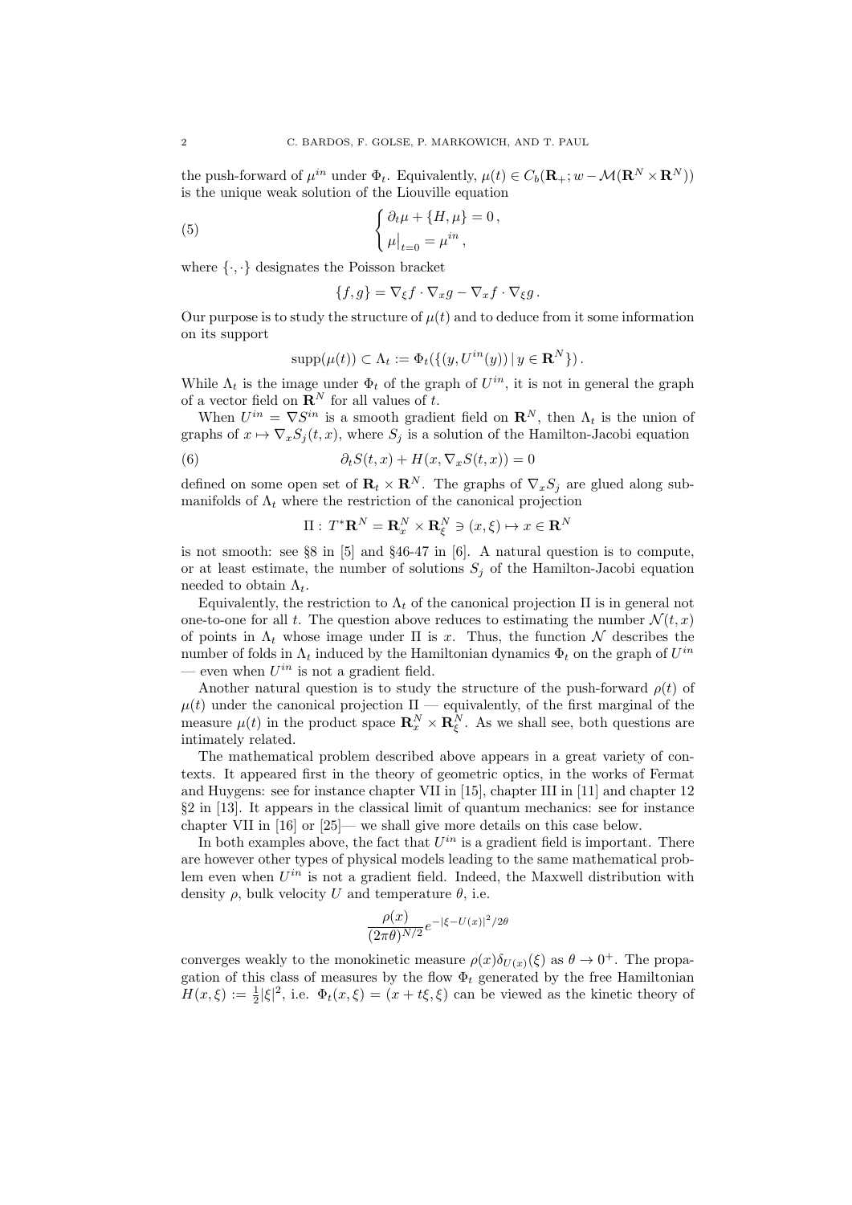the push-forward of $\mu^{in}$ under $\Phi_t$. Equivalently, $\mu(t) \in C_b(\mathbf{R}_+; w-\mathcal{M}(\mathbf{R}^N \times \mathbf{R}^N))$ is the unique weak solution of the Liouville equation

$$
\begin{cases} \partial_t \mu + \{H, \mu\} = 0\,, \\ \mu\big|_{t=0} = \mu^{in}\,, \end{cases} \tag{5}
$$

where $\{\cdot, \cdot\}$ designates the Poisson bracket

$$
\{f, g\} = \nabla_\xi f \cdot \nabla_x g - \nabla_x f \cdot \nabla_\xi g\,.
$$

Our purpose is to study the structure of $\mu(t)$ and to deduce from it some information on its support

$$
\operatorname{supp}(\mu(t)) \subset \Lambda_t := \Phi_t(\{(y, U^{in}(y)) \,|\, y \in \mathbf{R}^N\})\,.
$$

While $\Lambda_t$ is the image under $\Phi_t$ of the graph of $U^{in}$, it is not in general the graph of a vector field on $\mathbf{R}^N$ for all values of $t$.

When $U^{in} = \nabla S^{in}$ is a smooth gradient field on $\mathbf{R}^N$, then $\Lambda_t$ is the union of graphs of $x \mapsto \nabla_x S_j(t, x)$, where $S_j$ is a solution of the Hamilton-Jacobi equation

$$
\partial_t S(t, x) + H(x, \nabla_x S(t, x)) = 0 \tag{6}
$$

defined on some open set of $\mathbf{R}_t \times \mathbf{R}^N$. The graphs of $\nabla_x S_j$ are glued along submanifolds of $\Lambda_t$ where the restriction of the canonical projection

$$
\Pi : T^*\mathbf{R}^N = \mathbf{R}^N_x \times \mathbf{R}^N_\xi \ni (x, \xi) \mapsto x \in \mathbf{R}^N
$$

is not smooth: see §8 in [5] and §46-47 in [6]. A natural question is to compute, or at least estimate, the number of solutions $S_j$ of the Hamilton-Jacobi equation needed to obtain $\Lambda_t$.

Equivalently, the restriction to $\Lambda_t$ of the canonical projection $\Pi$ is in general not one-to-one for all $t$. The question above reduces to estimating the number $\mathcal{N}(t, x)$ of points in $\Lambda_t$ whose image under $\Pi$ is $x$. Thus, the function $\mathcal{N}$ describes the number of folds in $\Lambda_t$ induced by the Hamiltonian dynamics $\Phi_t$ on the graph of $U^{in}$ — even when $U^{in}$ is not a gradient field.

Another natural question is to study the structure of the push-forward $\rho(t)$ of $\mu(t)$ under the canonical projection $\Pi$ — equivalently, of the first marginal of the measure $\mu(t)$ in the product space $\mathbf{R}^N_x \times \mathbf{R}^N_\xi$. As we shall see, both questions are intimately related.

The mathematical problem described above appears in a great variety of contexts. It appeared first in the theory of geometric optics, in the works of Fermat and Huygens: see for instance chapter VII in [15], chapter III in [11] and chapter 12 §2 in [13]. It appears in the classical limit of quantum mechanics: see for instance chapter VII in [16] or [25]— we shall give more details on this case below.

In both examples above, the fact that $U^{in}$ is a gradient field is important. There are however other types of physical models leading to the same mathematical problem even when $U^{in}$ is not a gradient field. Indeed, the Maxwell distribution with density $\rho$, bulk velocity $U$ and temperature $\theta$, i.e.

$$
\frac{\rho(x)}{(2\pi\theta)^{N/2}} e^{-|\xi - U(x)|^2/2\theta}
$$

converges weakly to the monokinetic measure $\rho(x)\delta_{U(x)}(\xi)$ as $\theta \to 0^+$. The propagation of this class of measures by the flow $\Phi_t$ generated by the free Hamiltonian $H(x, \xi) := \frac{1}{2}|\xi|^2$, i.e. $\Phi_t(x, \xi) = (x + t\xi, \xi)$ can be viewed as the kinetic theory of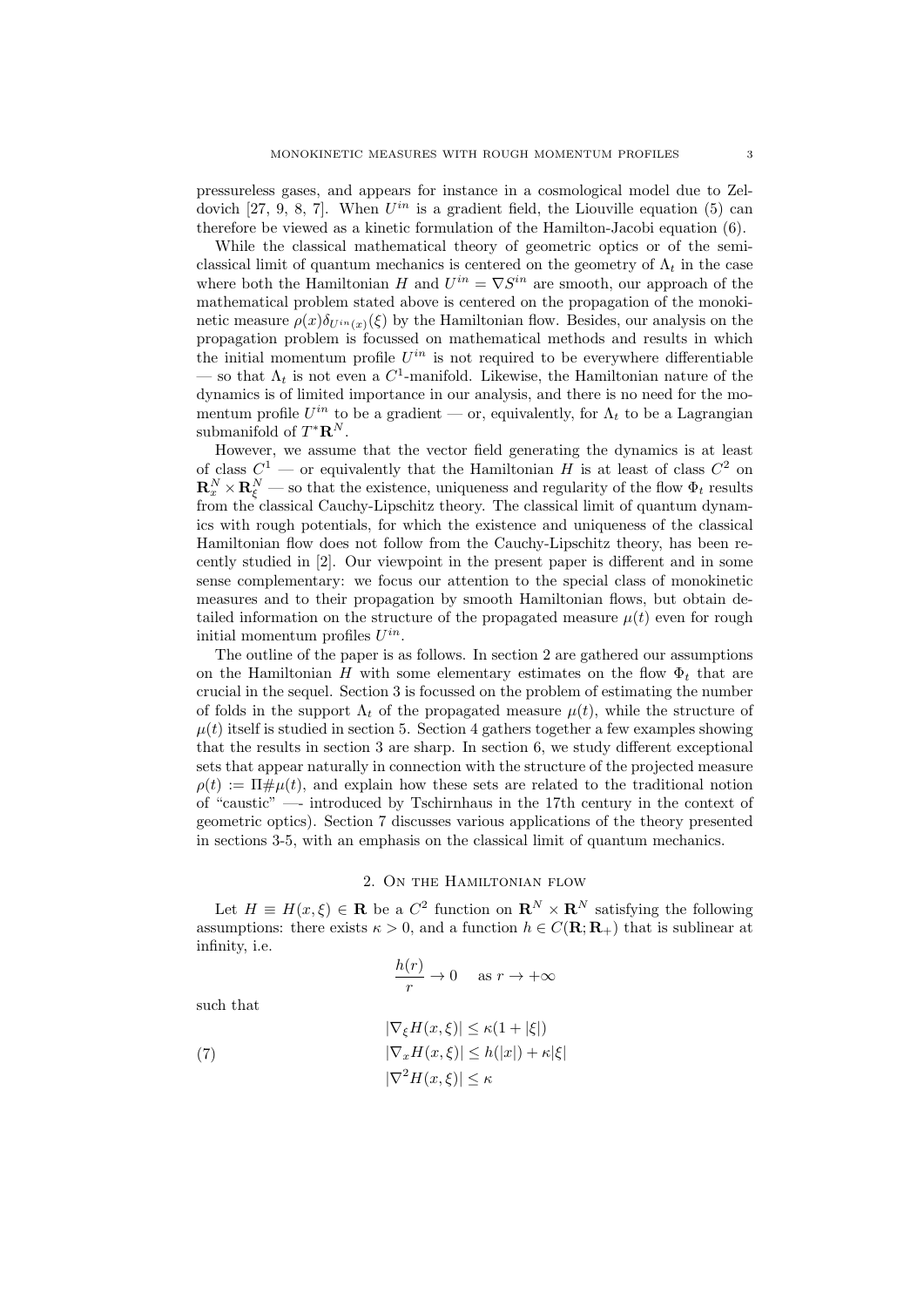pressureless gases, and appears for instance in a cosmological model due to Zeldovich [27, 9, 8, 7]. When $U^{in}$ is a gradient field, the Liouville equation (5) can therefore be viewed as a kinetic formulation of the Hamilton-Jacobi equation (6).

While the classical mathematical theory of geometric optics or of the semiclassical limit of quantum mechanics is centered on the geometry of $\Lambda_t$ in the case where both the Hamiltonian $H$ and $U^{in} = \nabla S^{in}$ are smooth, our approach of the mathematical problem stated above is centered on the propagation of the monokinetic measure $\rho(x)\delta_{U^{in}(x)}(\xi)$ by the Hamiltonian flow. Besides, our analysis on the propagation problem is focussed on mathematical methods and results in which the initial momentum profile $U^{in}$ is not required to be everywhere differentiable — so that $\Lambda_t$ is not even a $C^1$-manifold. Likewise, the Hamiltonian nature of the dynamics is of limited importance in our analysis, and there is no need for the momentum profile $U^{in}$ to be a gradient — or, equivalently, for $\Lambda_t$ to be a Lagrangian submanifold of $T^*\mathbf{R}^N$.

However, we assume that the vector field generating the dynamics is at least of class $C^1$ — or equivalently that the Hamiltonian $H$ is at least of class $C^2$ on $\mathbf{R}^N_x \times \mathbf{R}^N_\xi$ — so that the existence, uniqueness and regularity of the flow $\Phi_t$ results from the classical Cauchy-Lipschitz theory. The classical limit of quantum dynamics with rough potentials, for which the existence and uniqueness of the classical Hamiltonian flow does not follow from the Cauchy-Lipschitz theory, has been recently studied in [2]. Our viewpoint in the present paper is different and in some sense complementary: we focus our attention to the special class of monokinetic measures and to their propagation by smooth Hamiltonian flows, but obtain detailed information on the structure of the propagated measure $\mu(t)$ even for rough initial momentum profiles $U^{in}$.

The outline of the paper is as follows. In section 2 are gathered our assumptions on the Hamiltonian $H$ with some elementary estimates on the flow $\Phi_t$ that are crucial in the sequel. Section 3 is focussed on the problem of estimating the number of folds in the support $\Lambda_t$ of the propagated measure $\mu(t)$, while the structure of $\mu(t)$ itself is studied in section 5. Section 4 gathers together a few examples showing that the results in section 3 are sharp. In section 6, we study different exceptional sets that appear naturally in connection with the structure of the projected measure $\rho(t) := \Pi\#\mu(t)$, and explain how these sets are related to the traditional notion of "caustic" —- introduced by Tschirnhaus in the 17th century in the context of geometric optics). Section 7 discusses various applications of the theory presented in sections 3-5, with an emphasis on the classical limit of quantum mechanics.

## 2. On the Hamiltonian flow

Let $H \equiv H(x, \xi) \in \mathbf{R}$ be a $C^2$ function on $\mathbf{R}^N \times \mathbf{R}^N$ satisfying the following assumptions: there exists $\kappa > 0$, and a function $h \in C(\mathbf{R}; \mathbf{R}_+)$ that is sublinear at infinity, i.e.

$$\frac{h(r)}{r} \to 0 \quad \text{as } r \to +\infty$$

such that

$$\begin{aligned} &|\nabla_\xi H(x, \xi)| \le \kappa(1 + |\xi|) \\ &|\nabla_x H(x, \xi)| \le h(|x|) + \kappa|\xi| \\ &|\nabla^2 H(x, \xi)| \le \kappa \end{aligned} \tag{7}$$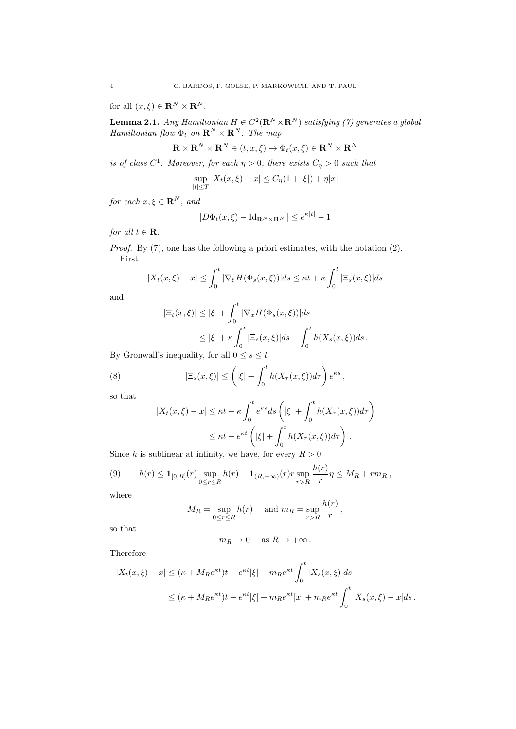for all $(x,\xi) \in \mathbf{R}^N \times \mathbf{R}^N$.

**Lemma 2.1.** *Any Hamiltonian $H \in C^2(\mathbf{R}^N \times \mathbf{R}^N)$ satisfying (7) generates a global Hamiltonian flow $\Phi_t$ on $\mathbf{R}^N \times \mathbf{R}^N$. The map*

$$\mathbf{R} \times \mathbf{R}^N \times \mathbf{R}^N \ni (t,x,\xi) \mapsto \Phi_t(x,\xi) \in \mathbf{R}^N \times \mathbf{R}^N$$

*is of class $C^1$. Moreover, for each $\eta > 0$, there exists $C_\eta > 0$ such that*

$$\sup_{|t|\leq T} |X_t(x,\xi) - x| \leq C_\eta(1+|\xi|) + \eta|x|$$

*for each $x, \xi \in \mathbf{R}^N$, and*

$$|D\Phi_t(x,\xi) - \mathrm{Id}_{\mathbf{R}^N\times\mathbf{R}^N}| \leq e^{\kappa|t|} - 1$$

*for all $t \in \mathbf{R}$.*

*Proof.* By (7), one has the following a priori estimates, with the notation (2).

First

$$|X_t(x,\xi) - x| \leq \int_0^t |\nabla_\xi H(\Phi_s(x,\xi))| ds \leq \kappa t + \kappa \int_0^t |\Xi_s(x,\xi)| ds$$

and

$$\begin{aligned}
|\Xi_t(x,\xi)| &\leq |\xi| + \int_0^t |\nabla_x H(\Phi_s(x,\xi))| ds \\
&\leq |\xi| + \kappa \int_0^t |\Xi_s(x,\xi)| ds + \int_0^t h(X_s(x,\xi)) ds \,.
\end{aligned}$$

By Gronwall's inequality, for all $0 \leq s \leq t$

$$|\Xi_s(x,\xi)| \leq \left( |\xi| + \int_0^t h(X_\tau(x,\xi)) d\tau \right) e^{\kappa s} \,, \tag{8}$$

so that

$$\begin{aligned}
|X_t(x,\xi) - x| &\leq \kappa t + \kappa \int_0^t e^{\kappa s} ds \left( |\xi| + \int_0^t h(X_\tau(x,\xi)) d\tau \right) \\
&\leq \kappa t + e^{\kappa t} \left( |\xi| + \int_0^t h(X_\tau(x,\xi)) d\tau \right) \,.
\end{aligned}$$

Since $h$ is sublinear at infinity, we have, for every $R > 0$

$$h(r) \leq \mathbf{1}_{[0,R]}(r) \sup_{0\leq r\leq R} h(r) + \mathbf{1}_{(R,+\infty)}(r) r \sup_{r>R} \frac{h(r)}{r} \eta \leq M_R + r m_R \,, \tag{9}$$

where

$$M_R = \sup_{0\leq r \leq R} h(r) \quad \text{ and } m_R = \sup_{r>R} \frac{h(r)}{r} \,,$$

so that

$$m_R \to 0 \quad \text{ as } R \to +\infty \,.$$

Therefore

$$\begin{aligned}
|X_t(x,\xi) - x| &\leq (\kappa + M_R e^{\kappa t}) t + e^{\kappa t} |\xi| + m_R e^{\kappa t} \int_0^t |X_s(x,\xi)| ds \\
&\leq (\kappa + M_R e^{\kappa t}) t + e^{\kappa t} |\xi| + m_R e^{\kappa t} |x| + m_R e^{\kappa t} \int_0^t |X_s(x,\xi) - x| ds \,.
\end{aligned}$$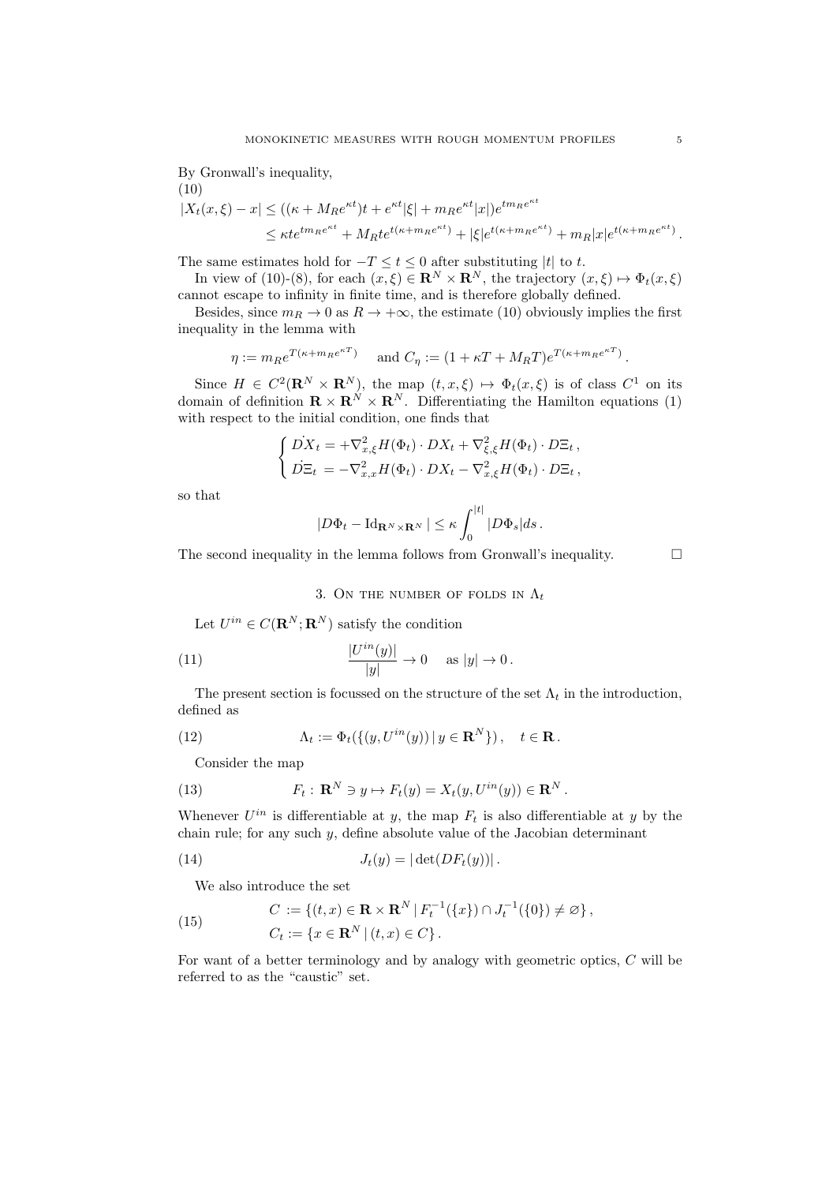By Gronwall's inequality,

(10)

$$|X_t(x,\xi)-x| \le ((\kappa+M_R e^{\kappa t})t + e^{\kappa t}|\xi| + m_R e^{\kappa t}|x|)e^{t m_R e^{\kappa t}}$$
$$\le \kappa t e^{t m_R e^{\kappa t}} + M_R t e^{t(\kappa+m_R e^{\kappa t})} + |\xi| e^{t(\kappa+m_R e^{\kappa t})} + m_R |x| e^{t(\kappa+m_R e^{\kappa t})}.$$

The same estimates hold for $-T \le t \le 0$ after substituting $|t|$ to $t$.

In view of (10)-(8), for each $(x,\xi)\in \mathbf{R}^N\times\mathbf{R}^N$, the trajectory $(x,\xi)\mapsto \Phi_t(x,\xi)$ cannot escape to infinity in finite time, and is therefore globally defined.

Besides, since $m_R\to 0$ as $R\to+\infty$, the estimate (10) obviously implies the first inequality in the lemma with

$$\eta := m_R e^{T(\kappa+m_R e^{\kappa T})} \quad \text{ and } C_\eta := (1+\kappa T + M_R T)e^{T(\kappa+m_R e^{\kappa T})}.$$

Since $H\in C^2(\mathbf{R}^N\times\mathbf{R}^N)$, the map $(t,x,\xi)\mapsto\Phi_t(x,\xi)$ is of class $C^1$ on its domain of definition $\mathbf{R}\times\mathbf{R}^N\times\mathbf{R}^N$. Differentiating the Hamilton equations (1) with respect to the initial condition, one finds that

$$\begin{cases} \dot{DX_t} = +\nabla^2_{x,\xi}H(\Phi_t)\cdot DX_t + \nabla^2_{\xi,\xi}H(\Phi_t)\cdot D\Xi_t\,, \\ \dot{D\Xi_t} = -\nabla^2_{x,x}H(\Phi_t)\cdot DX_t - \nabla^2_{x,\xi}H(\Phi_t)\cdot D\Xi_t\,, \end{cases}$$

so that

$$|D\Phi_t - \mathrm{Id}_{\mathbf{R}^N\times\mathbf{R}^N}| \le \kappa\int_0^{|t|}|D\Phi_s|ds\,.$$

The second inequality in the lemma follows from Gronwall's inequality. □

## 3. On the number of folds in $\Lambda_t$

Let $U^{in}\in C(\mathbf{R}^N;\mathbf{R}^N)$ satisfy the condition

$$\frac{|U^{in}(y)|}{|y|}\to 0 \quad \text{ as } |y|\to 0\,. \tag{11}$$

The present section is focussed on the structure of the set $\Lambda_t$ in the introduction, defined as

$$\Lambda_t := \Phi_t(\{(y,U^{in}(y))\,|\,y\in\mathbf{R}^N\})\,,\quad t\in\mathbf{R}\,. \tag{12}$$

Consider the map

$$F_t:\ \mathbf{R}^N\ni y\mapsto F_t(y) = X_t(y,U^{in}(y))\in\mathbf{R}^N\,. \tag{13}$$

Whenever $U^{in}$ is differentiable at $y$, the map $F_t$ is also differentiable at $y$ by the chain rule; for any such $y$, define absolute value of the Jacobian determinant

$$J_t(y) = |\det(DF_t(y))|\,. \tag{14}$$

We also introduce the set

$$\begin{aligned} C &:= \{(t,x)\in\mathbf{R}\times\mathbf{R}^N\,|\,F_t^{-1}(\{x\})\cap J_t^{-1}(\{0\})\neq\varnothing\}\,,\\ C_t &:= \{x\in\mathbf{R}^N\,|\,(t,x)\in C\}\,. \end{aligned} \tag{15}$$

For want of a better terminology and by analogy with geometric optics, $C$ will be referred to as the "caustic" set.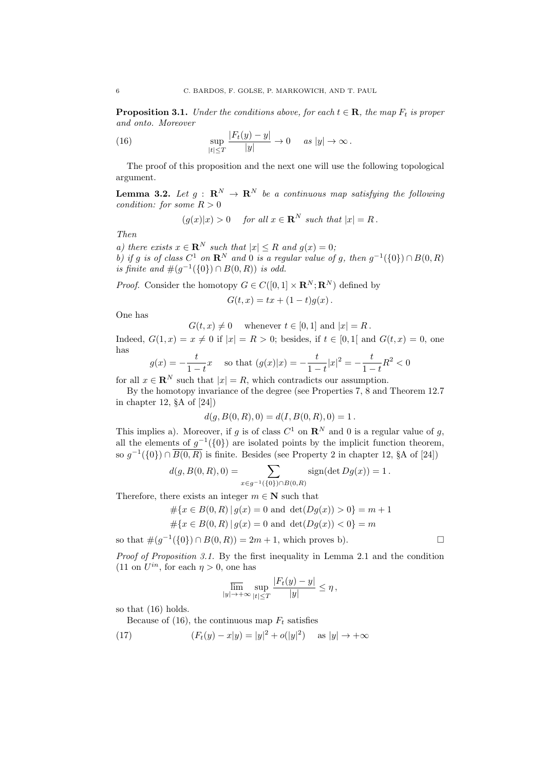**Proposition 3.1.** *Under the conditions above, for each $t \in \mathbf{R}$, the map $F_t$ is proper and onto. Moreover*

$$\sup_{|t| \le T} \frac{|F_t(y) - y|}{|y|} \to 0 \quad \text{as } |y| \to \infty\,. \tag{16}$$

The proof of this proposition and the next one will use the following topological argument.

**Lemma 3.2.** *Let $g : \mathbf{R}^N \to \mathbf{R}^N$ be a continuous map satisfying the following condition: for some $R > 0$*

$$(g(x)|x) > 0 \quad \text{for all } x \in \mathbf{R}^N \text{ such that } |x| = R\,.$$

*Then*

*a) there exists $x \in \mathbf{R}^N$ such that $|x| \le R$ and $g(x) = 0$;*

*b) if $g$ is of class $C^1$ on $\mathbf{R}^N$ and $0$ is a regular value of $g$, then $g^{-1}(\{0\}) \cap B(0, R)$ is finite and $\#(g^{-1}(\{0\}) \cap B(0, R))$ is odd.*

*Proof.* Consider the homotopy $G \in C([0, 1] \times \mathbf{R}^N ; \mathbf{R}^N)$ defined by

$$G(t, x) = tx + (1 - t)g(x)\,.$$

One has

$$G(t, x) \neq 0 \quad \text{whenever } t \in [0, 1] \text{ and } |x| = R\,.$$

Indeed, $G(1, x) = x \neq 0$ if $|x| = R > 0$; besides, if $t \in [0, 1[$ and $G(t, x) = 0$, one has

$$g(x) = -\frac{t}{1-t}x \quad \text{so that } (g(x)|x) = -\frac{t}{1-t}|x|^2 = -\frac{t}{1-t}R^2 < 0$$

for all $x \in \mathbf{R}^N$ such that $|x| = R$, which contradicts our assumption.

By the homotopy invariance of the degree (see Properties 7, 8 and Theorem 12.7 in chapter 12, §A of [24])

$$d(g, B(0, R), 0) = d(I, B(0, R), 0) = 1\,.$$

This implies a). Moreover, if $g$ is of class $C^1$ on $\mathbf{R}^N$ and $0$ is a regular value of $g$, all the elements of $g^{-1}(\{0\})$ are isolated points by the implicit function theorem, so $g^{-1}(\{0\}) \cap \overline{B(0, R)}$ is finite. Besides (see Property 2 in chapter 12, §A of [24])

$$d(g, B(0, R), 0) = \sum_{x \in g^{-1}(\{0\}) \cap B(0,R)} \operatorname{sign}(\det Dg(x)) = 1\,.$$

Therefore, there exists an integer $m \in \mathbf{N}$ such that

$$\#\{x \in B(0, R) \,|\, g(x) = 0 \text{ and } \det(Dg(x)) > 0\} = m + 1$$

$$\#\{x \in B(0, R) \,|\, g(x) = 0 \text{ and } \det(Dg(x)) < 0\} = m$$

so that $\#(g^{-1}(\{0\}) \cap B(0, R)) = 2m + 1$, which proves b). $\square$

*Proof of Proposition 3.1.* By the first inequality in Lemma 2.1 and the condition (11 on $U^{in}$, for each $\eta > 0$, one has

$$\overline{\lim_{|y| \to +\infty}} \sup_{|t| \le T} \frac{|F_t(y) - y|}{|y|} \le \eta\,,$$

so that (16) holds.

Because of (16), the continuous map $F_t$ satisfies

$$(F_t(y) - x|y) = |y|^2 + o(|y|^2) \quad \text{as } |y| \to +\infty \tag{17}$$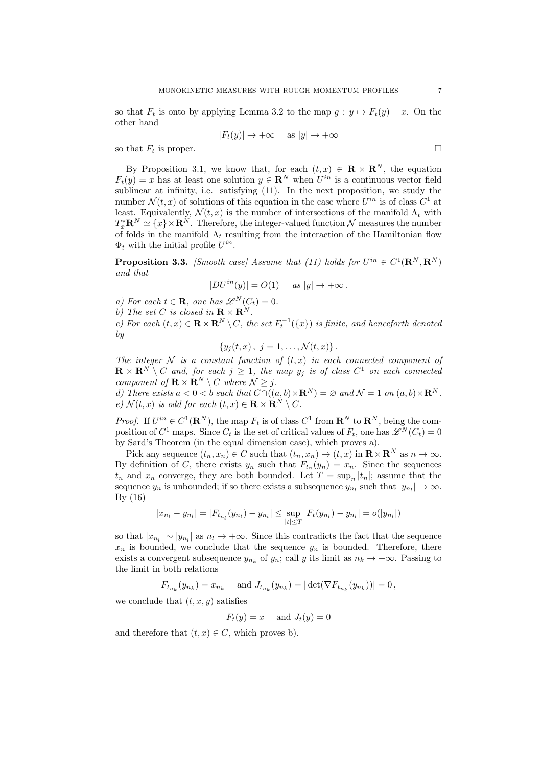so that $F_t$ is onto by applying Lemma 3.2 to the map $g : y \mapsto F_t(y) - x$. On the other hand

$$|F_t(y)| \to +\infty \quad \text{as } |y| \to +\infty$$

so that $F_t$ is proper. $\square$

By Proposition 3.1, we know that, for each $(t, x) \in \mathbf{R} \times \mathbf{R}^N$, the equation $F_t(y) = x$ has at least one solution $y \in \mathbf{R}^N$ when $U^{in}$ is a continuous vector field sublinear at infinity, i.e. satisfying (11). In the next proposition, we study the number $\mathcal{N}(t, x)$ of solutions of this equation in the case where $U^{in}$ is of class $C^1$ at least. Equivalently, $\mathcal{N}(t, x)$ is the number of intersections of the manifold $\Lambda_t$ with $T^*_x\mathbf{R}^N \simeq \{x\} \times \mathbf{R}^N$. Therefore, the integer-valued function $\mathcal{N}$ measures the number of folds in the manifold $\Lambda_t$ resulting from the interaction of the Hamiltonian flow $\Phi_t$ with the initial profile $U^{in}$.

**Proposition 3.3.** *[Smooth case] Assume that (11) holds for $U^{in} \in C^1(\mathbf{R}^N, \mathbf{R}^N)$ and that*

$$|DU^{in}(y)| = O(1) \quad \text{as } |y| \to +\infty\,.$$

*a) For each $t \in \mathbf{R}$, one has $\mathscr{L}^N(C_t) = 0$.*
*b) The set $C$ is closed in $\mathbf{R} \times \mathbf{R}^N$.*
*c) For each $(t, x) \in \mathbf{R} \times \mathbf{R}^N \setminus C$, the set $F_t^{-1}(\{x\})$ is finite, and henceforth denoted by*

$$\{y_j(t, x)\,,\ j = 1, \ldots, \mathcal{N}(t, x)\}\,.$$

*The integer $\mathcal{N}$ is a constant function of $(t, x)$ in each connected component of $\mathbf{R} \times \mathbf{R}^N \setminus C$ and, for each $j \geq 1$, the map $y_j$ is of class $C^1$ on each connected component of $\mathbf{R} \times \mathbf{R}^N \setminus C$ where $\mathcal{N} \geq j$.*
*d) There exists $a < 0 < b$ such that $C \cap ((a, b) \times \mathbf{R}^N) = \varnothing$ and $\mathcal{N} = 1$ on $(a, b) \times \mathbf{R}^N$.*
*e) $\mathcal{N}(t, x)$ is odd for each $(t, x) \in \mathbf{R} \times \mathbf{R}^N \setminus C$.*

*Proof.* If $U^{in} \in C^1(\mathbf{R}^N)$, the map $F_t$ is of class $C^1$ from $\mathbf{R}^N$ to $\mathbf{R}^N$, being the composition of $C^1$ maps. Since $C_t$ is the set of critical values of $F_t$, one has $\mathscr{L}^N(C_t) = 0$ by Sard's Theorem (in the equal dimension case), which proves a).

Pick any sequence $(t_n, x_n) \in C$ such that $(t_n, x_n) \to (t, x)$ in $\mathbf{R} \times \mathbf{R}^N$ as $n \to \infty$. By definition of $C$, there exists $y_n$ such that $F_{t_n}(y_n) = x_n$. Since the sequences $t_n$ and $x_n$ converge, they are both bounded. Let $T = \sup_n |t_n|$; assume that the sequence $y_n$ is unbounded; if so there exists a subsequence $y_{n_l}$ such that $|y_{n_l}| \to \infty$. By (16)

$$|x_{n_l} - y_{n_l}| = |F_{t_{n_l}}(y_{n_l}) - y_{n_l}| \leq \sup_{|t| \leq T} |F_t(y_{n_l}) - y_{n_l}| = o(|y_{n_l}|)$$

so that $|x_{n_l}| \sim |y_{n_l}|$ as $n_l \to +\infty$. Since this contradicts the fact that the sequence $x_n$ is bounded, we conclude that the sequence $y_n$ is bounded. Therefore, there exists a convergent subsequence $y_{n_k}$ of $y_n$; call $y$ its limit as $n_k \to +\infty$. Passing to the limit in both relations

$$F_{t_{n_k}}(y_{n_k}) = x_{n_k} \quad \text{and } J_{t_{n_k}}(y_{n_k}) = |\det(\nabla F_{t_{n_k}}(y_{n_k}))| = 0\,,$$

we conclude that $(t, x, y)$ satisfies

$$F_t(y) = x \quad \text{and } J_t(y) = 0$$

and therefore that $(t, x) \in C$, which proves b).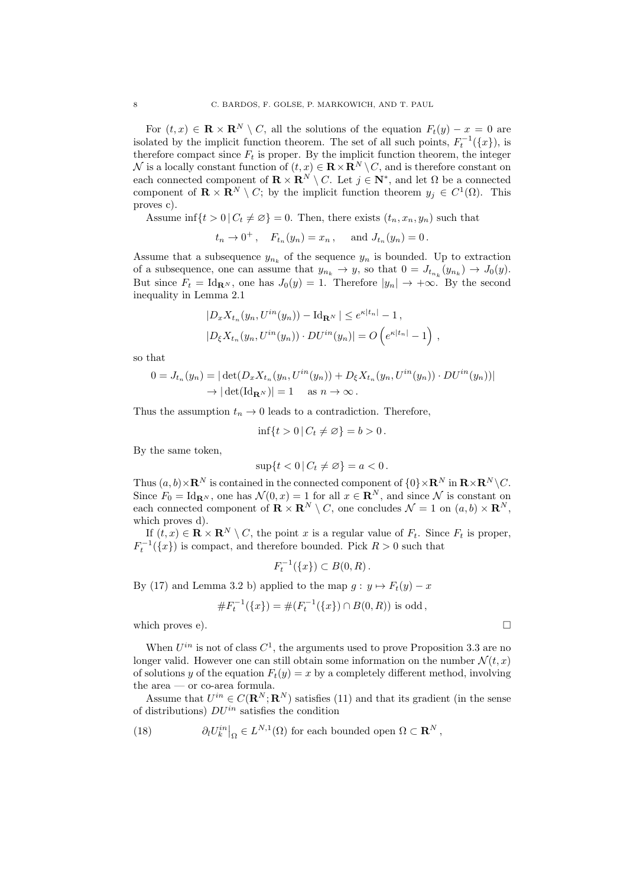For $(t,x) \in \mathbf{R} \times \mathbf{R}^N \setminus C$, all the solutions of the equation $F_t(y) - x = 0$ are isolated by the implicit function theorem. The set of all such points, $F_t^{-1}(\{x\})$, is therefore compact since $F_t$ is proper. By the implicit function theorem, the integer $\mathcal{N}$ is a locally constant function of $(t,x) \in \mathbf{R} \times \mathbf{R}^N \setminus C$, and is therefore constant on each connected component of $\mathbf{R} \times \mathbf{R}^N \setminus C$. Let $j \in \mathbf{N}^*$, and let $\Omega$ be a connected component of $\mathbf{R} \times \mathbf{R}^N \setminus C$; by the implicit function theorem $y_j \in C^1(\Omega)$. This proves c).

Assume $\inf\{t > 0 \,|\, C_t \neq \varnothing\} = 0$. Then, there exists $(t_n, x_n, y_n)$ such that

$$t_n \to 0^+ \,, \quad F_{t_n}(y_n) = x_n \,, \quad \text{and } J_{t_n}(y_n) = 0 \,.$$

Assume that a subsequence $y_{n_k}$ of the sequence $y_n$ is bounded. Up to extraction of a subsequence, one can assume that $y_{n_k} \to y$, so that $0 = J_{t_{n_k}}(y_{n_k}) \to J_0(y)$. But since $F_t = \mathrm{Id}_{\mathbf{R}^N}$, one has $J_0(y) = 1$. Therefore $|y_n| \to +\infty$. By the second inequality in Lemma 2.1

$$|D_x X_{t_n}(y_n, U^{in}(y_n)) - \mathrm{Id}_{\mathbf{R}^N}| \leq e^{\kappa |t_n|} - 1 \,,$$
$$|D_\xi X_{t_n}(y_n, U^{in}(y_n)) \cdot DU^{in}(y_n)| = O\left(e^{\kappa |t_n|} - 1\right) \,,$$

so that

$$\begin{aligned} 0 = J_{t_n}(y_n) &= |\det(D_x X_{t_n}(y_n, U^{in}(y_n)) + D_\xi X_{t_n}(y_n, U^{in}(y_n)) \cdot DU^{in}(y_n))| \\ &\to |\det(\mathrm{Id}_{\mathbf{R}^N})| = 1 \quad \text{ as } n \to \infty \,. \end{aligned}$$

Thus the assumption $t_n \to 0$ leads to a contradiction. Therefore,

$$\inf\{t > 0 \,|\, C_t \neq \varnothing\} = b > 0 \,.$$

By the same token,

$$\sup\{t < 0 \,|\, C_t \neq \varnothing\} = a < 0 \,.$$

Thus $(a,b) \times \mathbf{R}^N$ is contained in the connected component of $\{0\} \times \mathbf{R}^N$ in $\mathbf{R} \times \mathbf{R}^N \setminus C$. Since $F_0 = \mathrm{Id}_{\mathbf{R}^N}$, one has $\mathcal{N}(0,x) = 1$ for all $x \in \mathbf{R}^N$, and since $\mathcal{N}$ is constant on each connected component of $\mathbf{R} \times \mathbf{R}^N \setminus C$, one concludes $\mathcal{N} = 1$ on $(a,b) \times \mathbf{R}^N$, which proves d).

If $(t,x) \in \mathbf{R} \times \mathbf{R}^N \setminus C$, the point $x$ is a regular value of $F_t$. Since $F_t$ is proper, $F_t^{-1}(\{x\})$ is compact, and therefore bounded. Pick $R > 0$ such that

$$F_t^{-1}(\{x\}) \subset B(0,R) \,.$$

By (17) and Lemma 3.2 b) applied to the map $g : y \mapsto F_t(y) - x$

$$\# F_t^{-1}(\{x\}) = \#(F_t^{-1}(\{x\}) \cap B(0,R)) \text{ is odd} \,,$$

which proves e). $\square$

When $U^{in}$ is not of class $C^1$, the arguments used to prove Proposition 3.3 are no longer valid. However one can still obtain some information on the number $\mathcal{N}(t,x)$ of solutions $y$ of the equation $F_t(y) = x$ by a completely different method, involving the area — or co-area formula.

Assume that $U^{in} \in C(\mathbf{R}^N; \mathbf{R}^N)$ satisfies (11) and that its gradient (in the sense of distributions) $DU^{in}$ satisfies the condition

$$\partial_l U_k^{in}\big|_\Omega \in L^{N,1}(\Omega) \text{ for each bounded open } \Omega \subset \mathbf{R}^N \,, \tag{18}$$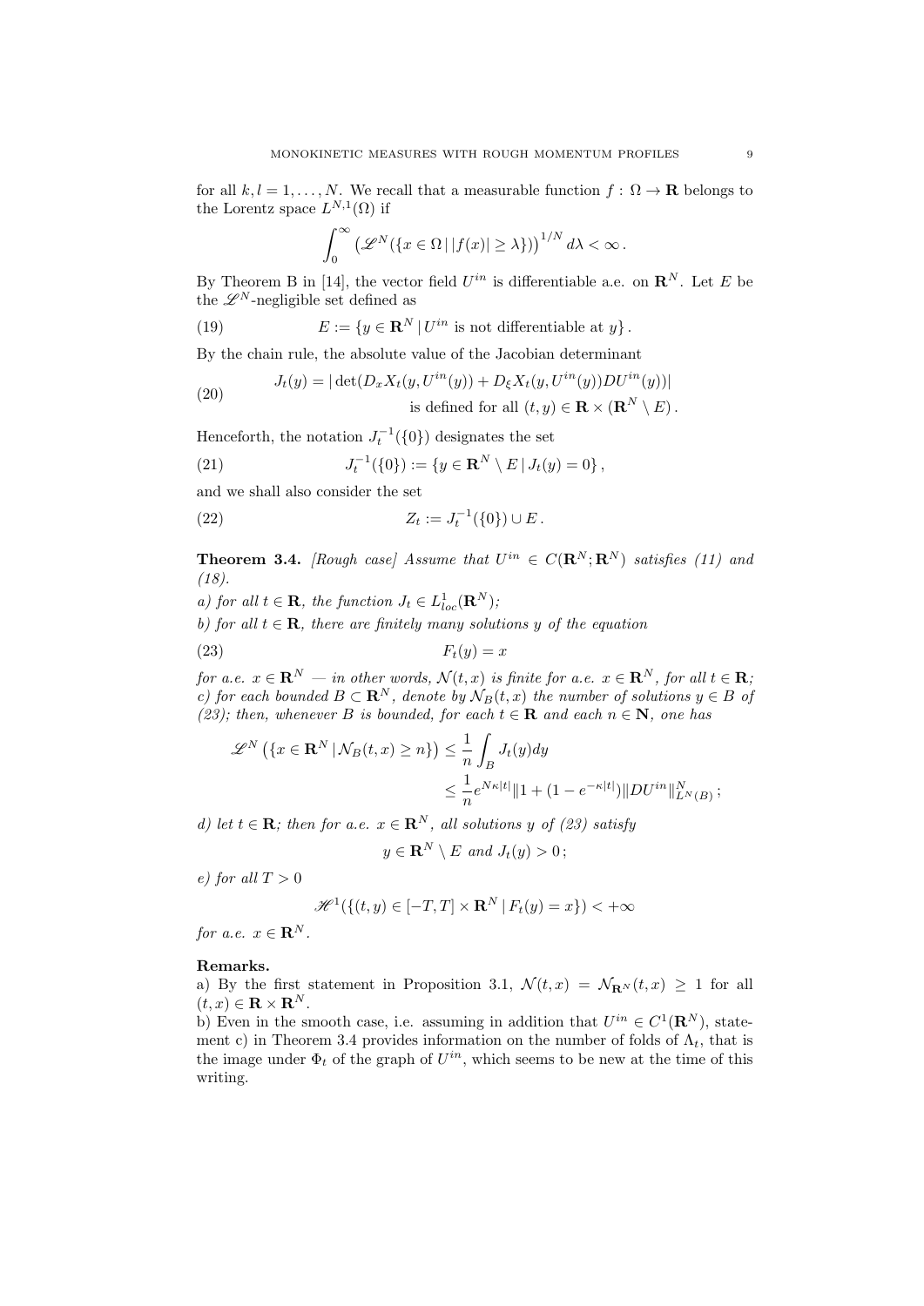for all $k, l = 1, \ldots, N$. We recall that a measurable function $f : \Omega \to \mathbf{R}$ belongs to the Lorentz space $L^{N,1}(\Omega)$ if

$$\int_0^\infty \left(\mathscr{L}^N(\{x \in \Omega \,|\, |f(x)| \geq \lambda\})\right)^{1/N} d\lambda < \infty\,.$$

By Theorem B in [14], the vector field $U^{in}$ is differentiable a.e. on $\mathbf{R}^N$. Let $E$ be the $\mathscr{L}^N$-negligible set defined as

$$E := \{y \in \mathbf{R}^N \,|\, U^{in} \text{ is not differentiable at } y\}\,. \tag{19}$$

By the chain rule, the absolute value of the Jacobian determinant

$$\begin{aligned} J_t(y) = |\det(D_x X_t(y, U^{in}(y)) + D_\xi X_t(y, U^{in}(y)) DU^{in}(y))| \\ \text{is defined for all } (t, y) \in \mathbf{R} \times (\mathbf{R}^N \setminus E)\,. \end{aligned} \tag{20}$$

Henceforth, the notation $J_t^{-1}(\{0\})$ designates the set

$$J_t^{-1}(\{0\}) := \{y \in \mathbf{R}^N \setminus E \,|\, J_t(y) = 0\}\,, \tag{21}$$

and we shall also consider the set

$$Z_t := J_t^{-1}(\{0\}) \cup E\,. \tag{22}$$

**Theorem 3.4.** *[Rough case] Assume that $U^{in} \in C(\mathbf{R}^N; \mathbf{R}^N)$ satisfies (11) and (18).*

*a) for all $t \in \mathbf{R}$, the function $J_t \in L^1_{loc}(\mathbf{R}^N)$;*

*b) for all $t \in \mathbf{R}$, there are finitely many solutions $y$ of the equation*

$$F_t(y) = x \tag{23}$$

*for a.e. $x \in \mathbf{R}^N$ — in other words, $\mathcal{N}(t, x)$ is finite for a.e. $x \in \mathbf{R}^N$, for all $t \in \mathbf{R}$;*
*c) for each bounded $B \subset \mathbf{R}^N$, denote by $\mathcal{N}_B(t, x)$ the number of solutions $y \in B$ of (23); then, whenever $B$ is bounded, for each $t \in \mathbf{R}$ and each $n \in \mathbf{N}$, one has*

$$\begin{aligned} \mathscr{L}^N\left(\{x \in \mathbf{R}^N \,|\, \mathcal{N}_B(t, x) \geq n\}\right) &\leq \frac{1}{n} \int_B J_t(y) dy \\ &\leq \frac{1}{n} e^{N\kappa|t|} \|1 + (1 - e^{-\kappa|t|}) \|DU^{in}\|^N_{L^N(B)}\,; \end{aligned}$$

*d) let $t \in \mathbf{R}$; then for a.e. $x \in \mathbf{R}^N$, all solutions $y$ of (23) satisfy*

$$y \in \mathbf{R}^N \setminus E \text{ and } J_t(y) > 0\,;$$

*e) for all $T > 0$*

$$\mathscr{H}^1(\{(t, y) \in [-T, T] \times \mathbf{R}^N \,|\, F_t(y) = x\}) < +\infty$$

*for a.e. $x \in \mathbf{R}^N$.*

**Remarks.**

a) By the first statement in Proposition 3.1, $\mathcal{N}(t, x) = \mathcal{N}_{\mathbf{R}^N}(t, x) \geq 1$ for all $(t, x) \in \mathbf{R} \times \mathbf{R}^N$.

b) Even in the smooth case, i.e. assuming in addition that $U^{in} \in C^1(\mathbf{R}^N)$, statement c) in Theorem 3.4 provides information on the number of folds of $\Lambda_t$, that is the image under $\Phi_t$ of the graph of $U^{in}$, which seems to be new at the time of this writing.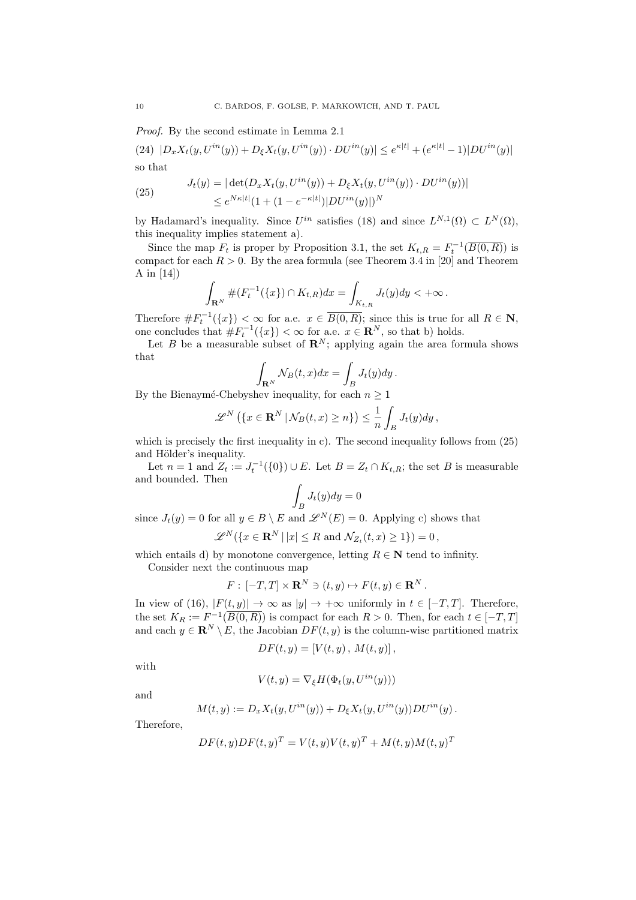*Proof.* By the second estimate in Lemma 2.1

$$|D_x X_t(y, U^{in}(y)) + D_\xi X_t(y, U^{in}(y)) \cdot DU^{in}(y)| \le e^{\kappa|t|} + (e^{\kappa|t|} - 1)|DU^{in}(y)| \tag{24}$$

so that

$$\begin{aligned} J_t(y) &= |\det(D_x X_t(y, U^{in}(y)) + D_\xi X_t(y, U^{in}(y)) \cdot DU^{in}(y))| \\ &\le e^{N\kappa|t|}(1 + (1 - e^{-\kappa|t|})|DU^{in}(y)|)^N \end{aligned} \tag{25}$$

by Hadamard's inequality. Since $U^{in}$ satisfies (18) and since $L^{N,1}(\Omega) \subset L^N(\Omega)$, this inequality implies statement a).

Since the map $F_t$ is proper by Proposition 3.1, the set $K_{t,R} = F_t^{-1}(\overline{B(0,R)})$ is compact for each $R > 0$. By the area formula (see Theorem 3.4 in [20] and Theorem A in [14])

$$\int_{\mathbf{R}^N} \#(F_t^{-1}(\{x\}) \cap K_{t,R}) dx = \int_{K_{t,R}} J_t(y) dy < +\infty .$$

Therefore $\# F_t^{-1}(\{x\}) < \infty$ for a.e. $x \in \overline{B(0,R)}$; since this is true for all $R \in \mathbf{N}$, one concludes that $\# F_t^{-1}(\{x\}) < \infty$ for a.e. $x \in \mathbf{R}^N$, so that b) holds.

Let $B$ be a measurable subset of $\mathbf{R}^N$; applying again the area formula shows that

$$\int_{\mathbf{R}^N} \mathcal{N}_B(t,x) dx = \int_B J_t(y) dy .$$

By the Bienaymé-Chebyshev inequality, for each $n \ge 1$

$$\mathscr{L}^N\left(\{x \in \mathbf{R}^N \,|\, \mathcal{N}_B(t,x) \ge n\}\right) \le \frac{1}{n}\int_B J_t(y) dy ,$$

which is precisely the first inequality in c). The second inequality follows from (25) and Hölder's inequality.

Let $n = 1$ and $Z_t := J_t^{-1}(\{0\}) \cup E$. Let $B = Z_t \cap K_{t,R}$; the set $B$ is measurable and bounded. Then

$$\int_B J_t(y) dy = 0$$

since $J_t(y) = 0$ for all $y \in B \setminus E$ and $\mathscr{L}^N(E) = 0$. Applying c) shows that

$$\mathscr{L}^N(\{x \in \mathbf{R}^N \,|\, |x| \le R \text{ and } \mathcal{N}_{Z_t}(t,x) \ge 1\}) = 0 ,$$

which entails d) by monotone convergence, letting $R \in \mathbf{N}$ tend to infinity.

Consider next the continuous map

$$F : [-T, T] \times \mathbf{R}^N \ni (t,y) \mapsto F(t,y) \in \mathbf{R}^N .$$

In view of (16), $|F(t,y)| \to \infty$ as $|y| \to +\infty$ uniformly in $t \in [-T,T]$. Therefore, the set $K_R := F^{-1}(\overline{B(0,R)})$ is compact for each $R > 0$. Then, for each $t \in [-T,T]$ and each $y \in \mathbf{R}^N \setminus E$, the Jacobian $DF(t,y)$ is the column-wise partitioned matrix

$$DF(t,y) = [V(t,y) \,,\, M(t,y)] ,$$

with

$$V(t,y) = \nabla_\xi H(\Phi_t(y, U^{in}(y)))$$

and

$$M(t,y) := D_x X_t(y, U^{in}(y)) + D_\xi X_t(y, U^{in}(y)) DU^{in}(y) .$$

Therefore,

$$DF(t,y) DF(t,y)^T = V(t,y) V(t,y)^T + M(t,y) M(t,y)^T$$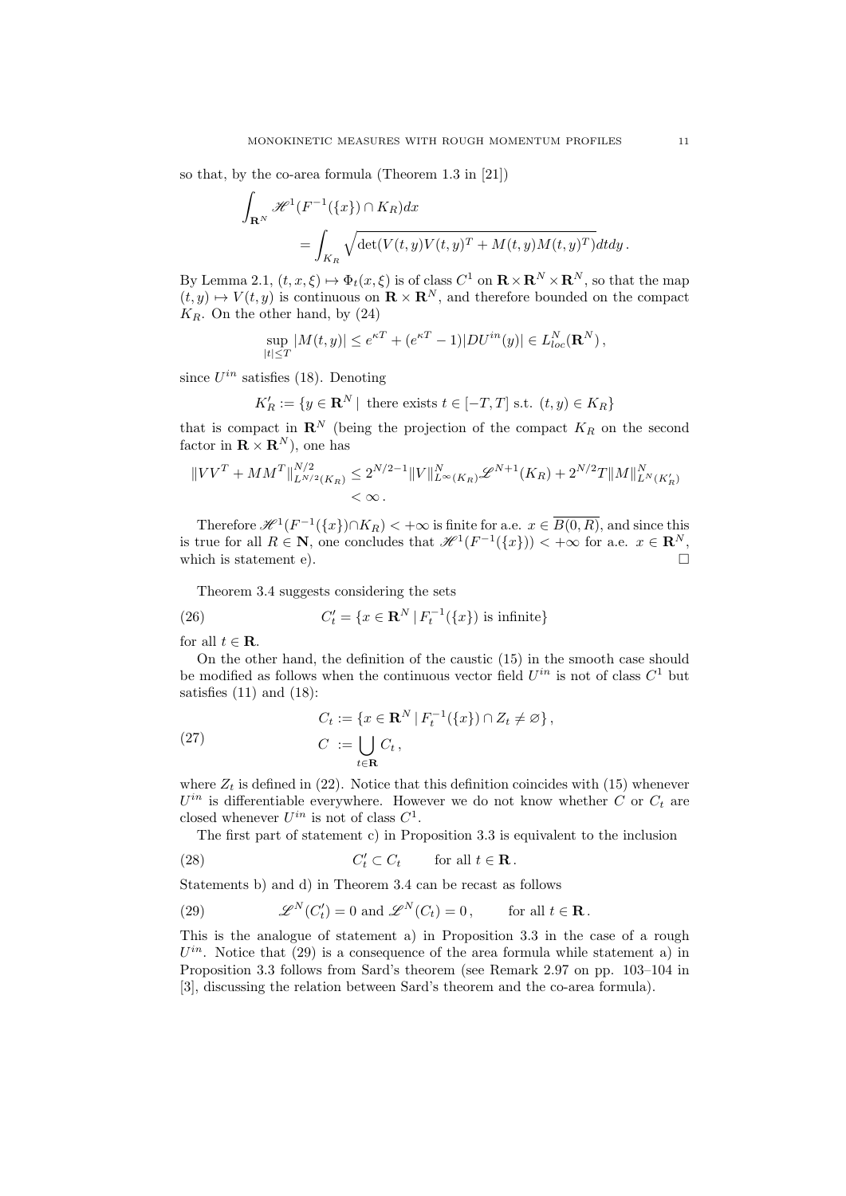so that, by the co-area formula (Theorem 1.3 in [21])

$$\int_{\mathbf{R}^N} \mathscr{H}^1(F^{-1}(\{x\}) \cap K_R) dx \\ = \int_{K_R} \sqrt{\det(V(t,y)V(t,y)^T + M(t,y)M(t,y)^T)} dt dy \,.$$

By Lemma 2.1, $(t, x, \xi) \mapsto \Phi_t(x, \xi)$ is of class $C^1$ on $\mathbf{R} \times \mathbf{R}^N \times \mathbf{R}^N$, so that the map $(t, y) \mapsto V(t, y)$ is continuous on $\mathbf{R} \times \mathbf{R}^N$, and therefore bounded on the compact $K_R$. On the other hand, by (24)

$$\sup_{|t| \leq T} |M(t,y)| \leq e^{\kappa T} + (e^{\kappa T} - 1)|DU^{in}(y)| \in L^N_{loc}(\mathbf{R}^N) \,,$$

since $U^{in}$ satisfies (18). Denoting

$$K'_R := \{y \in \mathbf{R}^N \mid \text{ there exists } t \in [-T, T] \text{ s.t. } (t, y) \in K_R\}$$

that is compact in $\mathbf{R}^N$ (being the projection of the compact $K_R$ on the second factor in $\mathbf{R} \times \mathbf{R}^N$), one has

$$\|VV^T + MM^T\|^{N/2}_{L^{N/2}(K_R)} \leq 2^{N/2-1}\|V\|^N_{L^\infty(K_R)} \mathscr{L}^{N+1}(K_R) + 2^{N/2} T \|M\|^N_{L^N(K'_R)} \\ < \infty \,.$$

Therefore $\mathscr{H}^1(F^{-1}(\{x\}) \cap K_R) < +\infty$ is finite for a.e. $x \in \overline{B(0, R)}$, and since this is true for all $R \in \mathbf{N}$, one concludes that $\mathscr{H}^1(F^{-1}(\{x\})) < +\infty$ for a.e. $x \in \mathbf{R}^N$, which is statement e). $\square$

Theorem 3.4 suggests considering the sets

$$C'_t = \{x \in \mathbf{R}^N \,|\, F_t^{-1}(\{x\}) \text{ is infinite}\} \tag{26}$$

for all $t \in \mathbf{R}$.

On the other hand, the definition of the caustic (15) in the smooth case should be modified as follows when the continuous vector field $U^{in}$ is not of class $C^1$ but satisfies (11) and (18):

$$\begin{aligned} C_t &:= \{x \in \mathbf{R}^N \,|\, F_t^{-1}(\{x\}) \cap Z_t \neq \varnothing\} \,, \\ C &:= \bigcup_{t \in \mathbf{R}} C_t \,, \end{aligned} \tag{27}$$

where $Z_t$ is defined in (22). Notice that this definition coincides with (15) whenever $U^{in}$ is differentiable everywhere. However we do not know whether $C$ or $C_t$ are closed whenever $U^{in}$ is not of class $C^1$.

The first part of statement c) in Proposition 3.3 is equivalent to the inclusion

$$C'_t \subset C_t \qquad \text{for all } t \in \mathbf{R} \,. \tag{28}$$

Statements b) and d) in Theorem 3.4 can be recast as follows

$$\mathscr{L}^N(C'_t) = 0 \text{ and } \mathscr{L}^N(C_t) = 0 \,, \qquad \text{for all } t \in \mathbf{R} \,. \tag{29}$$

This is the analogue of statement a) in Proposition 3.3 in the case of a rough $U^{in}$. Notice that (29) is a consequence of the area formula while statement a) in Proposition 3.3 follows from Sard's theorem (see Remark 2.97 on pp. 103–104 in [3], discussing the relation between Sard's theorem and the co-area formula).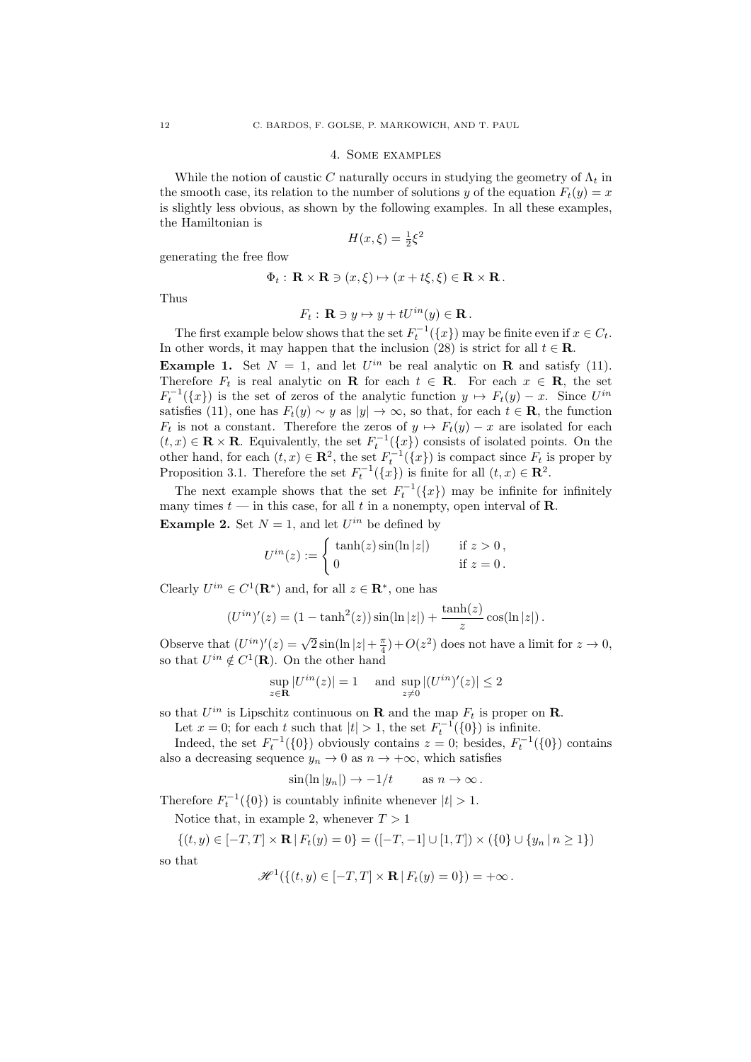## 4. Some examples

While the notion of caustic $C$ naturally occurs in studying the geometry of $\Lambda_t$ in the smooth case, its relation to the number of solutions $y$ of the equation $F_t(y) = x$ is slightly less obvious, as shown by the following examples. In all these examples, the Hamiltonian is

$$H(x, \xi) = \tfrac{1}{2}\xi^2$$

generating the free flow

$$\Phi_t : \mathbf{R} \times \mathbf{R} \ni (x, \xi) \mapsto (x + t\xi, \xi) \in \mathbf{R} \times \mathbf{R}\,.$$

Thus

$$F_t : \mathbf{R} \ni y \mapsto y + tU^{in}(y) \in \mathbf{R}\,.$$

The first example below shows that the set $F_t^{-1}(\{x\})$ may be finite even if $x \in C_t$. In other words, it may happen that the inclusion (28) is strict for all $t \in \mathbf{R}$.

**Example 1.** Set $N = 1$, and let $U^{in}$ be real analytic on $\mathbf{R}$ and satisfy (11). Therefore $F_t$ is real analytic on $\mathbf{R}$ for each $t \in \mathbf{R}$. For each $x \in \mathbf{R}$, the set $F_t^{-1}(\{x\})$ is the set of zeros of the analytic function $y \mapsto F_t(y) - x$. Since $U^{in}$ satisfies (11), one has $F_t(y) \sim y$ as $|y| \to \infty$, so that, for each $t \in \mathbf{R}$, the function $F_t$ is not a constant. Therefore the zeros of $y \mapsto F_t(y) - x$ are isolated for each $(t, x) \in \mathbf{R} \times \mathbf{R}$. Equivalently, the set $F_t^{-1}(\{x\})$ consists of isolated points. On the other hand, for each $(t, x) \in \mathbf{R}^2$, the set $F_t^{-1}(\{x\})$ is compact since $F_t$ is proper by Proposition 3.1. Therefore the set $F_t^{-1}(\{x\})$ is finite for all $(t, x) \in \mathbf{R}^2$.

The next example shows that the set $F_t^{-1}(\{x\})$ may be infinite for infinitely many times $t$ — in this case, for all $t$ in a nonempty, open interval of $\mathbf{R}$.

**Example 2.** Set $N = 1$, and let $U^{in}$ be defined by

$$U^{in}(z) := \begin{cases} \tanh(z)\sin(\ln|z|) & \text{if } z > 0\,, \\ 0 & \text{if } z = 0\,. \end{cases}$$

Clearly $U^{in} \in C^1(\mathbf{R}^*)$ and, for all $z \in \mathbf{R}^*$, one has

$$(U^{in})'(z) = (1 - \tanh^2(z))\sin(\ln|z|) + \frac{\tanh(z)}{z}\cos(\ln|z|)\,.$$

Observe that $(U^{in})'(z) = \sqrt{2}\sin(\ln|z| + \frac{\pi}{4}) + O(z^2)$ does not have a limit for $z \to 0$, so that $U^{in} \notin C^1(\mathbf{R})$. On the other hand

$$\sup_{z\in\mathbf{R}} |U^{in}(z)| = 1 \quad \text{ and } \sup_{z\neq 0} |(U^{in})'(z)| \leq 2$$

so that $U^{in}$ is Lipschitz continuous on $\mathbf{R}$ and the map $F_t$ is proper on $\mathbf{R}$.

Let $x = 0$; for each $t$ such that $|t| > 1$, the set $F_t^{-1}(\{0\})$ is infinite.

Indeed, the set $F_t^{-1}(\{0\})$ obviously contains $z = 0$; besides, $F_t^{-1}(\{0\})$ contains also a decreasing sequence $y_n \to 0$ as $n \to +\infty$, which satisfies

$$\sin(\ln|y_n|) \to -1/t \qquad \text{as } n \to \infty\,.$$

Therefore $F_t^{-1}(\{0\})$ is countably infinite whenever $|t| > 1$.

Notice that, in example 2, whenever $T > 1$

$$\{(t, y) \in [-T, T] \times \mathbf{R} \,|\, F_t(y) = 0\} = ([-T, -1] \cup [1, T]) \times (\{0\} \cup \{y_n \,|\, n \geq 1\})$$

so that

$$\mathscr{H}^1(\{(t, y) \in [-T, T] \times \mathbf{R} \,|\, F_t(y) = 0\}) = +\infty\,.$$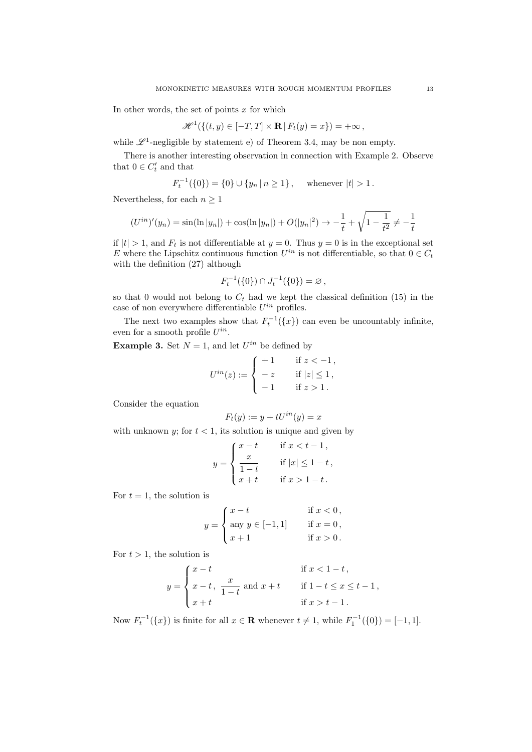In other words, the set of points $x$ for which

$$\mathscr{H}^1(\{(t,y)\in[-T,T]\times\mathbf{R}\,|\,F_t(y)=x\})=+\infty\,,$$

while $\mathscr{L}^1$-negligible by statement e) of Theorem 3.4, may be non empty.

There is another interesting observation in connection with Example 2. Observe that $0\in C'_t$ and that

$$F_t^{-1}(\{0\})=\{0\}\cup\{y_n\,|\,n\ge 1\}\,,\qquad\text{whenever } |t|>1\,.$$

Nevertheless, for each $n\ge 1$

$$(U^{in})'(y_n)=\sin(\ln|y_n|)+\cos(\ln|y_n|)+O(|y_n|^2)\to -\frac{1}{t}+\sqrt{1-\frac{1}{t^2}}\neq -\frac{1}{t}$$

if $|t|>1$, and $F_t$ is not differentiable at $y=0$. Thus $y=0$ is in the exceptional set $E$ where the Lipschitz continuous function $U^{in}$ is not differentiable, so that $0\in C_t$ with the definition (27) although

$$F_t^{-1}(\{0\})\cap J_t^{-1}(\{0\})=\varnothing\,,$$

so that 0 would not belong to $C_t$ had we kept the classical definition (15) in the case of non everywhere differentiable $U^{in}$ profiles.

The next two examples show that $F_t^{-1}(\{x\})$ can even be uncountably infinite, even for a smooth profile $U^{in}$.

**Example 3.** Set $N=1$, and let $U^{in}$ be defined by

$$U^{in}(z):=\begin{cases}+1 & \text{if } z<-1\,,\\ -z & \text{if } |z|\le 1\,,\\ -1 & \text{if } z>1\,.\end{cases}$$

Consider the equation

$$F_t(y):=y+tU^{in}(y)=x$$

with unknown $y$; for $t<1$, its solution is unique and given by

$$y=\begin{cases}x-t & \text{if } x<t-1\,,\\ \dfrac{x}{1-t} & \text{if } |x|\le 1-t\,,\\ x+t & \text{if } x>1-t\,.\end{cases}$$

For $t=1$, the solution is

$$y=\begin{cases}x-t & \text{if } x<0\,,\\ \text{any } y\in[-1,1] & \text{if } x=0\,,\\ x+1 & \text{if } x>0\,.\end{cases}$$

For $t>1$, the solution is

$$y=\begin{cases}x-t & \text{if } x<1-t\,,\\ x-t\,,\ \dfrac{x}{1-t} \text{ and } x+t & \text{if } 1-t\le x\le t-1\,,\\ x+t & \text{if } x>t-1\,.\end{cases}$$

Now $F_t^{-1}(\{x\})$ is finite for all $x\in\mathbf{R}$ whenever $t\neq 1$, while $F_1^{-1}(\{0\})=[-1,1]$.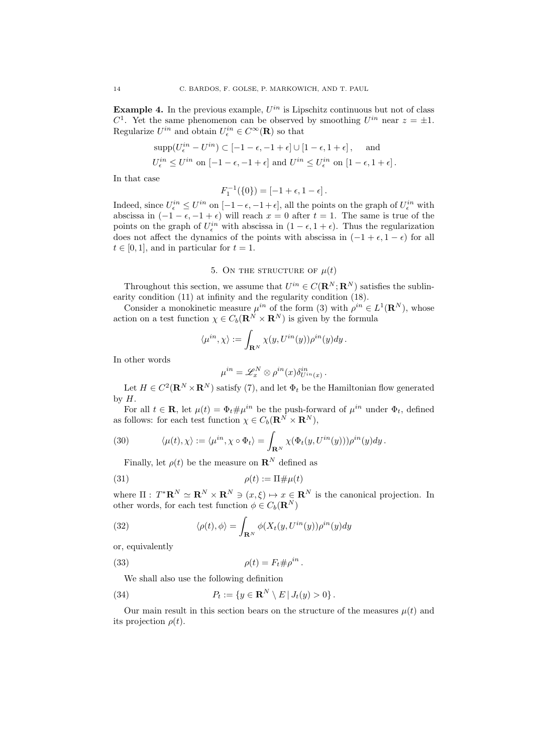**Example 4.** In the previous example, $U^{in}$ is Lipschitz continuous but not of class $C^1$. Yet the same phenomenon can be observed by smoothing $U^{in}$ near $z = \pm 1$. Regularize $U^{in}$ and obtain $U^{in}_\epsilon \in C^\infty(\mathbf{R})$ so that

$$
\begin{aligned}
&\operatorname{supp}(U^{in}_\epsilon - U^{in}) \subset [-1-\epsilon, -1+\epsilon] \cup [1-\epsilon, 1+\epsilon]\,, \quad \text{and} \\
&U^{in}_\epsilon \leq U^{in} \text{ on } [-1-\epsilon, -1+\epsilon] \text{ and } U^{in} \leq U^{in}_\epsilon \text{ on } [1-\epsilon, 1+\epsilon]\,.
\end{aligned}
$$

In that case

$$
F_1^{-1}(\{0\}) = [-1+\epsilon, 1-\epsilon]\,.
$$

Indeed, since $U^{in}_\epsilon \leq U^{in}$ on $[-1-\epsilon, -1+\epsilon]$, all the points on the graph of $U^{in}_\epsilon$ with abscissa in $(-1-\epsilon, -1+\epsilon)$ will reach $x = 0$ after $t = 1$. The same is true of the points on the graph of $U^{in}_\epsilon$ with abscissa in $(1-\epsilon, 1+\epsilon)$. Thus the regularization does not affect the dynamics of the points with abscissa in $(-1+\epsilon, 1-\epsilon)$ for all $t \in [0,1]$, and in particular for $t = 1$.

## 5. On the structure of $\mu(t)$

Throughout this section, we assume that $U^{in} \in C(\mathbf{R}^N; \mathbf{R}^N)$ satisfies the sublinearity condition (11) at infinity and the regularity condition (18).

Consider a monokinetic measure $\mu^{in}$ of the form (3) with $\rho^{in} \in L^1(\mathbf{R}^N)$, whose action on a test function $\chi \in C_b(\mathbf{R}^N \times \mathbf{R}^N)$ is given by the formula

$$
\langle \mu^{in}, \chi \rangle := \int_{\mathbf{R}^N} \chi(y, U^{in}(y)) \rho^{in}(y) dy\,.
$$

In other words

$$
\mu^{in} = \mathscr{L}^N_x \otimes \rho^{in}(x) \delta^{in}_{U^{in}(x)}\,.
$$

Let $H \in C^2(\mathbf{R}^N \times \mathbf{R}^N)$ satisfy (7), and let $\Phi_t$ be the Hamiltonian flow generated by $H$.

For all $t \in \mathbf{R}$, let $\mu(t) = \Phi_t \# \mu^{in}$ be the push-forward of $\mu^{in}$ under $\Phi_t$, defined as follows: for each test function $\chi \in C_b(\mathbf{R}^N \times \mathbf{R}^N)$,

$$
\langle \mu(t), \chi \rangle := \langle \mu^{in}, \chi \circ \Phi_t \rangle = \int_{\mathbf{R}^N} \chi(\Phi_t(y, U^{in}(y))) \rho^{in}(y) dy\,. \tag{30}
$$

Finally, let $\rho(t)$ be the measure on $\mathbf{R}^N$ defined as

$$
\rho(t) := \Pi \# \mu(t) \tag{31}
$$

where $\Pi : T^*\mathbf{R}^N \simeq \mathbf{R}^N \times \mathbf{R}^N \ni (x, \xi) \mapsto x \in \mathbf{R}^N$ is the canonical projection. In other words, for each test function $\phi \in C_b(\mathbf{R}^N)$

$$
\langle \rho(t), \phi \rangle = \int_{\mathbf{R}^N} \phi(X_t(y, U^{in}(y))) \rho^{in}(y) dy \tag{32}
$$

or, equivalently

$$
\rho(t) = F_t \# \rho^{in}\,. \tag{33}
$$

We shall also use the following definition

$$
P_t := \{ y \in \mathbf{R}^N \setminus E \,|\, J_t(y) > 0 \}\,. \tag{34}
$$

Our main result in this section bears on the structure of the measures $\mu(t)$ and its projection $\rho(t)$.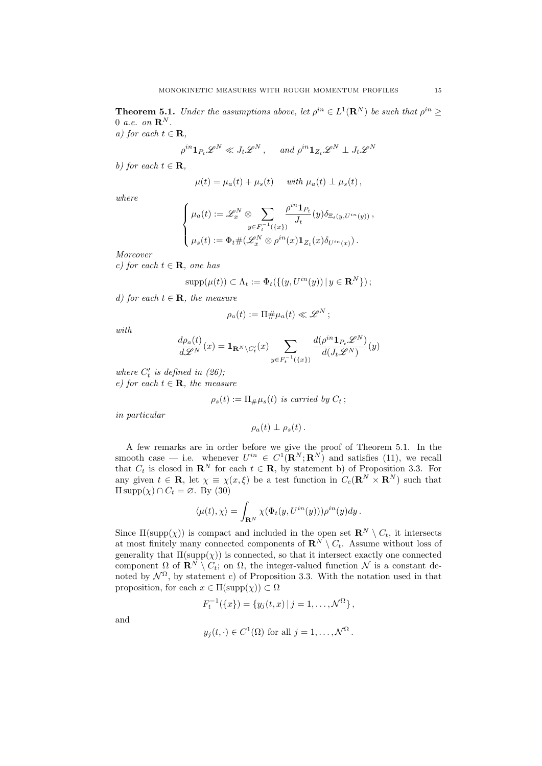**Theorem 5.1.** *Under the assumptions above, let $\rho^{in} \in L^1(\mathbf{R}^N)$ be such that $\rho^{in} \geq 0$ a.e. on $\mathbf{R}^N$.*

*a) for each $t \in \mathbf{R}$,*

$$\rho^{in}\mathbf{1}_{P_t}\mathscr{L}^N \ll J_t\mathscr{L}^N\,, \qquad \textit{and } \rho^{in}\mathbf{1}_{Z_t}\mathscr{L}^N \perp J_t\mathscr{L}^N$$

*b) for each $t \in \mathbf{R}$,*

$$\mu(t) = \mu_a(t) + \mu_s(t) \qquad \textit{with } \mu_a(t) \perp \mu_s(t)\,,$$

*where*

$$\begin{cases} \mu_a(t) := \mathscr{L}_x^N \otimes \displaystyle\sum_{y \in F_t^{-1}(\{x\})} \frac{\rho^{in}\mathbf{1}_{P_t}}{J_t}(y)\delta_{\Xi_t(y,U^{in}(y))}\,, \\ \mu_s(t) := \Phi_t\#(\mathscr{L}_x^N \otimes \rho^{in}(x)\mathbf{1}_{Z_t}(x)\delta_{U^{in}(x)})\,. \end{cases}$$

*Moreover*

*c) for each $t \in \mathbf{R}$, one has*

$$\operatorname{supp}(\mu(t)) \subset \Lambda_t := \Phi_t(\{(y, U^{in}(y))\,|\, y \in \mathbf{R}^N\})\,;$$

*d) for each $t \in \mathbf{R}$, the measure*

$$\rho_a(t) := \Pi\#\mu_a(t) \ll \mathscr{L}^N\,;$$

*with*

$$\frac{d\rho_a(t)}{d\mathscr{L}^N}(x) = \mathbf{1}_{\mathbf{R}^N\setminus C_t'}(x) \sum_{y \in F_t^{-1}(\{x\})} \frac{d(\rho^{in}\mathbf{1}_{P_t}\mathscr{L}^N)}{d(J_t\mathscr{L}^N)}(y)$$

*where $C_t'$ is defined in (26);*

*e) for each $t \in \mathbf{R}$, the measure*

$$\rho_s(t) := \Pi_\#\mu_s(t) \textit{ is carried by } C_t\,;$$

*in particular*

$$\rho_a(t) \perp \rho_s(t)\,.$$

A few remarks are in order before we give the proof of Theorem 5.1. In the smooth case — i.e. whenever $U^{in} \in C^1(\mathbf{R}^N;\mathbf{R}^N)$ and satisfies (11), we recall that $C_t$ is closed in $\mathbf{R}^N$ for each $t \in \mathbf{R}$, by statement b) of Proposition 3.3. For any given $t \in \mathbf{R}$, let $\chi \equiv \chi(x,\xi)$ be a test function in $C_c(\mathbf{R}^N \times \mathbf{R}^N)$ such that $\Pi\operatorname{supp}(\chi) \cap C_t = \varnothing$. By (30)

$$\langle \mu(t), \chi\rangle = \int_{\mathbf{R}^N} \chi(\Phi_t(y, U^{in}(y)))\rho^{in}(y)dy\,.$$

Since $\Pi(\operatorname{supp}(\chi))$ is compact and included in the open set $\mathbf{R}^N \setminus C_t$, it intersects at most finitely many connected components of $\mathbf{R}^N \setminus C_t$. Assume without loss of generality that $\Pi(\operatorname{supp}(\chi))$ is connected, so that it intersect exactly one connected component $\Omega$ of $\mathbf{R}^N \setminus C_t$; on $\Omega$, the integer-valued function $\mathcal{N}$ is a constant denoted by $\mathcal{N}^\Omega$, by statement c) of Proposition 3.3. With the notation used in that proposition, for each $x \in \Pi(\operatorname{supp}(\chi)) \subset \Omega$

$$F_t^{-1}(\{x\}) = \{y_j(t,x)\,|\, j = 1,\ldots,\mathcal{N}^\Omega\}\,,$$

and

$$y_j(t,\cdot) \in C^1(\Omega) \text{ for all } j = 1,\ldots,\mathcal{N}^\Omega\,.$$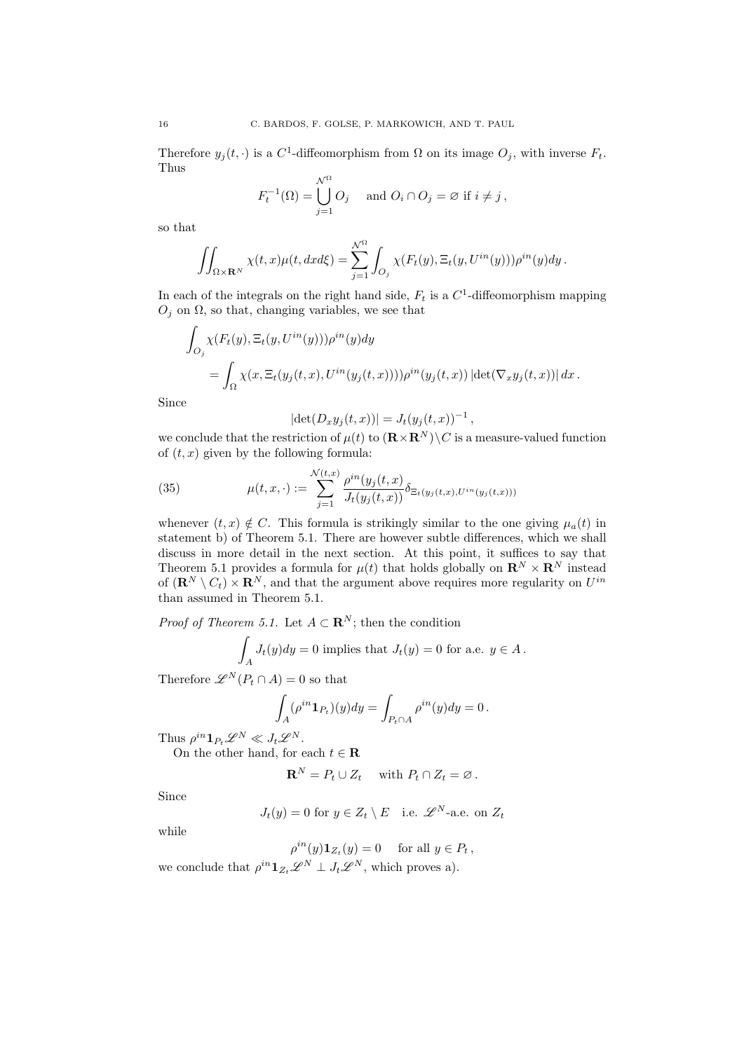Therefore $y_j(t,\cdot)$ is a $C^1$-diffeomorphism from $\Omega$ on its image $O_j$, with inverse $F_t$. Thus

$$F_t^{-1}(\Omega) = \bigcup_{j=1}^{\mathcal{N}^\Omega} O_j \quad \text{ and } O_i \cap O_j = \varnothing \text{ if } i \neq j \,,$$

so that

$$\iint_{\Omega \times \mathbf{R}^N} \chi(t,x)\mu(t,dxd\xi) = \sum_{j=1}^{\mathcal{N}^\Omega} \int_{O_j} \chi(F_t(y), \Xi_t(y, U^{in}(y)))\rho^{in}(y)dy \,.$$

In each of the integrals on the right hand side, $F_t$ is a $C^1$-diffeomorphism mapping $O_j$ on $\Omega$, so that, changing variables, we see that

$$\begin{aligned}
&\int_{O_j} \chi(F_t(y), \Xi_t(y, U^{in}(y)))\rho^{in}(y)dy \\
&\qquad = \int_\Omega \chi(x, \Xi_t(y_j(t,x), U^{in}(y_j(t,x))))\rho^{in}(y_j(t,x)) \left|\det(\nabla_x y_j(t,x))\right| dx \,.
\end{aligned}$$

Since

$$|\det(D_x y_j(t,x))| = J_t(y_j(t,x))^{-1} \,,$$

we conclude that the restriction of $\mu(t)$ to $(\mathbf{R} \times \mathbf{R}^N) \setminus C$ is a measure-valued function of $(t,x)$ given by the following formula:

$$\mu(t,x,\cdot) := \sum_{j=1}^{\mathcal{N}(t,x)} \frac{\rho^{in}(y_j(t,x))}{J_t(y_j(t,x))} \delta_{\Xi_t(y_j(t,x), U^{in}(y_j(t,x)))} \tag{35}$$

whenever $(t,x) \notin C$. This formula is strikingly similar to the one giving $\mu_a(t)$ in statement b) of Theorem 5.1. There are however subtle differences, which we shall discuss in more detail in the next section. At this point, it suffices to say that Theorem 5.1 provides a formula for $\mu(t)$ that holds globally on $\mathbf{R}^N \times \mathbf{R}^N$ instead of $(\mathbf{R}^N \setminus C_t) \times \mathbf{R}^N$, and that the argument above requires more regularity on $U^{in}$ than assumed in Theorem 5.1.

*Proof of Theorem 5.1.* Let $A \subset \mathbf{R}^N$; then the condition

$$\int_A J_t(y)dy = 0 \text{ implies that } J_t(y) = 0 \text{ for a.e. } y \in A \,.$$

Therefore $\mathscr{L}^N(P_t \cap A) = 0$ so that

$$\int_A (\rho^{in}\mathbf{1}_{P_t})(y)dy = \int_{P_t \cap A} \rho^{in}(y)dy = 0 \,.$$

Thus $\rho^{in}\mathbf{1}_{P_t}\mathscr{L}^N \ll J_t\mathscr{L}^N$.

On the other hand, for each $t \in \mathbf{R}$

$$\mathbf{R}^N = P_t \cup Z_t \quad \text{ with } P_t \cap Z_t = \varnothing \,.$$

Since

$$J_t(y) = 0 \text{ for } y \in Z_t \setminus E \quad \text{i.e. } \mathscr{L}^N\text{-a.e. on } Z_t$$

while

$$\rho^{in}(y)\mathbf{1}_{Z_t}(y) = 0 \quad \text{ for all } y \in P_t \,,$$

we conclude that $\rho^{in}\mathbf{1}_{Z_t}\mathscr{L}^N \perp J_t\mathscr{L}^N$, which proves a).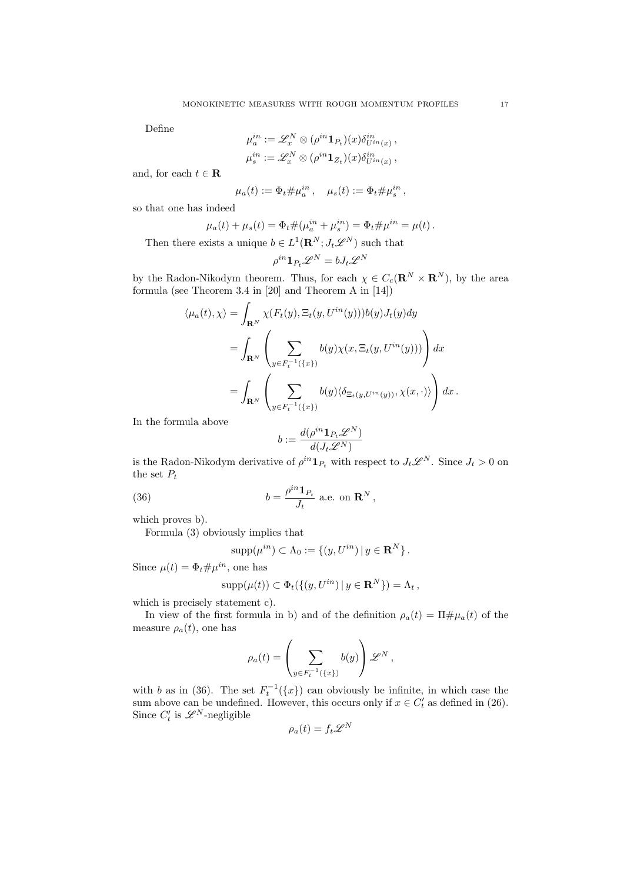Define

$$\mu_a^{in} := \mathscr{L}_x^N \otimes (\rho^{in}\mathbf{1}_{P_t})(x)\delta_{U^{in}(x)}^{in}\,,$$
$$\mu_s^{in} := \mathscr{L}_x^N \otimes (\rho^{in}\mathbf{1}_{Z_t})(x)\delta_{U^{in}(x)}^{in}\,,$$

and, for each $t \in \mathbf{R}$

$$\mu_a(t) := \Phi_t \# \mu_a^{in}\,, \quad \mu_s(t) := \Phi_t \# \mu_s^{in}\,,$$

so that one has indeed

$$\mu_a(t) + \mu_s(t) = \Phi_t \#(\mu_a^{in} + \mu_s^{in}) = \Phi_t \# \mu^{in} = \mu(t)\,.$$

Then there exists a unique $b \in L^1(\mathbf{R}^N; J_t \mathscr{L}^N)$ such that

$$\rho^{in}\mathbf{1}_{P_t}\mathscr{L}^N = bJ_t\mathscr{L}^N$$

by the Radon-Nikodym theorem. Thus, for each $\chi \in C_c(\mathbf{R}^N \times \mathbf{R}^N)$, by the area formula (see Theorem 3.4 in [20] and Theorem A in [14])

$$\begin{aligned}
\langle \mu_a(t), \chi \rangle &= \int_{\mathbf{R}^N} \chi(F_t(y), \Xi_t(y, U^{in}(y)))b(y)J_t(y)dy \\
&= \int_{\mathbf{R}^N} \left( \sum_{y \in F_t^{-1}(\{x\})} b(y)\chi(x, \Xi_t(y, U^{in}(y))) \right) dx \\
&= \int_{\mathbf{R}^N} \left( \sum_{y \in F_t^{-1}(\{x\})} b(y)\langle \delta_{\Xi_t(y,U^{in}(y))}, \chi(x, \cdot)\rangle \right) dx\,.
\end{aligned}$$

In the formula above

$$b := \frac{d(\rho^{in}\mathbf{1}_{P_t}\mathscr{L}^N)}{d(J_t\mathscr{L}^N)}$$

is the Radon-Nikodym derivative of $\rho^{in}\mathbf{1}_{P_t}$ with respect to $J_t\mathscr{L}^N$. Since $J_t > 0$ on the set $P_t$

$$b = \frac{\rho^{in}\mathbf{1}_{P_t}}{J_t} \text{ a.e. on } \mathbf{R}^N\,, \tag{36}$$

which proves b).

Formula (3) obviously implies that

$$\text{supp}(\mu^{in}) \subset \Lambda_0 := \{(y, U^{in}) \,|\, y \in \mathbf{R}^N\}\,.$$

Since $\mu(t) = \Phi_t \# \mu^{in}$, one has

$$\text{supp}(\mu(t)) \subset \Phi_t(\{(y, U^{in}) \,|\, y \in \mathbf{R}^N\}) = \Lambda_t\,,$$

which is precisely statement c).

In view of the first formula in b) and of the definition $\rho_a(t) = \Pi \# \mu_a(t)$ of the measure $\rho_a(t)$, one has

$$\rho_a(t) = \left( \sum_{y \in F_t^{-1}(\{x\})} b(y) \right) \mathscr{L}^N\,,$$

with $b$ as in (36). The set $F_t^{-1}(\{x\})$ can obviously be infinite, in which case the sum above can be undefined. However, this occurs only if $x \in C'_t$ as defined in (26). Since $C'_t$ is $\mathscr{L}^N$-negligible

$$\rho_a(t) = f_t \mathscr{L}^N$$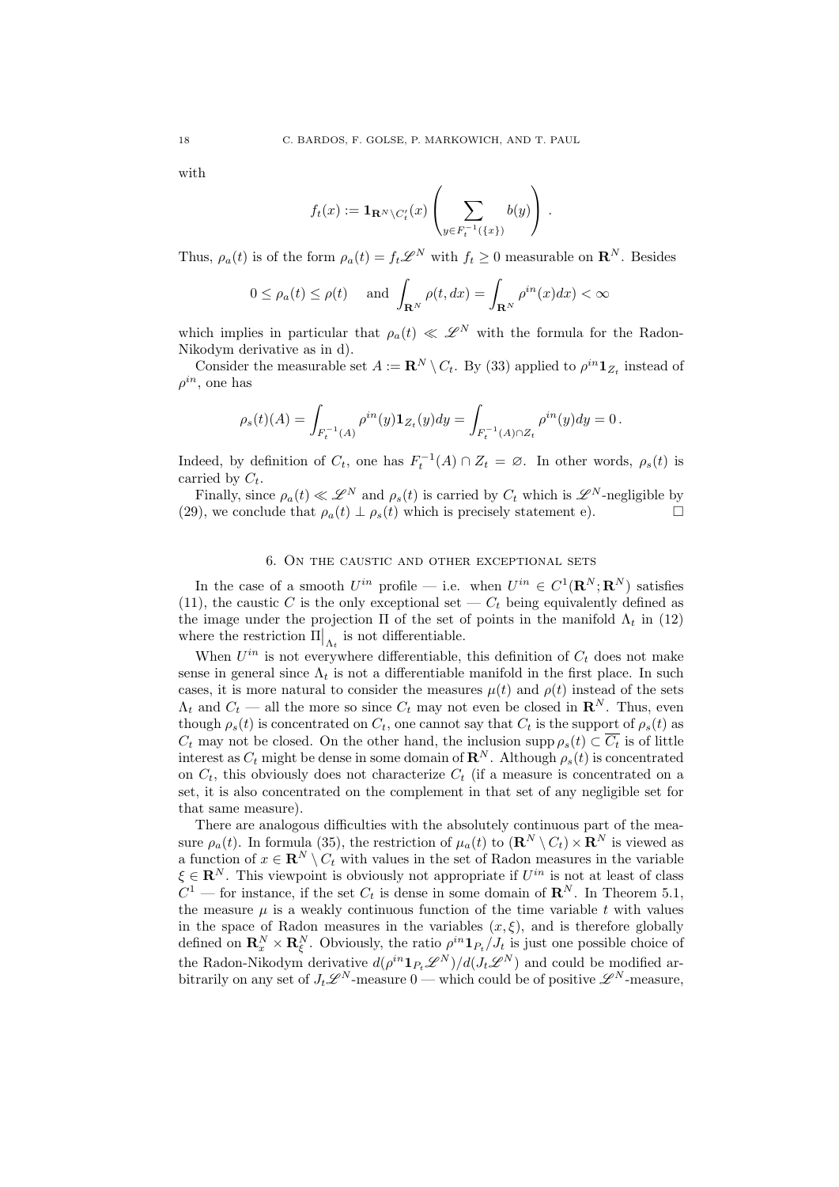with

$$f_t(x) := \mathbf{1}_{\mathbf{R}^N \setminus C'_t}(x) \left( \sum_{y \in F_t^{-1}(\{x\})} b(y) \right) .$$

Thus, $\rho_a(t)$ is of the form $\rho_a(t) = f_t \mathscr{L}^N$ with $f_t \geq 0$ measurable on $\mathbf{R}^N$. Besides

$$0 \leq \rho_a(t) \leq \rho(t) \quad \text{ and } \int_{\mathbf{R}^N} \rho(t, dx) = \int_{\mathbf{R}^N} \rho^{in}(x) dx) < \infty$$

which implies in particular that $\rho_a(t) \ll \mathscr{L}^N$ with the formula for the Radon-Nikodym derivative as in d).

Consider the measurable set $A := \mathbf{R}^N \setminus C_t$. By (33) applied to $\rho^{in} \mathbf{1}_{Z_t}$ instead of $\rho^{in}$, one has

$$\rho_s(t)(A) = \int_{F_t^{-1}(A)} \rho^{in}(y) \mathbf{1}_{Z_t}(y) dy = \int_{F_t^{-1}(A) \cap Z_t} \rho^{in}(y) dy = 0 .$$

Indeed, by definition of $C_t$, one has $F_t^{-1}(A) \cap Z_t = \varnothing$. In other words, $\rho_s(t)$ is carried by $C_t$.

Finally, since $\rho_a(t) \ll \mathscr{L}^N$ and $\rho_s(t)$ is carried by $C_t$ which is $\mathscr{L}^N$-negligible by (29), we conclude that $\rho_a(t) \perp \rho_s(t)$ which is precisely statement e). □

## 6. On the caustic and other exceptional sets

In the case of a smooth $U^{in}$ profile — i.e. when $U^{in} \in C^1(\mathbf{R}^N; \mathbf{R}^N)$ satisfies (11), the caustic $C$ is the only exceptional set — $C_t$ being equivalently defined as the image under the projection $\Pi$ of the set of points in the manifold $\Lambda_t$ in (12) where the restriction $\Pi\big|_{\Lambda_t}$ is not differentiable.

When $U^{in}$ is not everywhere differentiable, this definition of $C_t$ does not make sense in general since $\Lambda_t$ is not a differentiable manifold in the first place. In such cases, it is more natural to consider the measures $\mu(t)$ and $\rho(t)$ instead of the sets $\Lambda_t$ and $C_t$ — all the more so since $C_t$ may not even be closed in $\mathbf{R}^N$. Thus, even though $\rho_s(t)$ is concentrated on $C_t$, one cannot say that $C_t$ is the support of $\rho_s(t)$ as $C_t$ may not be closed. On the other hand, the inclusion $\operatorname{supp} \rho_s(t) \subset \overline{C_t}$ is of little interest as $C_t$ might be dense in some domain of $\mathbf{R}^N$. Although $\rho_s(t)$ is concentrated on $C_t$, this obviously does not characterize $C_t$ (if a measure is concentrated on a set, it is also concentrated on the complement in that set of any negligible set for that same measure).

There are analogous difficulties with the absolutely continuous part of the measure $\rho_a(t)$. In formula (35), the restriction of $\mu_a(t)$ to $(\mathbf{R}^N \setminus C_t) \times \mathbf{R}^N$ is viewed as a function of $x \in \mathbf{R}^N \setminus C_t$ with values in the set of Radon measures in the variable $\xi \in \mathbf{R}^N$. This viewpoint is obviously not appropriate if $U^{in}$ is not at least of class $C^1$ — for instance, if the set $C_t$ is dense in some domain of $\mathbf{R}^N$. In Theorem 5.1, the measure $\mu$ is a weakly continuous function of the time variable $t$ with values in the space of Radon measures in the variables $(x, \xi)$, and is therefore globally defined on $\mathbf{R}^N_x \times \mathbf{R}^N_\xi$. Obviously, the ratio $\rho^{in} \mathbf{1}_{P_t} / J_t$ is just one possible choice of the Radon-Nikodym derivative $d(\rho^{in} \mathbf{1}_{P_t} \mathscr{L}^N) / d(J_t \mathscr{L}^N)$ and could be modified arbitrarily on any set of $J_t \mathscr{L}^N$-measure 0 — which could be of positive $\mathscr{L}^N$-measure,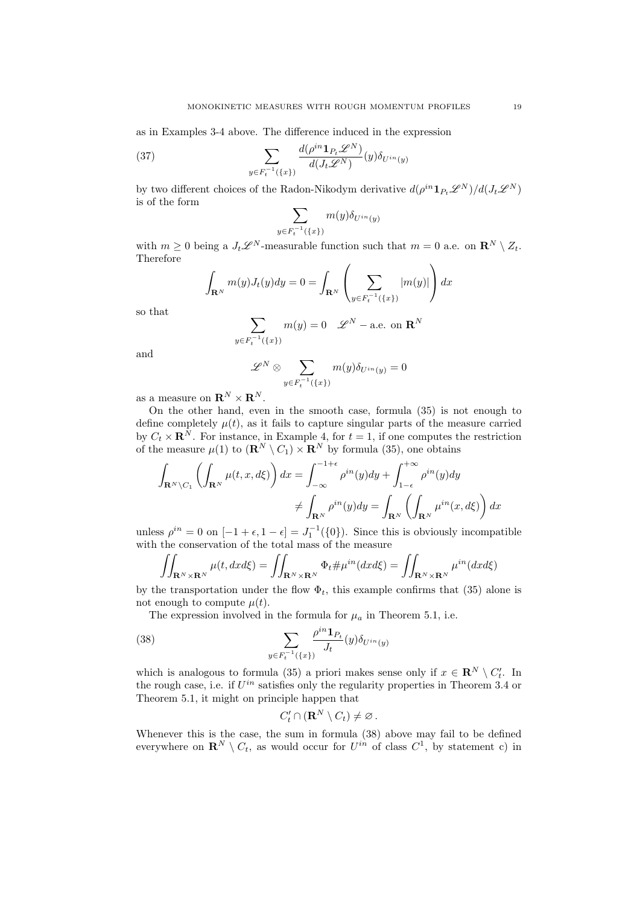as in Examples 3-4 above. The difference induced in the expression

$$\sum_{y \in F_t^{-1}(\{x\})} \frac{d(\rho^{in} \mathbf{1}_{P_t} \mathscr{L}^N)}{d(J_t \mathscr{L}^N)}(y) \delta_{U^{in}(y)} \tag{37}$$

by two different choices of the Radon-Nikodym derivative $d(\rho^{in} \mathbf{1}_{P_t} \mathscr{L}^N)/d(J_t \mathscr{L}^N)$ is of the form

$$\sum_{y \in F_t^{-1}(\{x\})} m(y) \delta_{U^{in}(y)}$$

with $m \geq 0$ being a $J_t \mathscr{L}^N$-measurable function such that $m = 0$ a.e. on $\mathbf{R}^N \setminus Z_t$. Therefore

$$\int_{\mathbf{R}^N} m(y) J_t(y) dy = 0 = \int_{\mathbf{R}^N} \left( \sum_{y \in F_t^{-1}(\{x\})} |m(y)| \right) dx$$

so that

$$\sum_{y \in F_t^{-1}(\{x\})} m(y) = 0 \quad \mathscr{L}^N - \text{a.e. on } \mathbf{R}^N$$

and

$$\mathscr{L}^N \otimes \sum_{y \in F_t^{-1}(\{x\})} m(y) \delta_{U^{in}(y)} = 0$$

as a measure on $\mathbf{R}^N \times \mathbf{R}^N$.

On the other hand, even in the smooth case, formula (35) is not enough to define completely $\mu(t)$, as it fails to capture singular parts of the measure carried by $C_t \times \mathbf{R}^N$. For instance, in Example 4, for $t = 1$, if one computes the restriction of the measure $\mu(1)$ to $(\mathbf{R}^N \setminus C_1) \times \mathbf{R}^N$ by formula (35), one obtains

$$\int_{\mathbf{R}^N \setminus C_1} \left( \int_{\mathbf{R}^N} \mu(t, x, d\xi) \right) dx = \int_{-\infty}^{-1+\epsilon} \rho^{in}(y) dy + \int_{1-\epsilon}^{+\infty} \rho^{in}(y) dy$$
$$\neq \int_{\mathbf{R}^N} \rho^{in}(y) dy = \int_{\mathbf{R}^N} \left( \int_{\mathbf{R}^N} \mu^{in}(x, d\xi) \right) dx$$

unless $\rho^{in} = 0$ on $[-1 + \epsilon, 1 - \epsilon] = J_1^{-1}(\{0\})$. Since this is obviously incompatible with the conservation of the total mass of the measure

$$\iint_{\mathbf{R}^N \times \mathbf{R}^N} \mu(t, dx d\xi) = \iint_{\mathbf{R}^N \times \mathbf{R}^N} \Phi_t \# \mu^{in}(dx d\xi) = \iint_{\mathbf{R}^N \times \mathbf{R}^N} \mu^{in}(dx d\xi)$$

by the transportation under the flow $\Phi_t$, this example confirms that (35) alone is not enough to compute $\mu(t)$.

The expression involved in the formula for $\mu_a$ in Theorem 5.1, i.e.

$$\sum_{y \in F_t^{-1}(\{x\})} \frac{\rho^{in} \mathbf{1}_{P_t}}{J_t}(y) \delta_{U^{in}(y)} \tag{38}$$

which is analogous to formula (35) a priori makes sense only if $x \in \mathbf{R}^N \setminus C_t'$. In the rough case, i.e. if $U^{in}$ satisfies only the regularity properties in Theorem 3.4 or Theorem 5.1, it might on principle happen that

$$C_t' \cap (\mathbf{R}^N \setminus C_t) \neq \varnothing \,.$$

Whenever this is the case, the sum in formula (38) above may fail to be defined everywhere on $\mathbf{R}^N \setminus C_t$, as would occur for $U^{in}$ of class $C^1$, by statement c) in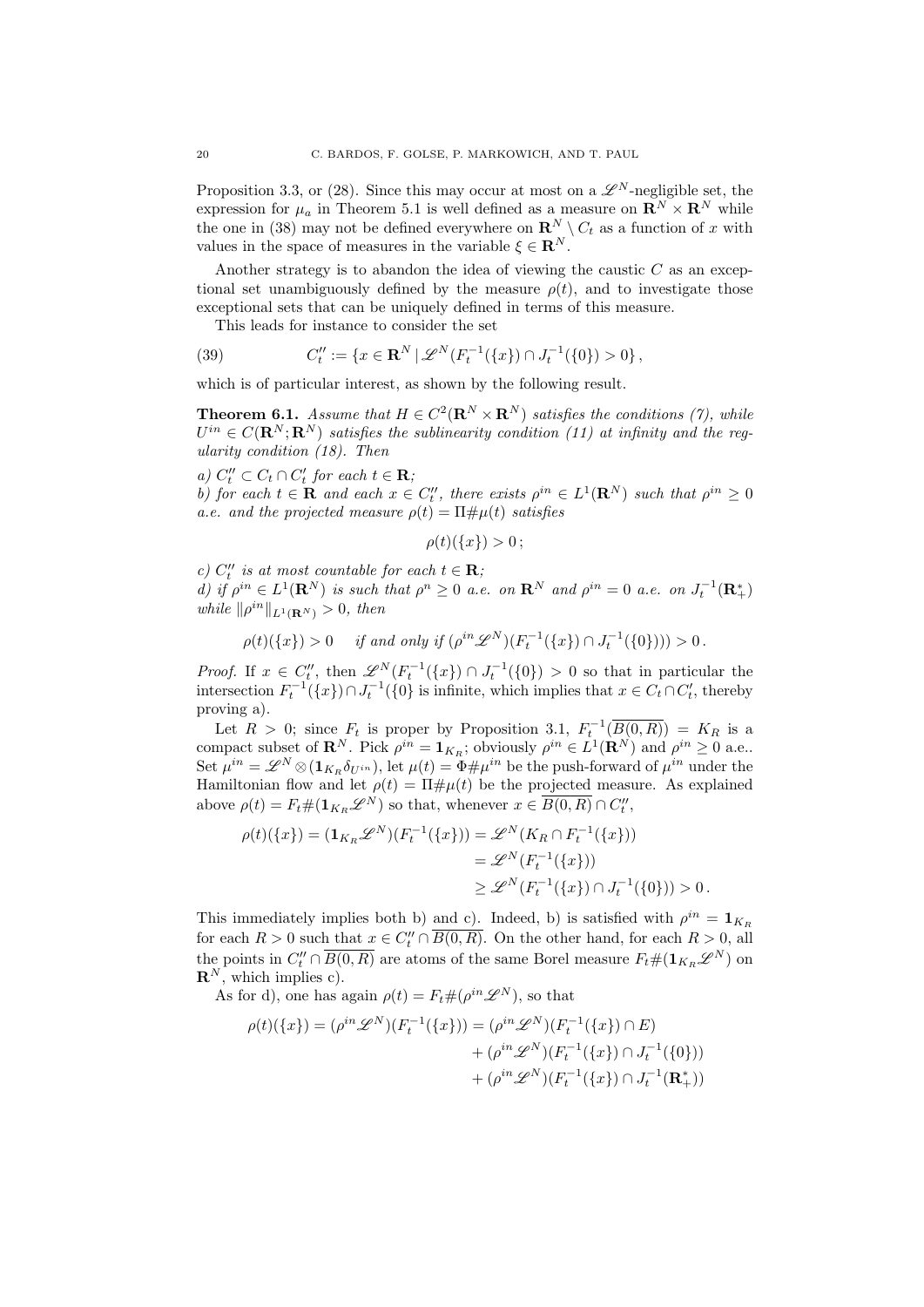Proposition 3.3, or (28). Since this may occur at most on a $\mathscr{L}^N$-negligible set, the expression for $\mu_a$ in Theorem 5.1 is well defined as a measure on $\mathbf{R}^N \times \mathbf{R}^N$ while the one in (38) may not be defined everywhere on $\mathbf{R}^N \setminus C_t$ as a function of $x$ with values in the space of measures in the variable $\xi \in \mathbf{R}^N$.

Another strategy is to abandon the idea of viewing the caustic $C$ as an exceptional set unambiguously defined by the measure $\rho(t)$, and to investigate those exceptional sets that can be uniquely defined in terms of this measure.

This leads for instance to consider the set

$$C''_t := \{x \in \mathbf{R}^N \mid \mathscr{L}^N(F_t^{-1}(\{x\}) \cap J_t^{-1}(\{0\}) > 0\}\,, \tag{39}$$

which is of particular interest, as shown by the following result.

**Theorem 6.1.** *Assume that $H \in C^2(\mathbf{R}^N \times \mathbf{R}^N)$ satisfies the conditions (7), while $U^{in} \in C(\mathbf{R}^N; \mathbf{R}^N)$ satisfies the sublinearity condition (11) at infinity and the regularity condition (18). Then*

*a) $C''_t \subset C_t \cap C'_t$ for each $t \in \mathbf{R}$;*
*b) for each $t \in \mathbf{R}$ and each $x \in C''_t$, there exists $\rho^{in} \in L^1(\mathbf{R}^N)$ such that $\rho^{in} \geq 0$ a.e. and the projected measure $\rho(t) = \Pi\#\mu(t)$ satisfies*

$$\rho(t)(\{x\}) > 0\,;$$

*c) $C''_t$ is at most countable for each $t \in \mathbf{R}$;*
*d) if $\rho^{in} \in L^1(\mathbf{R}^N)$ is such that $\rho^n \geq 0$ a.e. on $\mathbf{R}^N$ and $\rho^{in} = 0$ a.e. on $J_t^{-1}(\mathbf{R}^*_+)$ while $\|\rho^{in}\|_{L^1(\mathbf{R}^N)} > 0$, then*

$$\rho(t)(\{x\}) > 0 \quad \text{ if and only if } (\rho^{in}\mathscr{L}^N)(F_t^{-1}(\{x\}) \cap J_t^{-1}(\{0\}))) > 0\,.$$

*Proof.* If $x \in C''_t$, then $\mathscr{L}^N(F_t^{-1}(\{x\}) \cap J_t^{-1}(\{0\}) > 0$ so that in particular the intersection $F_t^{-1}(\{x\}) \cap J_t^{-1}(\{0\}$ is infinite, which implies that $x \in C_t \cap C'_t$, thereby proving a).

Let $R > 0$; since $F_t$ is proper by Proposition 3.1, $F_t^{-1}(\overline{B(0,R)}) = K_R$ is a compact subset of $\mathbf{R}^N$. Pick $\rho^{in} = \mathbf{1}_{K_R}$; obviously $\rho^{in} \in L^1(\mathbf{R}^N)$ and $\rho^{in} \geq 0$ a.e.. Set $\mu^{in} = \mathscr{L}^N \otimes (\mathbf{1}_{K_R}\delta_{U^{in}})$, let $\mu(t) = \Phi\#\mu^{in}$ be the push-forward of $\mu^{in}$ under the Hamiltonian flow and let $\rho(t) = \Pi\#\mu(t)$ be the projected measure. As explained above $\rho(t) = F_t\#(\mathbf{1}_{K_R}\mathscr{L}^N)$ so that, whenever $x \in \overline{B(0,R)} \cap C''_t$,

$$\begin{aligned}
\rho(t)(\{x\}) = (\mathbf{1}_{K_R}\mathscr{L}^N)(F_t^{-1}(\{x\})) &= \mathscr{L}^N(K_R \cap F_t^{-1}(\{x\})) \\
&= \mathscr{L}^N(F_t^{-1}(\{x\})) \\
&\geq \mathscr{L}^N(F_t^{-1}(\{x\}) \cap J_t^{-1}(\{0\})) > 0\,.
\end{aligned}$$

This immediately implies both b) and c). Indeed, b) is satisfied with $\rho^{in} = \mathbf{1}_{K_R}$ for each $R > 0$ such that $x \in C''_t \cap \overline{B(0,R)}$. On the other hand, for each $R > 0$, all the points in $C''_t \cap \overline{B(0,R)}$ are atoms of the same Borel measure $F_t\#(\mathbf{1}_{K_R}\mathscr{L}^N)$ on $\mathbf{R}^N$, which implies c).

As for d), one has again $\rho(t) = F_t\#(\rho^{in}\mathscr{L}^N)$, so that

$$\begin{aligned}
\rho(t)(\{x\}) = (\rho^{in}\mathscr{L}^N)(F_t^{-1}(\{x\})) &= (\rho^{in}\mathscr{L}^N)(F_t^{-1}(\{x\}) \cap E) \\
&\quad + (\rho^{in}\mathscr{L}^N)(F_t^{-1}(\{x\}) \cap J_t^{-1}(\{0\})) \\
&\quad + (\rho^{in}\mathscr{L}^N)(F_t^{-1}(\{x\}) \cap J_t^{-1}(\mathbf{R}^*_+))
\end{aligned}$$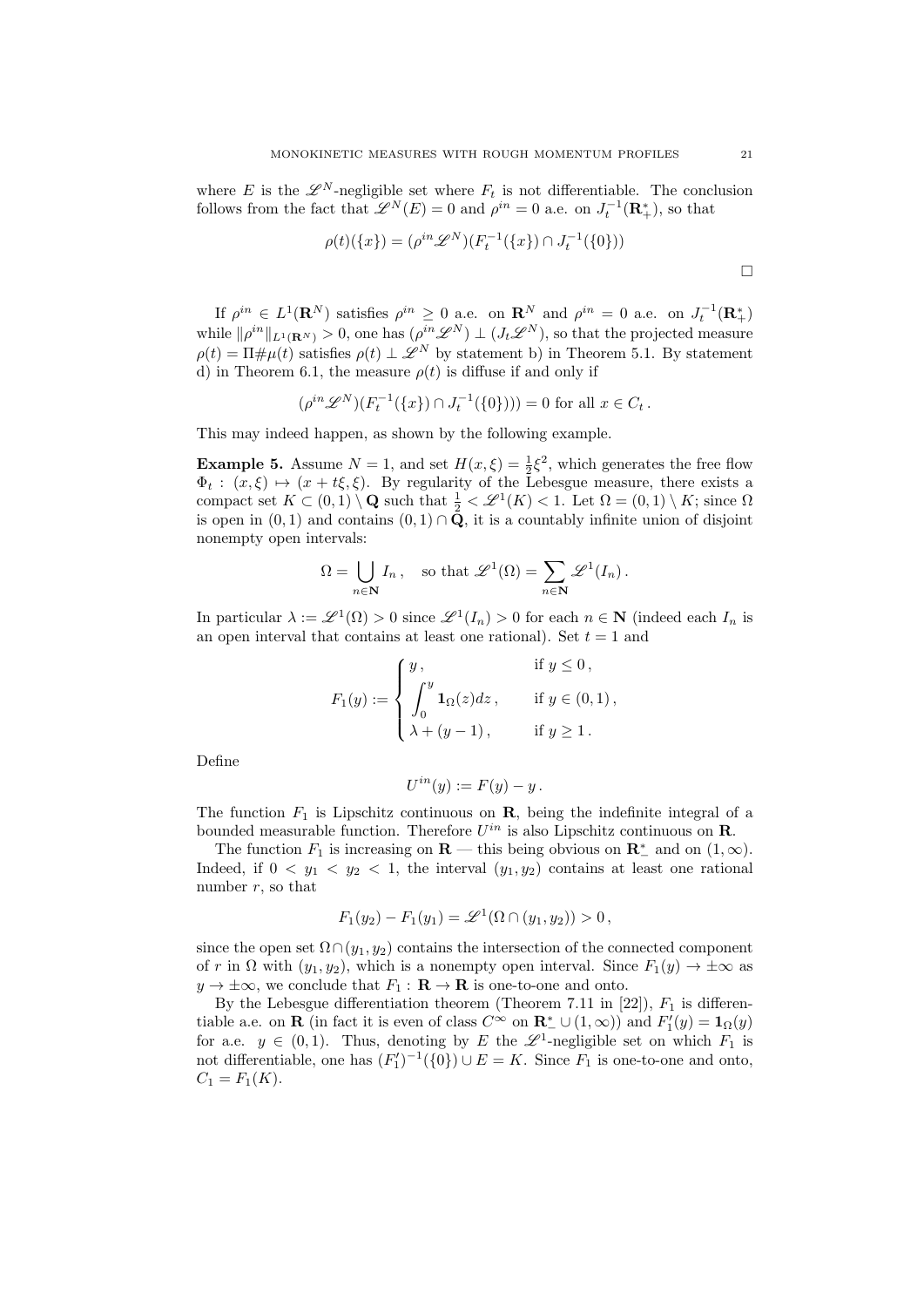where $E$ is the $\mathscr{L}^N$-negligible set where $F_t$ is not differentiable. The conclusion follows from the fact that $\mathscr{L}^N(E) = 0$ and $\rho^{in} = 0$ a.e. on $J_t^{-1}(\mathbf{R}_+^*)$, so that

$$\rho(t)(\{x\}) = (\rho^{in}\mathscr{L}^N)(F_t^{-1}(\{x\}) \cap J_t^{-1}(\{0\}))$$

$\square$

If $\rho^{in} \in L^1(\mathbf{R}^N)$ satisfies $\rho^{in} \geq 0$ a.e. on $\mathbf{R}^N$ and $\rho^{in} = 0$ a.e. on $J_t^{-1}(\mathbf{R}_+^*)$ while $\|\rho^{in}\|_{L^1(\mathbf{R}^N)} > 0$, one has $(\rho^{in}\mathscr{L}^N) \perp (J_t \mathscr{L}^N)$, so that the projected measure $\rho(t) = \Pi \# \mu(t)$ satisfies $\rho(t) \perp \mathscr{L}^N$ by statement b) in Theorem 5.1. By statement d) in Theorem 6.1, the measure $\rho(t)$ is diffuse if and only if

$$(\rho^{in}\mathscr{L}^N)(F_t^{-1}(\{x\}) \cap J_t^{-1}(\{0\}))) = 0 \text{ for all } x \in C_t\,.$$

This may indeed happen, as shown by the following example.

**Example 5.** Assume $N = 1$, and set $H(x, \xi) = \frac{1}{2}\xi^2$, which generates the free flow $\Phi_t : (x, \xi) \mapsto (x + t\xi, \xi)$. By regularity of the Lebesgue measure, there exists a compact set $K \subset (0, 1) \setminus \mathbf{Q}$ such that $\frac{1}{2} < \mathscr{L}^1(K) < 1$. Let $\Omega = (0, 1) \setminus K$; since $\Omega$ is open in $(0, 1)$ and contains $(0, 1) \cap \mathbf{Q}$, it is a countably infinite union of disjoint nonempty open intervals:

$$\Omega = \bigcup_{n \in \mathbf{N}} I_n\,, \quad \text{so that } \mathscr{L}^1(\Omega) = \sum_{n \in \mathbf{N}} \mathscr{L}^1(I_n)\,.$$

In particular $\lambda := \mathscr{L}^1(\Omega) > 0$ since $\mathscr{L}^1(I_n) > 0$ for each $n \in \mathbf{N}$ (indeed each $I_n$ is an open interval that contains at least one rational). Set $t = 1$ and

$$F_1(y) := \begin{cases} y\,, & \text{if } y \leq 0\,, \\ \displaystyle\int_0^y \mathbf{1}_\Omega(z)dz\,, & \text{if } y \in (0, 1)\,, \\ \lambda + (y - 1)\,, & \text{if } y \geq 1\,. \end{cases}$$

Define

$$U^{in}(y) := F(y) - y\,.$$

The function $F_1$ is Lipschitz continuous on $\mathbf{R}$, being the indefinite integral of a bounded measurable function. Therefore $U^{in}$ is also Lipschitz continuous on $\mathbf{R}$.

The function $F_1$ is increasing on $\mathbf{R}$ — this being obvious on $\mathbf{R}_-^*$ and on $(1, \infty)$. Indeed, if $0 < y_1 < y_2 < 1$, the interval $(y_1, y_2)$ contains at least one rational number $r$, so that

$$F_1(y_2) - F_1(y_1) = \mathscr{L}^1(\Omega \cap (y_1, y_2)) > 0\,,$$

since the open set $\Omega \cap (y_1, y_2)$ contains the intersection of the connected component of $r$ in $\Omega$ with $(y_1, y_2)$, which is a nonempty open interval. Since $F_1(y) \to \pm\infty$ as $y \to \pm\infty$, we conclude that $F_1 : \mathbf{R} \to \mathbf{R}$ is one-to-one and onto.

By the Lebesgue differentiation theorem (Theorem 7.11 in [22]), $F_1$ is differentiable a.e. on $\mathbf{R}$ (in fact it is even of class $C^\infty$ on $\mathbf{R}_-^* \cup (1, \infty)$) and $F_1'(y) = \mathbf{1}_\Omega(y)$ for a.e. $y \in (0, 1)$. Thus, denoting by $E$ the $\mathscr{L}^1$-negligible set on which $F_1$ is not differentiable, one has $(F_1')^{-1}(\{0\}) \cup E = K$. Since $F_1$ is one-to-one and onto, $C_1 = F_1(K)$.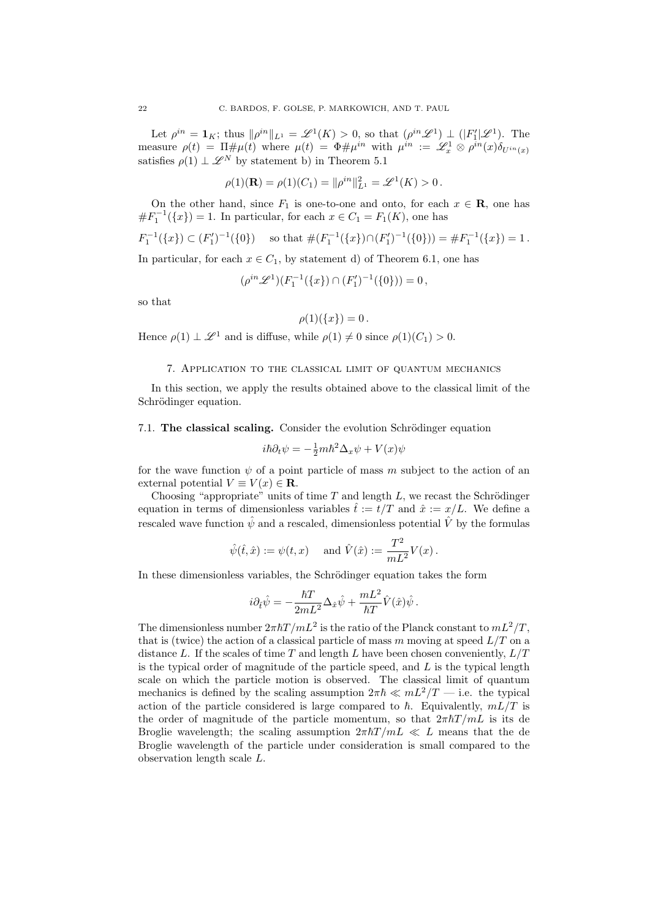Let $\rho^{in} = \mathbf{1}_K$; thus $\|\rho^{in}\|_{L^1} = \mathscr{L}^1(K) > 0$, so that $(\rho^{in}\mathscr{L}^1) \perp (|F_1'|\mathscr{L}^1)$. The measure $\rho(t) = \Pi\#\mu(t)$ where $\mu(t) = \Phi\#\mu^{in}$ with $\mu^{in} := \mathscr{L}^1_x \otimes \rho^{in}(x)\delta_{U^{in}(x)}$ satisfies $\rho(1) \perp \mathscr{L}^N$ by statement b) in Theorem 5.1

$$\rho(1)(\mathbf{R}) = \rho(1)(C_1) = \|\rho^{in}\|^2_{L^1} = \mathscr{L}^1(K) > 0\,.$$

On the other hand, since $F_1$ is one-to-one and onto, for each $x \in \mathbf{R}$, one has $\#F_1^{-1}(\{x\}) = 1$. In particular, for each $x \in C_1 = F_1(K)$, one has

$$F_1^{-1}(\{x\}) \subset (F_1')^{-1}(\{0\}) \quad \text{so that } \#(F_1^{-1}(\{x\}) \cap (F_1')^{-1}(\{0\})) = \#F_1^{-1}(\{x\}) = 1\,.$$

In particular, for each $x \in C_1$, by statement d) of Theorem 6.1, one has

$$(\rho^{in}\mathscr{L}^1)(F_1^{-1}(\{x\}) \cap (F_1')^{-1}(\{0\})) = 0\,,$$

so that

$$\rho(1)(\{x\}) = 0\,.$$

Hence $\rho(1) \perp \mathscr{L}^1$ and is diffuse, while $\rho(1) \neq 0$ since $\rho(1)(C_1) > 0$.

## 7. Application to the classical limit of quantum mechanics

In this section, we apply the results obtained above to the classical limit of the Schrödinger equation.

### 7.1. **The classical scaling.**

Consider the evolution Schrödinger equation

$$i\hbar\partial_t\psi = -\tfrac{1}{2}m\hbar^2\Delta_x\psi + V(x)\psi$$

for the wave function $\psi$ of a point particle of mass $m$ subject to the action of an external potential $V \equiv V(x) \in \mathbf{R}$.

Choosing "appropriate" units of time $T$ and length $L$, we recast the Schrödinger equation in terms of dimensionless variables $\hat{t} := t/T$ and $\hat{x} := x/L$. We define a rescaled wave function $\hat{\psi}$ and a rescaled, dimensionless potential $\hat{V}$ by the formulas

$$\hat{\psi}(\hat{t},\hat{x}) := \psi(t,x) \quad \text{and } \hat{V}(\hat{x}) := \frac{T^2}{mL^2}V(x)\,.$$

In these dimensionless variables, the Schrödinger equation takes the form

$$i\partial_{\hat{t}}\hat{\psi} = -\frac{\hbar T}{2mL^2}\Delta_{\hat{x}}\hat{\psi} + \frac{mL^2}{\hbar T}\hat{V}(\hat{x})\hat{\psi}\,.$$

The dimensionless number $2\pi\hbar T/mL^2$ is the ratio of the Planck constant to $mL^2/T$, that is (twice) the action of a classical particle of mass $m$ moving at speed $L/T$ on a distance $L$. If the scales of time $T$ and length $L$ have been chosen conveniently, $L/T$ is the typical order of magnitude of the particle speed, and $L$ is the typical length scale on which the particle motion is observed. The classical limit of quantum mechanics is defined by the scaling assumption $2\pi\hbar \ll mL^2/T$ — i.e. the typical action of the particle considered is large compared to $\hbar$. Equivalently, $mL/T$ is the order of magnitude of the particle momentum, so that $2\pi\hbar T/mL$ is its de Broglie wavelength; the scaling assumption $2\pi\hbar T/mL \ll L$ means that the de Broglie wavelength of the particle under consideration is small compared to the observation length scale $L$.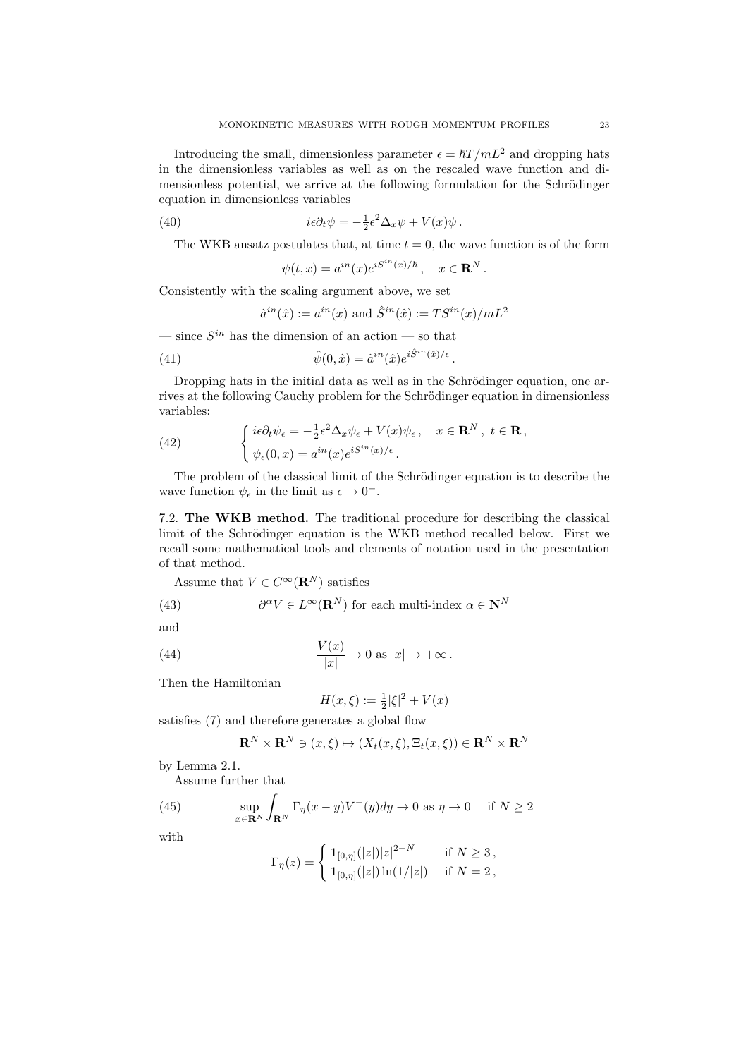Introducing the small, dimensionless parameter $\epsilon = \hbar T/mL^2$ and dropping hats in the dimensionless variables as well as on the rescaled wave function and dimensionless potential, we arrive at the following formulation for the Schrödinger equation in dimensionless variables

$$i\epsilon\partial_t\psi = -\tfrac{1}{2}\epsilon^2\Delta_x\psi + V(x)\psi\,. \tag{40}$$

The WKB ansatz postulates that, at time $t = 0$, the wave function is of the form

$$\psi(t,x) = a^{in}(x)e^{iS^{in}(x)/\hbar}\,, \quad x \in \mathbf{R}^N\,.$$

Consistently with the scaling argument above, we set

$$\hat{a}^{in}(\hat{x}) := a^{in}(x) \text{ and } \hat{S}^{in}(\hat{x}) := TS^{in}(x)/mL^2$$

— since $S^{in}$ has the dimension of an action — so that

$$\hat{\psi}(0,\hat{x}) = \hat{a}^{in}(\hat{x})e^{i\hat{S}^{in}(\hat{x})/\epsilon}\,. \tag{41}$$

Dropping hats in the initial data as well as in the Schrödinger equation, one arrives at the following Cauchy problem for the Schrödinger equation in dimensionless variables:

$$\begin{cases} i\epsilon\partial_t\psi_\epsilon = -\frac{1}{2}\epsilon^2\Delta_x\psi_\epsilon + V(x)\psi_\epsilon\,, & x \in \mathbf{R}^N\,,\ t \in \mathbf{R}\,, \\ \psi_\epsilon(0,x) = a^{in}(x)e^{iS^{in}(x)/\epsilon}\,. \end{cases} \tag{42}$$

The problem of the classical limit of the Schrödinger equation is to describe the wave function $\psi_\epsilon$ in the limit as $\epsilon \to 0^+$.

7.2. **The WKB method.** The traditional procedure for describing the classical limit of the Schrödinger equation is the WKB method recalled below. First we recall some mathematical tools and elements of notation used in the presentation of that method.

Assume that $V \in C^\infty(\mathbf{R}^N)$ satisfies

$$\partial^\alpha V \in L^\infty(\mathbf{R}^N) \text{ for each multi-index } \alpha \in \mathbf{N}^N \tag{43}$$

and

$$\frac{V(x)}{|x|} \to 0 \text{ as } |x| \to +\infty\,. \tag{44}$$

Then the Hamiltonian

$$H(x,\xi) := \tfrac{1}{2}|\xi|^2 + V(x)$$

satisfies (7) and therefore generates a global flow

$$\mathbf{R}^N \times \mathbf{R}^N \ni (x,\xi) \mapsto (X_t(x,\xi), \Xi_t(x,\xi)) \in \mathbf{R}^N \times \mathbf{R}^N$$

by Lemma 2.1.

Assume further that

$$\sup_{x\in\mathbf{R}^N}\int_{\mathbf{R}^N}\Gamma_\eta(x-y)V^-(y)dy \to 0 \text{ as } \eta \to 0 \quad \text{if } N \geq 2 \tag{45}$$

with

$$\Gamma_\eta(z) = \begin{cases} \mathbf{1}_{[0,\eta]}(|z|)|z|^{2-N} & \text{if } N \geq 3\,, \\ \mathbf{1}_{[0,\eta]}(|z|)\ln(1/|z|) & \text{if } N = 2\,, \end{cases}$$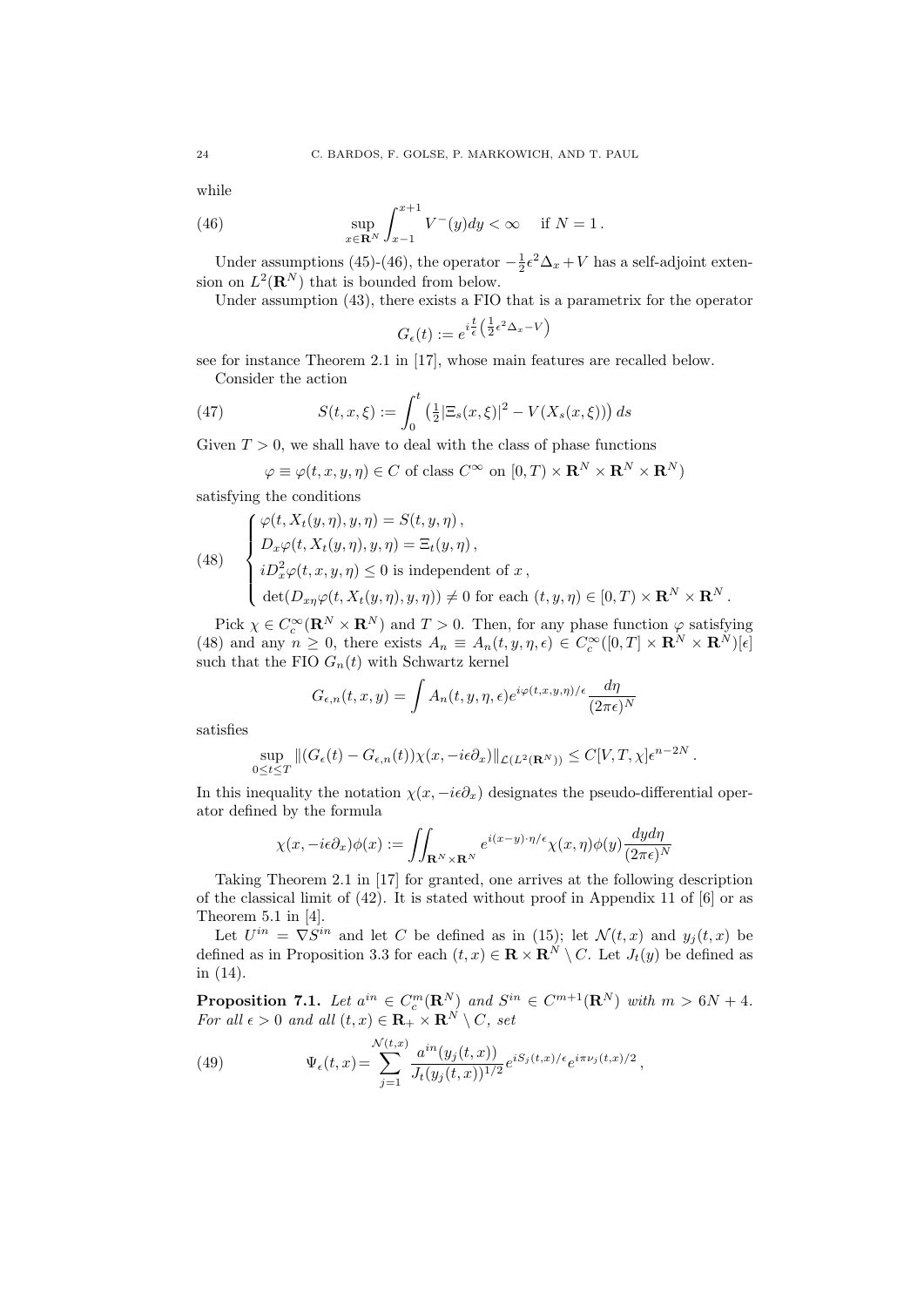while

$$\sup_{x\in\mathbf{R}^N}\int_{x-1}^{x+1} V^-(y)dy < \infty \quad \text{if } N = 1\,. \tag{46}$$

Under assumptions (45)-(46), the operator $-\frac{1}{2}\epsilon^2\Delta_x + V$ has a self-adjoint extension on $L^2(\mathbf{R}^N)$ that is bounded from below.

Under assumption (43), there exists a FIO that is a parametrix for the operator

$$G_\epsilon(t) := e^{i\frac{t}{\epsilon}\left(\frac{1}{2}\epsilon^2\Delta_x - V\right)}$$

see for instance Theorem 2.1 in [17], whose main features are recalled below.

Consider the action

$$S(t,x,\xi) := \int_0^t \left(\tfrac{1}{2}|\Xi_s(x,\xi)|^2 - V(X_s(x,\xi))\right) ds \tag{47}$$

Given $T > 0$, we shall have to deal with the class of phase functions

$$\varphi \equiv \varphi(t,x,y,\eta) \in C \text{ of class } C^\infty \text{ on } [0,T) \times \mathbf{R}^N \times \mathbf{R}^N \times \mathbf{R}^N)$$

satisfying the conditions

$$\begin{cases} \varphi(t, X_t(y,\eta), y, \eta) = S(t,y,\eta)\,, \\ D_x\varphi(t, X_t(y,\eta), y, \eta) = \Xi_t(y,\eta)\,, \\ iD_x^2\varphi(t,x,y,\eta) \leq 0 \text{ is independent of } x\,, \\ \det(D_{x\eta}\varphi(t, X_t(y,\eta), y, \eta)) \neq 0 \text{ for each } (t,y,\eta) \in [0,T) \times \mathbf{R}^N \times \mathbf{R}^N\,. \end{cases} \tag{48}$$

Pick $\chi \in C_c^\infty(\mathbf{R}^N \times \mathbf{R}^N)$ and $T > 0$. Then, for any phase function $\varphi$ satisfying (48) and any $n \geq 0$, there exists $A_n \equiv A_n(t,y,\eta,\epsilon) \in C_c^\infty([0,T] \times \mathbf{R}^N \times \mathbf{R}^N)[\epsilon]$ such that the FIO $G_n(t)$ with Schwartz kernel

$$G_{\epsilon,n}(t,x,y) = \int A_n(t,y,\eta,\epsilon)e^{i\varphi(t,x,y,\eta)/\epsilon}\frac{d\eta}{(2\pi\epsilon)^N}$$

satisfies

$$\sup_{0\leq t\leq T}\|(G_\epsilon(t) - G_{\epsilon,n}(t))\chi(x,-i\epsilon\partial_x)\|_{\mathcal{L}(L^2(\mathbf{R}^N))} \leq C[V,T,\chi]\epsilon^{n-2N}\,.$$

In this inequality the notation $\chi(x,-i\epsilon\partial_x)$ designates the pseudo-differential operator defined by the formula

$$\chi(x,-i\epsilon\partial_x)\phi(x) := \iint_{\mathbf{R}^N\times\mathbf{R}^N} e^{i(x-y)\cdot\eta/\epsilon}\chi(x,\eta)\phi(y)\frac{dyd\eta}{(2\pi\epsilon)^N}$$

Taking Theorem 2.1 in [17] for granted, one arrives at the following description of the classical limit of (42). It is stated without proof in Appendix 11 of [6] or as Theorem 5.1 in [4].

Let $U^{in} = \nabla S^{in}$ and let $C$ be defined as in (15); let $\mathcal{N}(t,x)$ and $y_j(t,x)$ be defined as in Proposition 3.3 for each $(t,x) \in \mathbf{R} \times \mathbf{R}^N \setminus C$. Let $J_t(y)$ be defined as in (14).

**Proposition 7.1.** *Let $a^{in} \in C_c^m(\mathbf{R}^N)$ and $S^{in} \in C^{m+1}(\mathbf{R}^N)$ with $m > 6N + 4$. For all $\epsilon > 0$ and all $(t,x) \in \mathbf{R}_+ \times \mathbf{R}^N \setminus C$, set*

$$\Psi_\epsilon(t,x) = \sum_{j=1}^{\mathcal{N}(t,x)} \frac{a^{in}(y_j(t,x))}{J_t(y_j(t,x))^{1/2}} e^{iS_j(t,x)/\epsilon} e^{i\pi\nu_j(t,x)/2}\,, \tag{49}$$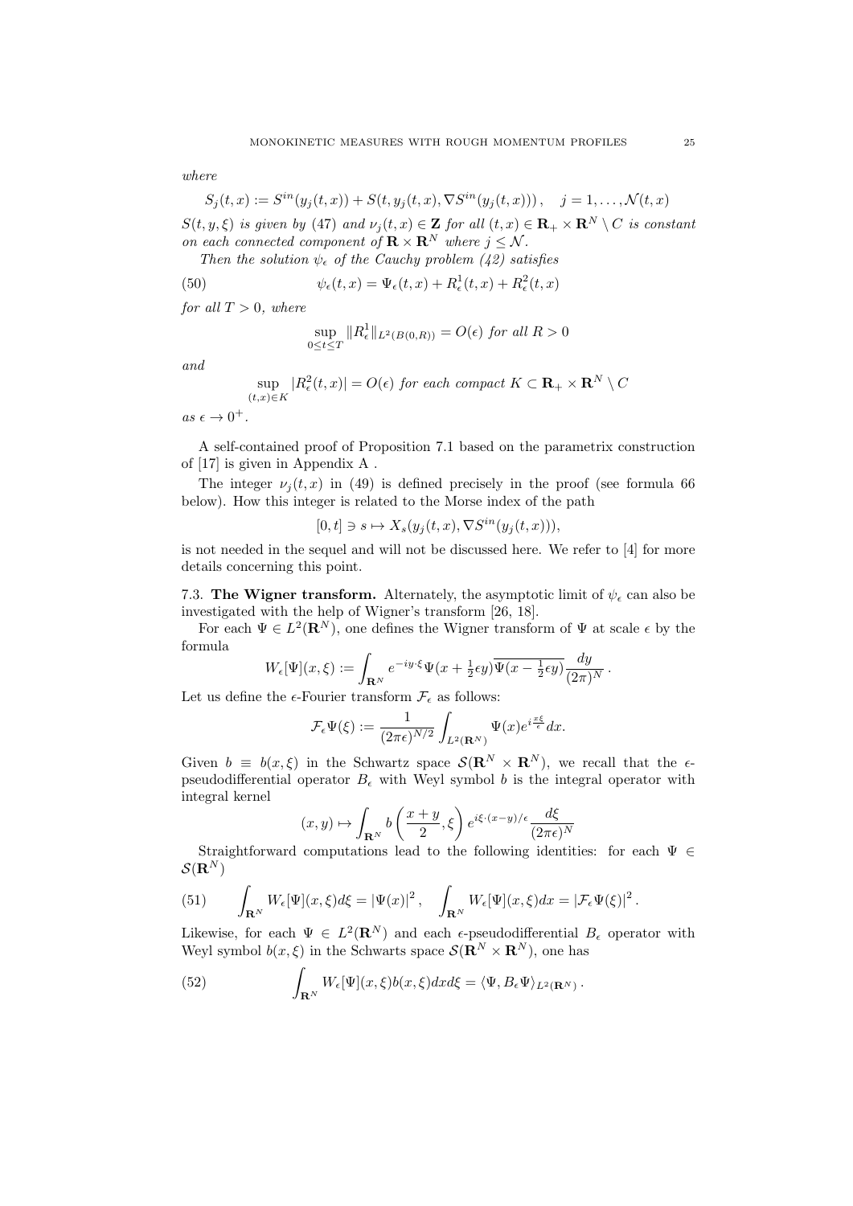*where*

$$S_j(t,x) := S^{in}(y_j(t,x)) + S(t, y_j(t,x), \nabla S^{in}(y_j(t,x)))\,, \quad j = 1, \ldots, \mathcal{N}(t,x)$$

$S(t,y,\xi)$ *is given by* (47) *and* $\nu_j(t,x) \in \mathbf{Z}$ *for all* $(t,x) \in \mathbf{R}_+ \times \mathbf{R}^N \setminus C$ *is constant on each connected component of* $\mathbf{R} \times \mathbf{R}^N$ *where* $j \le \mathcal{N}$.

*Then the solution* $\psi_\epsilon$ *of the Cauchy problem (42) satisfies*

$$\psi_\epsilon(t,x) = \Psi_\epsilon(t,x) + R^1_\epsilon(t,x) + R^2_\epsilon(t,x) \tag{50}$$

*for all* $T > 0$*, where*

$$\sup_{0 \le t \le T} \|R^1_\epsilon\|_{L^2(B(0,R))} = O(\epsilon) \text{ for all } R > 0$$

*and*

$$\sup_{(t,x)\in K} |R^2_\epsilon(t,x)| = O(\epsilon) \text{ for each compact } K \subset \mathbf{R}_+ \times \mathbf{R}^N \setminus C$$

*as* $\epsilon \to 0^+$.

A self-contained proof of Proposition 7.1 based on the parametrix construction of [17] is given in Appendix A .

The integer $\nu_j(t,x)$ in (49) is defined precisely in the proof (see formula 66 below). How this integer is related to the Morse index of the path

$$[0,t] \ni s \mapsto X_s(y_j(t,x), \nabla S^{in}(y_j(t,x))),$$

is not needed in the sequel and will not be discussed here. We refer to [4] for more details concerning this point.

7.3. **The Wigner transform.** Alternately, the asymptotic limit of $\psi_\epsilon$ can also be investigated with the help of Wigner's transform [26, 18].

For each $\Psi \in L^2(\mathbf{R}^N)$, one defines the Wigner transform of $\Psi$ at scale $\epsilon$ by the formula

$$W_\epsilon[\Psi](x,\xi) := \int_{\mathbf{R}^N} e^{-iy\cdot\xi} \Psi(x + \tfrac{1}{2}\epsilon y)\overline{\Psi(x - \tfrac{1}{2}\epsilon y)} \frac{dy}{(2\pi)^N}\,.$$

Let us define the $\epsilon$-Fourier transform $\mathcal{F}_\epsilon$ as follows:

$$\mathcal{F}_\epsilon \Psi(\xi) := \frac{1}{(2\pi\epsilon)^{N/2}} \int_{L^2(\mathbf{R}^N)} \Psi(x) e^{i\frac{x\xi}{\epsilon}} dx.$$

Given $b \equiv b(x,\xi)$ in the Schwartz space $\mathcal{S}(\mathbf{R}^N \times \mathbf{R}^N)$, we recall that the $\epsilon$-pseudodifferential operator $B_\epsilon$ with Weyl symbol $b$ is the integral operator with integral kernel

$$(x,y) \mapsto \int_{\mathbf{R}^N} b\left(\frac{x+y}{2}, \xi\right) e^{i\xi\cdot(x-y)/\epsilon} \frac{d\xi}{(2\pi\epsilon)^N}$$

Straightforward computations lead to the following identities: for each $\Psi \in \mathcal{S}(\mathbf{R}^N)$

$$\int_{\mathbf{R}^N} W_\epsilon[\Psi](x,\xi) d\xi = |\Psi(x)|^2\,, \quad \int_{\mathbf{R}^N} W_\epsilon[\Psi](x,\xi) dx = |\mathcal{F}_\epsilon \Psi(\xi)|^2\,. \tag{51}$$

Likewise, for each $\Psi \in L^2(\mathbf{R}^N)$ and each $\epsilon$-pseudodifferential $B_\epsilon$ operator with Weyl symbol $b(x,\xi)$ in the Schwarts space $\mathcal{S}(\mathbf{R}^N \times \mathbf{R}^N)$, one has

$$\int_{\mathbf{R}^N} W_\epsilon[\Psi](x,\xi) b(x,\xi) dx d\xi = \langle \Psi, B_\epsilon \Psi\rangle_{L^2(\mathbf{R}^N)}\,. \tag{52}$$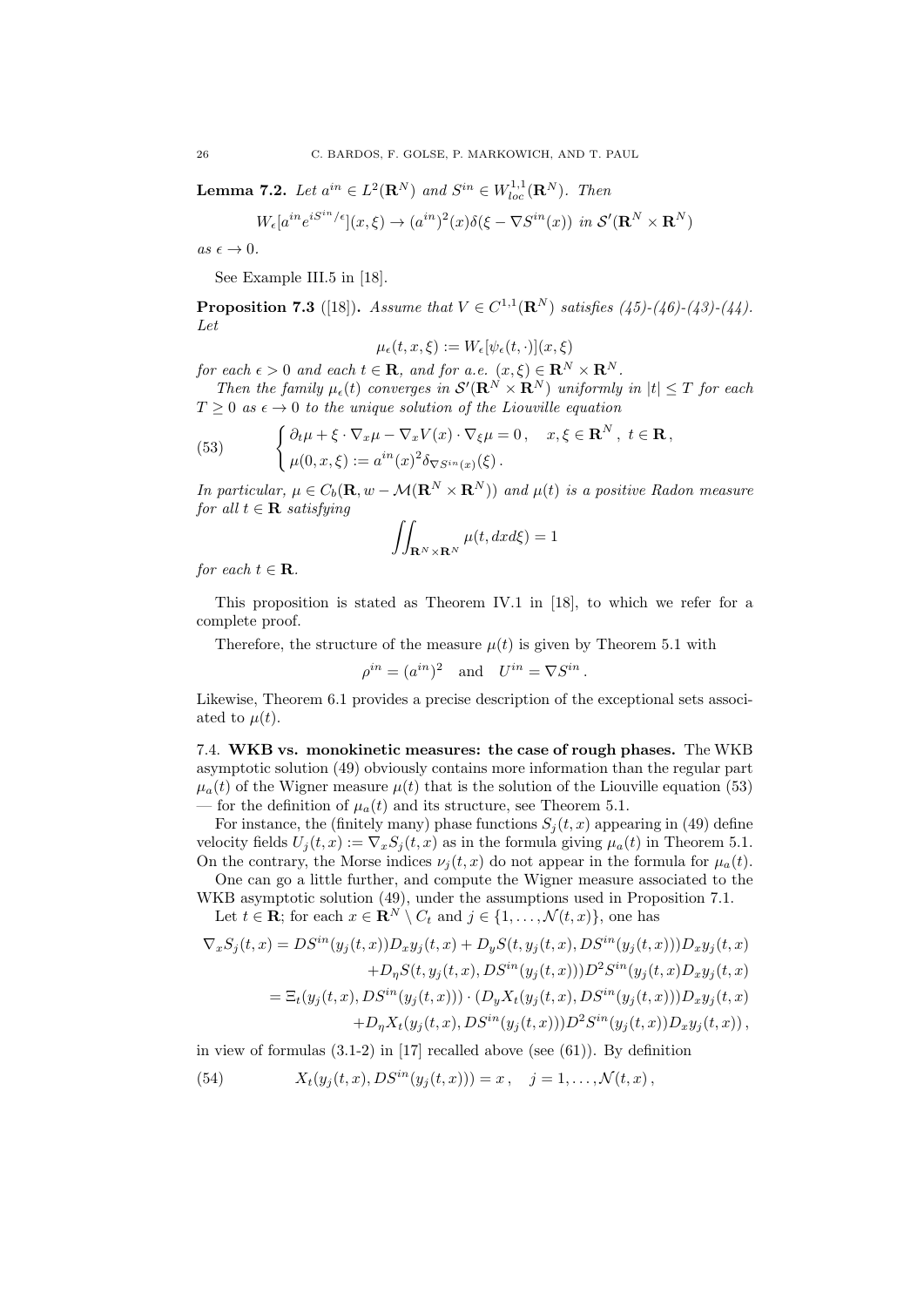**Lemma 7.2.** *Let $a^{in} \in L^2(\mathbf{R}^N)$ and $S^{in} \in W^{1,1}_{loc}(\mathbf{R}^N)$. Then*

$$W_\epsilon[a^{in} e^{iS^{in}/\epsilon}](x,\xi) \to (a^{in})^2(x)\delta(\xi - \nabla S^{in}(x)) \text{ in } \mathcal{S}'(\mathbf{R}^N \times \mathbf{R}^N)$$

*as $\epsilon \to 0$.*

See Example III.5 in [18].

**Proposition 7.3** ([18]). *Assume that $V \in C^{1,1}(\mathbf{R}^N)$ satisfies (45)-(46)-(43)-(44). Let*

$$\mu_\epsilon(t,x,\xi) := W_\epsilon[\psi_\epsilon(t,\cdot)](x,\xi)$$

*for each $\epsilon > 0$ and each $t \in \mathbf{R}$, and for a.e. $(x,\xi) \in \mathbf{R}^N \times \mathbf{R}^N$.*

*Then the family $\mu_\epsilon(t)$ converges in $\mathcal{S}'(\mathbf{R}^N \times \mathbf{R}^N)$ uniformly in $|t| \leq T$ for each $T \geq 0$ as $\epsilon \to 0$ to the unique solution of the Liouville equation*

$$\begin{cases} \partial_t \mu + \xi \cdot \nabla_x \mu - \nabla_x V(x) \cdot \nabla_\xi \mu = 0\,, \quad x, \xi \in \mathbf{R}^N\,,\ t \in \mathbf{R}\,, \\ \mu(0,x,\xi) := a^{in}(x)^2 \delta_{\nabla S^{in}(x)}(\xi)\,. \end{cases} \tag{53}$$

*In particular, $\mu \in C_b(\mathbf{R}, w - \mathcal{M}(\mathbf{R}^N \times \mathbf{R}^N))$ and $\mu(t)$ is a positive Radon measure for all $t \in \mathbf{R}$ satisfying*

$$\iint_{\mathbf{R}^N \times \mathbf{R}^N} \mu(t, dx d\xi) = 1$$

*for each $t \in \mathbf{R}$.*

This proposition is stated as Theorem IV.1 in [18], to which we refer for a complete proof.

Therefore, the structure of the measure $\mu(t)$ is given by Theorem 5.1 with

$$\rho^{in} = (a^{in})^2 \quad \text{and} \quad U^{in} = \nabla S^{in}\,.$$

Likewise, Theorem 6.1 provides a precise description of the exceptional sets associated to $\mu(t)$.

7.4. **WKB vs. monokinetic measures: the case of rough phases.** The WKB asymptotic solution (49) obviously contains more information than the regular part $\mu_a(t)$ of the Wigner measure $\mu(t)$ that is the solution of the Liouville equation (53) — for the definition of $\mu_a(t)$ and its structure, see Theorem 5.1.

For instance, the (finitely many) phase functions $S_j(t,x)$ appearing in (49) define velocity fields $U_j(t,x) := \nabla_x S_j(t,x)$ as in the formula giving $\mu_a(t)$ in Theorem 5.1. On the contrary, the Morse indices $\nu_j(t,x)$ do not appear in the formula for $\mu_a(t)$.

One can go a little further, and compute the Wigner measure associated to the WKB asymptotic solution (49), under the assumptions used in Proposition 7.1.

Let $t \in \mathbf{R}$; for each $x \in \mathbf{R}^N \setminus C_t$ and $j \in \{1, \ldots, \mathcal{N}(t,x)\}$, one has

$$\begin{aligned}
\nabla_x S_j(t,x) &= DS^{in}(y_j(t,x)) D_x y_j(t,x) + D_y S(t, y_j(t,x), DS^{in}(y_j(t,x))) D_x y_j(t,x) \\
&\quad + D_\eta S(t, y_j(t,x), DS^{in}(y_j(t,x))) D^2 S^{in}(y_j(t,x) D_x y_j(t,x) \\
&= \Xi_t(y_j(t,x), DS^{in}(y_j(t,x))) \cdot (D_y X_t(y_j(t,x), DS^{in}(y_j(t,x))) D_x y_j(t,x) \\
&\quad + D_\eta X_t(y_j(t,x), DS^{in}(y_j(t,x))) D^2 S^{in}(y_j(t,x)) D_x y_j(t,x))\,,
\end{aligned}$$

in view of formulas (3.1-2) in [17] recalled above (see (61)). By definition

$$X_t(y_j(t,x), DS^{in}(y_j(t,x))) = x\,, \quad j = 1, \ldots, \mathcal{N}(t,x)\,, \tag{54}$$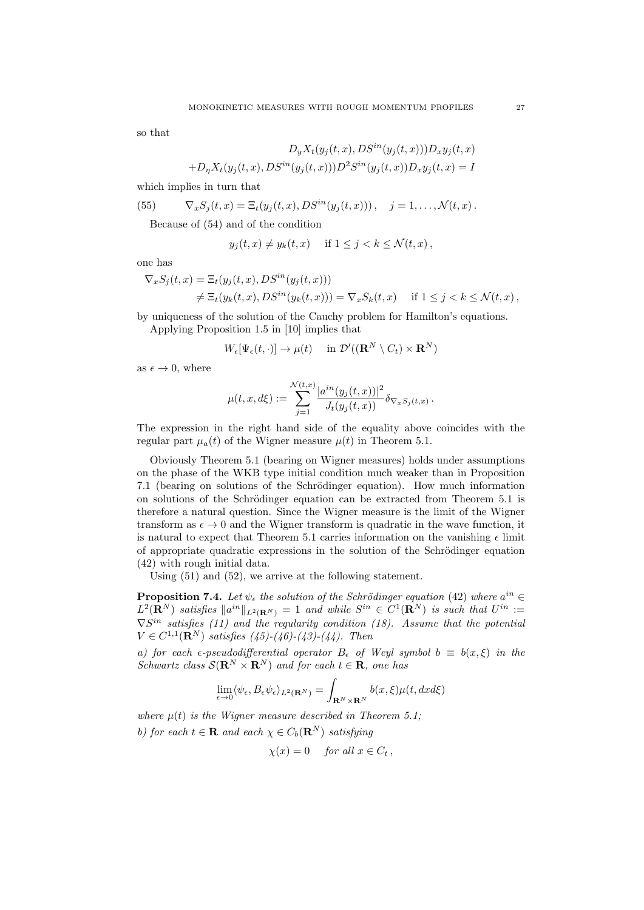so that

$$
\begin{aligned}
&D_y X_t(y_j(t,x), DS^{in}(y_j(t,x))) D_x y_j(t,x) \\
&+ D_\eta X_t(y_j(t,x), DS^{in}(y_j(t,x))) D^2 S^{in}(y_j(t,x)) D_x y_j(t,x) = I
\end{aligned}
$$

which implies in turn that

$$
\nabla_x S_j(t,x) = \Xi_t(y_j(t,x), DS^{in}(y_j(t,x))) \,, \quad j = 1, \ldots, \mathcal{N}(t,x) \,. \tag{55}
$$

Because of (54) and of the condition

$$
y_j(t,x) \neq y_k(t,x) \quad \text{ if } 1 \leq j < k \leq \mathcal{N}(t,x) \,,
$$

one has

$$
\begin{aligned}
\nabla_x S_j(t,x) &= \Xi_t(y_j(t,x), DS^{in}(y_j(t,x))) \\
&\neq \Xi_t(y_k(t,x), DS^{in}(y_k(t,x))) = \nabla_x S_k(t,x) \quad \text{ if } 1 \leq j < k \leq \mathcal{N}(t,x) \,,
\end{aligned}
$$

by uniqueness of the solution of the Cauchy problem for Hamilton's equations.

Applying Proposition 1.5 in [10] implies that

$$
W_\epsilon[\Psi_\epsilon(t,\cdot)] \to \mu(t) \quad \text{ in } \mathcal{D}'((\mathbf{R}^N \setminus C_t) \times \mathbf{R}^N)
$$

as $\epsilon \to 0$, where

$$
\mu(t,x,d\xi) := \sum_{j=1}^{\mathcal{N}(t,x)} \frac{|a^{in}(y_j(t,x))|^2}{J_t(y_j(t,x))} \delta_{\nabla_x S_j(t,x)} \,.
$$

The expression in the right hand side of the equality above coincides with the regular part $\mu_a(t)$ of the Wigner measure $\mu(t)$ in Theorem 5.1.

Obviously Theorem 5.1 (bearing on Wigner measures) holds under assumptions on the phase of the WKB type initial condition much weaker than in Proposition 7.1 (bearing on solutions of the Schrödinger equation). How much information on solutions of the Schrödinger equation can be extracted from Theorem 5.1 is therefore a natural question. Since the Wigner measure is the limit of the Wigner transform as $\epsilon \to 0$ and the Wigner transform is quadratic in the wave function, it is natural to expect that Theorem 5.1 carries information on the vanishing $\epsilon$ limit of appropriate quadratic expressions in the solution of the Schrödinger equation (42) with rough initial data.

Using (51) and (52), we arrive at the following statement.

**Proposition 7.4.** *Let $\psi_\epsilon$ the solution of the Schrödinger equation* (42) *where $a^{in} \in L^2(\mathbf{R}^N)$ satisfies $\|a^{in}\|_{L^2(\mathbf{R}^N)} = 1$ and while $S^{in} \in C^1(\mathbf{R}^N)$ is such that $U^{in} := \nabla S^{in}$ satisfies (11) and the regularity condition (18). Assume that the potential $V \in C^{1,1}(\mathbf{R}^N)$ satisfies (45)-(46)-(43)-(44). Then*

*a) for each $\epsilon$-pseudodifferential operator $B_\epsilon$ of Weyl symbol $b \equiv b(x,\xi)$ in the Schwartz class $\mathcal{S}(\mathbf{R}^N \times \mathbf{R}^N)$ and for each $t \in \mathbf{R}$, one has*

$$
\lim_{\epsilon \to 0} \langle \psi_\epsilon, B_\epsilon \psi_\epsilon \rangle_{L^2(\mathbf{R}^N)} = \int_{\mathbf{R}^N \times \mathbf{R}^N} b(x,\xi) \mu(t, dx d\xi)
$$

*where $\mu(t)$ is the Wigner measure described in Theorem 5.1;*

*b) for each $t \in \mathbf{R}$ and each $\chi \in C_b(\mathbf{R}^N)$ satisfying*

$$
\chi(x) = 0 \quad \text{for all } x \in C_t \,,
$$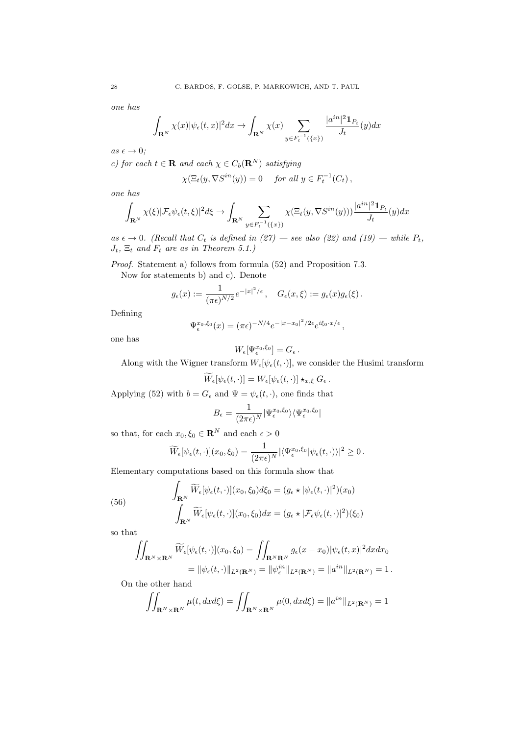*one has*

$$\int_{\mathbf{R}^N} \chi(x)|\psi_\epsilon(t,x)|^2 dx \to \int_{\mathbf{R}^N} \chi(x) \sum_{y \in F_t^{-1}(\{x\})} \frac{|a^{in}|^2 \mathbf{1}_{P_t}}{J_t}(y) dx$$

*as* $\epsilon \to 0$*;*

*c) for each* $t \in \mathbf{R}$ *and each* $\chi \in C_b(\mathbf{R}^N)$ *satisfying*

$$\chi(\Xi_t(y, \nabla S^{in}(y)) = 0 \quad \text{for all } y \in F_t^{-1}(C_t)\,,$$

*one has*

$$\int_{\mathbf{R}^N} \chi(\xi)|\mathcal{F}_\epsilon \psi_\epsilon(t,\xi)|^2 d\xi \to \int_{\mathbf{R}^N} \sum_{y \in F_t^{-1}(\{x\})} \chi(\Xi_t(y, \nabla S^{in}(y))) \frac{|a^{in}|^2 \mathbf{1}_{P_t}}{J_t}(y) dx$$

*as* $\epsilon \to 0$*. (Recall that* $C_t$ *is defined in (27) — see also (22) and (19) — while* $P_t$*,* $J_t$*,* $\Xi_t$ *and* $F_t$ *are as in Theorem 5.1.)*

*Proof.* Statement a) follows from formula (52) and Proposition 7.3.

Now for statements b) and c). Denote

$$g_\epsilon(x) := \frac{1}{(\pi\epsilon)^{N/2}} e^{-|x|^2/\epsilon}\,, \quad G_\epsilon(x,\xi) := g_\epsilon(x) g_\epsilon(\xi)\,.$$

Defining

$$\Psi_\epsilon^{x_0,\xi_0}(x) = (\pi\epsilon)^{-N/4} e^{-|x-x_0|^2/2\epsilon} e^{i\xi_0 \cdot x/\epsilon}\,,$$

one has

$$W_\epsilon[\Psi_\epsilon^{x_0,\xi_0}] = G_\epsilon\,.$$

Along with the Wigner transform $W_\epsilon[\psi_\epsilon(t,\cdot)]$, we consider the Husimi transform

$$\widetilde{W}_\epsilon[\psi_\epsilon(t,\cdot)] = W_\epsilon[\psi_\epsilon(t,\cdot)] \star_{x,\xi} G_\epsilon\,.$$

Applying (52) with $b = G_\epsilon$ and $\Psi = \psi_\epsilon(t,\cdot)$, one finds that

$$B_\epsilon = \frac{1}{(2\pi\epsilon)^N} |\Psi_\epsilon^{x_0,\xi_0}\rangle\langle\Psi_\epsilon^{x_0,\xi_0}|$$

so that, for each $x_0, \xi_0 \in \mathbf{R}^N$ and each $\epsilon > 0$

$$\widetilde{W}_\epsilon[\psi_\epsilon(t,\cdot)](x_0,\xi_0) = \frac{1}{(2\pi\epsilon)^N} |\langle\Psi_\epsilon^{x_0,\xi_0}|\psi_\epsilon(t,\cdot)\rangle|^2 \geq 0\,.$$

Elementary computations based on this formula show that

$$\begin{aligned}
\int_{\mathbf{R}^N} \widetilde{W}_\epsilon[\psi_\epsilon(t,\cdot)](x_0,\xi_0) d\xi_0 &= (g_\epsilon \star |\psi_\epsilon(t,\cdot)|^2)(x_0) \\
\int_{\mathbf{R}^N} \widetilde{W}_\epsilon[\psi_\epsilon(t,\cdot)](x_0,\xi_0) dx &= (g_\epsilon \star |\mathcal{F}_\epsilon \psi_\epsilon(t,\cdot)|^2)(\xi_0)
\end{aligned} \tag{56}$$

so that

$$\begin{aligned}
\iint_{\mathbf{R}^N \times \mathbf{R}^N} \widetilde{W}_\epsilon[\psi_\epsilon(t,\cdot)](x_0,\xi_0) &= \iint_{\mathbf{R}^N \mathbf{R}^N} g_\epsilon(x-x_0)|\psi_\epsilon(t,x)|^2 dx dx_0 \\
&= \|\psi_\epsilon(t,\cdot)\|_{L^2(\mathbf{R}^N)} = \|\psi_\epsilon^{in}\|_{L^2(\mathbf{R}^N)} = \|a^{in}\|_{L^2(\mathbf{R}^N)} = 1\,.
\end{aligned}$$

On the other hand

$$\iint_{\mathbf{R}^N \times \mathbf{R}^N} \mu(t, dx d\xi) = \iint_{\mathbf{R}^N \times \mathbf{R}^N} \mu(0, dx d\xi) = \|a^{in}\|_{L^2(\mathbf{R}^N)} = 1$$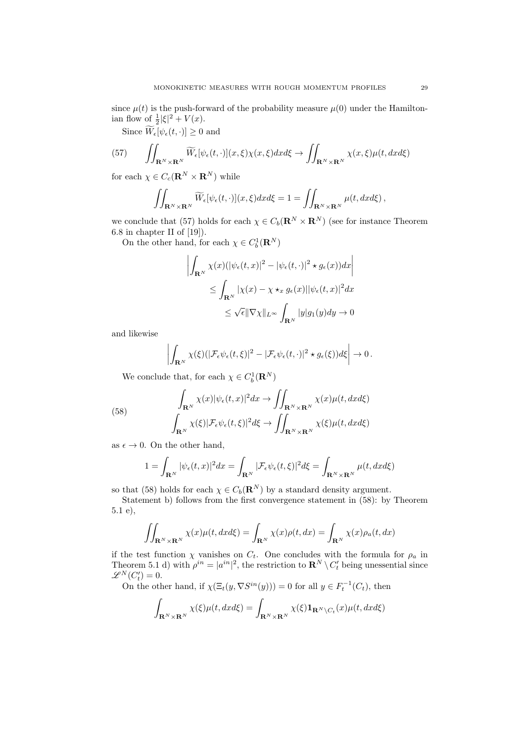since $\mu(t)$ is the push-forward of the probability measure $\mu(0)$ under the Hamiltonian flow of $\frac{1}{2}|\xi|^2 + V(x)$.

Since $\widetilde{W}_\epsilon[\psi_\epsilon(t,\cdot)] \geq 0$ and

$$\iint_{\mathbf{R}^N\times\mathbf{R}^N} \widetilde{W}_\epsilon[\psi_\epsilon(t,\cdot)](x,\xi)\chi(x,\xi)dxd\xi \to \iint_{\mathbf{R}^N\times\mathbf{R}^N} \chi(x,\xi)\mu(t,dxd\xi) \tag{57}$$

for each $\chi \in C_c(\mathbf{R}^N\times\mathbf{R}^N)$ while

$$\iint_{\mathbf{R}^N\times\mathbf{R}^N} \widetilde{W}_\epsilon[\psi_\epsilon(t,\cdot)](x,\xi)dxd\xi = 1 = \iint_{\mathbf{R}^N\times\mathbf{R}^N} \mu(t,dxd\xi)\,,$$

we conclude that (57) holds for each $\chi \in C_b(\mathbf{R}^N\times\mathbf{R}^N)$ (see for instance Theorem 6.8 in chapter II of [19]).

On the other hand, for each $\chi \in C_b^1(\mathbf{R}^N)$

$$\begin{aligned}
\left|\int_{\mathbf{R}^N} \chi(x)(|\psi_\epsilon(t,x)|^2 - |\psi_\epsilon(t,\cdot)|^2 \star g_\epsilon(x))dx\right| \\
\leq \int_{\mathbf{R}^N} |\chi(x) - \chi \star_x g_\epsilon(x)||\psi_\epsilon(t,x)|^2dx \\
\leq \sqrt{\epsilon}\|\nabla\chi\|_{L^\infty}\int_{\mathbf{R}^N} |y|g_1(y)dy \to 0
\end{aligned}$$

and likewise

$$\left|\int_{\mathbf{R}^N} \chi(\xi)(|\mathcal{F}_\epsilon\psi_\epsilon(t,\xi)|^2 - |\mathcal{F}_\epsilon\psi_\epsilon(t,\cdot)|^2 \star g_\epsilon(\xi))d\xi\right| \to 0\,.$$

We conclude that, for each $\chi \in C_b^1(\mathbf{R}^N)$

$$\begin{aligned}
\int_{\mathbf{R}^N} \chi(x)|\psi_\epsilon(t,x)|^2dx \to \iint_{\mathbf{R}^N\times\mathbf{R}^N} \chi(x)\mu(t,dxd\xi) \\
\int_{\mathbf{R}^N} \chi(\xi)|\mathcal{F}_\epsilon\psi_\epsilon(t,\xi)|^2d\xi \to \iint_{\mathbf{R}^N\times\mathbf{R}^N} \chi(\xi)\mu(t,dxd\xi)
\end{aligned} \tag{58}$$

as $\epsilon \to 0$. On the other hand,

$$1 = \int_{\mathbf{R}^N} |\psi_\epsilon(t,x)|^2dx = \int_{\mathbf{R}^N} |\mathcal{F}_\epsilon\psi_\epsilon(t,\xi)|^2d\xi = \int_{\mathbf{R}^N\times\mathbf{R}^N} \mu(t,dxd\xi)$$

so that (58) holds for each $\chi \in C_b(\mathbf{R}^N)$ by a standard density argument.

Statement b) follows from the first convergence statement in (58): by Theorem 5.1 e),

$$\iint_{\mathbf{R}^N\times\mathbf{R}^N} \chi(x)\mu(t,dxd\xi) = \int_{\mathbf{R}^N} \chi(x)\rho(t,dx) = \int_{\mathbf{R}^N} \chi(x)\rho_a(t,dx)$$

if the test function $\chi$ vanishes on $C_t$. One concludes with the formula for $\rho_a$ in Theorem 5.1 d) with $\rho^{in} = |a^{in}|^2$, the restriction to $\mathbf{R}^N \setminus C_t'$ being unessential since $\mathscr{L}^N(C_t') = 0$.

On the other hand, if $\chi(\Xi_t(y,\nabla S^{in}(y))) = 0$ for all $y \in F_t^{-1}(C_t)$, then

$$\int_{\mathbf{R}^N\times\mathbf{R}^N} \chi(\xi)\mu(t,dxd\xi) = \int_{\mathbf{R}^N\times\mathbf{R}^N} \chi(\xi)\mathbf{1}_{\mathbf{R}^N\setminus C_t}(x)\mu(t,dxd\xi)$$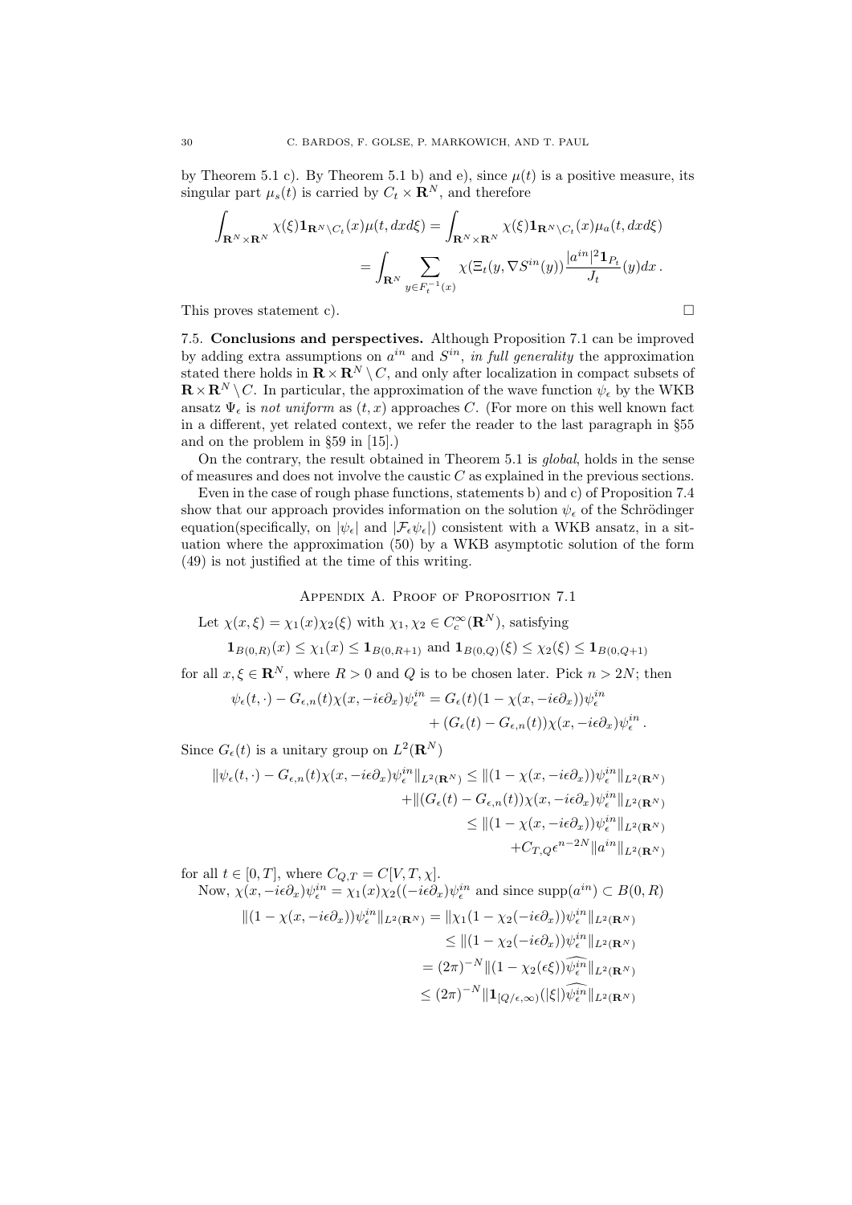by Theorem 5.1 c). By Theorem 5.1 b) and e), since $\mu(t)$ is a positive measure, its singular part $\mu_s(t)$ is carried by $C_t \times \mathbf{R}^N$, and therefore

$$\int_{\mathbf{R}^N\times\mathbf{R}^N} \chi(\xi)\mathbf{1}_{\mathbf{R}^N\setminus C_t}(x)\mu(t,dxd\xi) = \int_{\mathbf{R}^N\times\mathbf{R}^N} \chi(\xi)\mathbf{1}_{\mathbf{R}^N\setminus C_t}(x)\mu_a(t,dxd\xi)$$
$$= \int_{\mathbf{R}^N} \sum_{y\in F_t^{-1}(x)} \chi(\Xi_t(y,\nabla S^{in}(y)))\frac{|a^{in}|^2\mathbf{1}_{P_t}}{J_t}(y)dx\,.$$

This proves statement c). $\square$

**7.5. Conclusions and perspectives.** Although Proposition 7.1 can be improved by adding extra assumptions on $a^{in}$ and $S^{in}$, *in full generality* the approximation stated there holds in $\mathbf{R}\times\mathbf{R}^N\setminus C$, and only after localization in compact subsets of $\mathbf{R}\times\mathbf{R}^N\setminus C$. In particular, the approximation of the wave function $\psi_\epsilon$ by the WKB ansatz $\Psi_\epsilon$ is *not uniform* as $(t,x)$ approaches $C$. (For more on this well known fact in a different, yet related context, we refer the reader to the last paragraph in §55 and on the problem in §59 in [15].)

On the contrary, the result obtained in Theorem 5.1 is *global*, holds in the sense of measures and does not involve the caustic $C$ as explained in the previous sections.

Even in the case of rough phase functions, statements b) and c) of Proposition 7.4 show that our approach provides information on the solution $\psi_\epsilon$ of the Schrödinger equation(specifically, on $|\psi_\epsilon|$ and $|\mathcal{F}_\epsilon\psi_\epsilon|$) consistent with a WKB ansatz, in a situation where the approximation (50) by a WKB asymptotic solution of the form (49) is not justified at the time of this writing.

## Appendix A. Proof of Proposition 7.1

Let $\chi(x,\xi) = \chi_1(x)\chi_2(\xi)$ with $\chi_1,\chi_2\in C_c^\infty(\mathbf{R}^N)$, satisfying

$$\mathbf{1}_{B(0,R)}(x) \le \chi_1(x) \le \mathbf{1}_{B(0,R+1)} \text{ and } \mathbf{1}_{B(0,Q)}(\xi) \le \chi_2(\xi) \le \mathbf{1}_{B(0,Q+1)}$$

for all $x,\xi\in\mathbf{R}^N$, where $R>0$ and $Q$ is to be chosen later. Pick $n>2N$; then

$$\psi_\epsilon(t,\cdot) - G_{\epsilon,n}(t)\chi(x,-i\epsilon\partial_x)\psi_\epsilon^{in} = G_\epsilon(t)(1-\chi(x,-i\epsilon\partial_x))\psi_\epsilon^{in}$$
$$+ (G_\epsilon(t) - G_{\epsilon,n}(t))\chi(x,-i\epsilon\partial_x)\psi_\epsilon^{in}\,.$$

Since $G_\epsilon(t)$ is a unitary group on $L^2(\mathbf{R}^N)$

$$\|\psi_\epsilon(t,\cdot) - G_{\epsilon,n}(t)\chi(x,-i\epsilon\partial_x)\psi_\epsilon^{in}\|_{L^2(\mathbf{R}^N)} \le \|(1-\chi(x,-i\epsilon\partial_x))\psi_\epsilon^{in}\|_{L^2(\mathbf{R}^N)}$$
$$+\|(G_\epsilon(t) - G_{\epsilon,n}(t))\chi(x,-i\epsilon\partial_x)\psi_\epsilon^{in}\|_{L^2(\mathbf{R}^N)}$$
$$\le \|(1-\chi(x,-i\epsilon\partial_x))\psi_\epsilon^{in}\|_{L^2(\mathbf{R}^N)}$$
$$+C_{T,Q}\epsilon^{n-2N}\|a^{in}\|_{L^2(\mathbf{R}^N)}$$

for all $t\in[0,T]$, where $C_{Q,T} = C[V,T,\chi]$.

Now, $\chi(x,-i\epsilon\partial_x)\psi_\epsilon^{in} = \chi_1(x)\chi_2((-i\epsilon\partial_x)\psi_\epsilon^{in}$ and since $\operatorname{supp}(a^{in})\subset B(0,R)$

$$\|(1-\chi(x,-i\epsilon\partial_x))\psi_\epsilon^{in}\|_{L^2(\mathbf{R}^N)} = \|\chi_1(1-\chi_2(-i\epsilon\partial_x))\psi_\epsilon^{in}\|_{L^2(\mathbf{R}^N)}$$
$$\le \|(1-\chi_2(-i\epsilon\partial_x))\psi_\epsilon^{in}\|_{L^2(\mathbf{R}^N)}$$
$$= (2\pi)^{-N}\|(1-\chi_2(\epsilon\xi))\widehat{\psi_\epsilon^{in}}\|_{L^2(\mathbf{R}^N)}$$
$$\le (2\pi)^{-N}\|\mathbf{1}_{[Q/\epsilon,\infty)}(|\xi|)\widehat{\psi_\epsilon^{in}}\|_{L^2(\mathbf{R}^N)}$$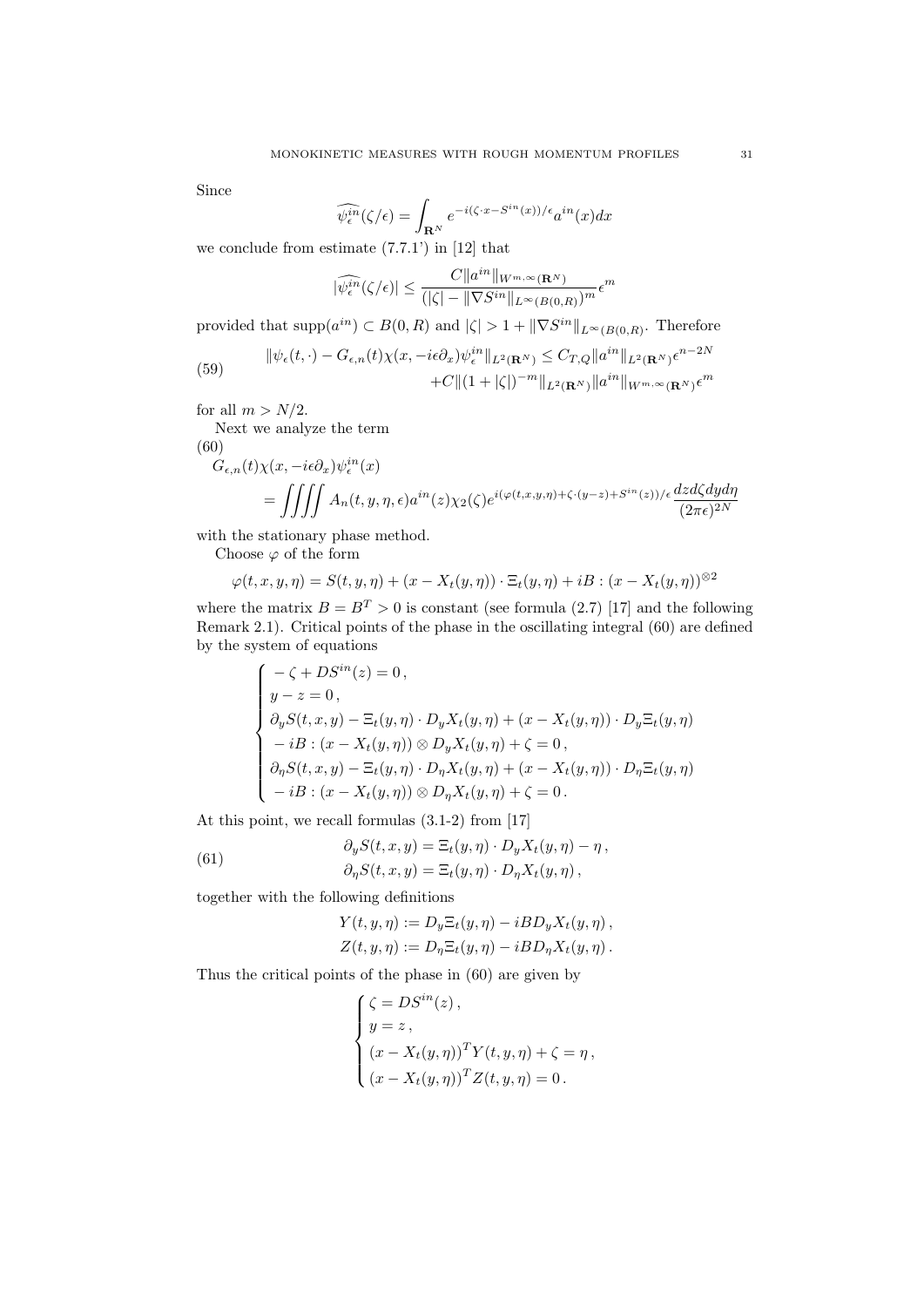Since

$$\widehat{\psi_\epsilon^{in}}(\zeta/\epsilon) = \int_{\mathbf{R}^N} e^{-i(\zeta\cdot x - S^{in}(x))/\epsilon} a^{in}(x)dx$$

we conclude from estimate (7.7.1') in [12] that

$$|\widehat{\psi_\epsilon^{in}}(\zeta/\epsilon)| \le \frac{C\|a^{in}\|_{W^{m,\infty}(\mathbf{R}^N)}}{(|\zeta| - \|\nabla S^{in}\|_{L^\infty(B(0,R)})^m}\epsilon^m$$

provided that $\operatorname{supp}(a^{in}) \subset B(0,R)$ and $|\zeta| > 1 + \|\nabla S^{in}\|_{L^\infty(B(0,R)}$. Therefore

$$\begin{aligned}\|\psi_\epsilon(t,\cdot) - G_{\epsilon,n}(t)\chi(x,-i\epsilon\partial_x)\psi_\epsilon^{in}\|_{L^2(\mathbf{R}^N)} &\le C_{T,Q}\|a^{in}\|_{L^2(\mathbf{R}^N)}\epsilon^{n-2N}\\ &+C\|(1+|\zeta|)^{-m}\|_{L^2(\mathbf{R}^N)}\|a^{in}\|_{W^{m,\infty}(\mathbf{R}^N)}\epsilon^m\end{aligned} \tag{59}$$

for all $m > N/2$.

Next we analyze the term

$$\begin{aligned}&G_{\epsilon,n}(t)\chi(x,-i\epsilon\partial_x)\psi_\epsilon^{in}(x)\\ &\qquad= \iiiint A_n(t,y,\eta,\epsilon)a^{in}(z)\chi_2(\zeta)e^{i(\varphi(t,x,y,\eta)+\zeta\cdot(y-z)+S^{in}(z))/\epsilon}\frac{dzd\zeta dyd\eta}{(2\pi\epsilon)^{2N}}\end{aligned} \tag{60}$$

with the stationary phase method.

Choose $\varphi$ of the form

$$\varphi(t,x,y,\eta) = S(t,y,\eta) + (x - X_t(y,\eta))\cdot\Xi_t(y,\eta) + iB : (x - X_t(y,\eta))^{\otimes 2}$$

where the matrix $B = B^T > 0$ is constant (see formula (2.7) [17] and the following Remark 2.1). Critical points of the phase in the oscillating integral (60) are defined by the system of equations

$$\begin{cases} -\zeta + DS^{in}(z) = 0\,,\\ y - z = 0\,,\\ \partial_y S(t,x,y) - \Xi_t(y,\eta)\cdot D_yX_t(y,\eta) + (x - X_t(y,\eta))\cdot D_y\Xi_t(y,\eta)\\ -iB : (x - X_t(y,\eta))\otimes D_yX_t(y,\eta) + \zeta = 0\,,\\ \partial_\eta S(t,x,y) - \Xi_t(y,\eta)\cdot D_\eta X_t(y,\eta) + (x - X_t(y,\eta))\cdot D_\eta\Xi_t(y,\eta)\\ -iB : (x - X_t(y,\eta))\otimes D_\eta X_t(y,\eta) + \zeta = 0\,.\end{cases}$$

At this point, we recall formulas (3.1-2) from [17]

$$\begin{aligned}\partial_y S(t,x,y) &= \Xi_t(y,\eta)\cdot D_yX_t(y,\eta) - \eta\,,\\ \partial_\eta S(t,x,y) &= \Xi_t(y,\eta)\cdot D_\eta X_t(y,\eta)\,,\end{aligned} \tag{61}$$

together with the following definitions

$$\begin{aligned}Y(t,y,\eta) &:= D_y\Xi_t(y,\eta) - iBD_yX_t(y,\eta)\,,\\ Z(t,y,\eta) &:= D_\eta\Xi_t(y,\eta) - iBD_\eta X_t(y,\eta)\,.\end{aligned}$$

Thus the critical points of the phase in (60) are given by

$$\begin{cases}\zeta = DS^{in}(z)\,,\\ y = z\,,\\ (x - X_t(y,\eta))^T Y(t,y,\eta) + \zeta = \eta\,,\\ (x - X_t(y,\eta))^T Z(t,y,\eta) = 0\,.\end{cases}$$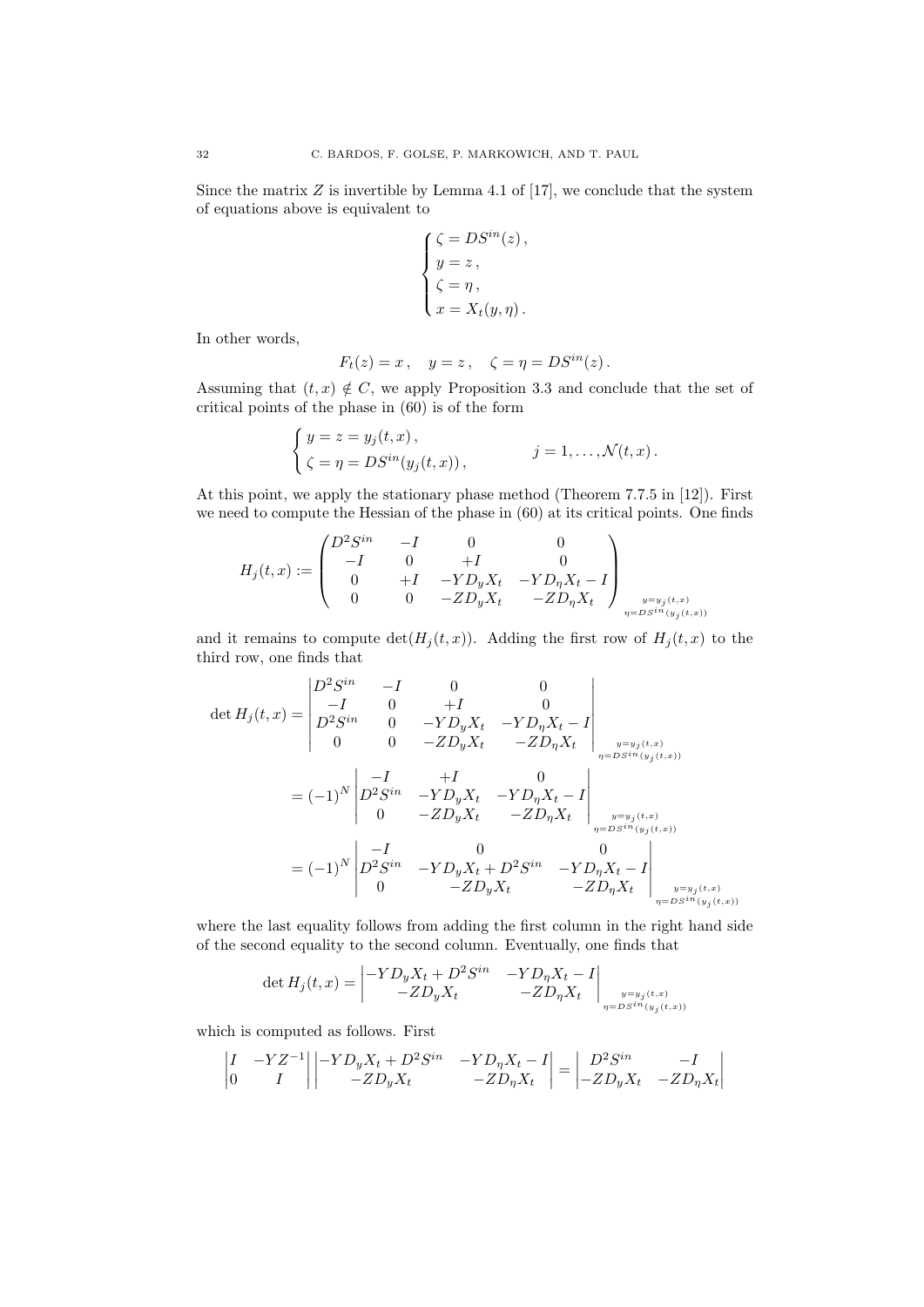Since the matrix $Z$ is invertible by Lemma 4.1 of [17], we conclude that the system of equations above is equivalent to

$$\begin{cases} \zeta = DS^{in}(z)\,, \\ y = z\,, \\ \zeta = \eta\,, \\ x = X_t(y,\eta)\,. \end{cases}$$

In other words,

$$F_t(z) = x\,, \quad y = z\,, \quad \zeta = \eta = DS^{in}(z)\,.$$

Assuming that $(t,x) \notin C$, we apply Proposition 3.3 and conclude that the set of critical points of the phase in (60) is of the form

$$\begin{cases} y = z = y_j(t,x)\,, \\ \zeta = \eta = DS^{in}(y_j(t,x))\,, \end{cases} \qquad j = 1,\ldots,\mathcal{N}(t,x)\,.$$

At this point, we apply the stationary phase method (Theorem 7.7.5 in [12]). First we need to compute the Hessian of the phase in (60) at its critical points. One finds

$$H_j(t,x) := \begin{pmatrix} D^2S^{in} & -I & 0 & 0 \\ -I & 0 & +I & 0 \\ 0 & +I & -YD_yX_t & -YD_\eta X_t - I \\ 0 & 0 & -ZD_yX_t & -ZD_\eta X_t \end{pmatrix}_{\substack{y=y_j(t,x) \\ \eta = DS^{in}(y_j(t,x))}}$$

and it remains to compute $\det(H_j(t,x))$. Adding the first row of $H_j(t,x)$ to the third row, one finds that

$$\begin{aligned}
\det H_j(t,x) &= \begin{vmatrix} D^2S^{in} & -I & 0 & 0 \\ -I & 0 & +I & 0 \\ D^2S^{in} & 0 & -YD_yX_t & -YD_\eta X_t - I \\ 0 & 0 & -ZD_yX_t & -ZD_\eta X_t \end{vmatrix}_{\substack{y=y_j(t,x) \\ \eta = DS^{in}(y_j(t,x))}} \\
&= (-1)^N \begin{vmatrix} -I & +I & 0 \\ D^2S^{in} & -YD_yX_t & -YD_\eta X_t - I \\ 0 & -ZD_yX_t & -ZD_\eta X_t \end{vmatrix}_{\substack{y=y_j(t,x) \\ \eta = DS^{in}(y_j(t,x))}} \\
&= (-1)^N \begin{vmatrix} -I & 0 & 0 \\ D^2S^{in} & -YD_yX_t + D^2S^{in} & -YD_\eta X_t - I \\ 0 & -ZD_yX_t & -ZD_\eta X_t \end{vmatrix}_{\substack{y=y_j(t,x) \\ \eta = DS^{in}(y_j(t,x))}}
\end{aligned}$$

where the last equality follows from adding the first column in the right hand side of the second equality to the second column. Eventually, one finds that

$$\det H_j(t,x) = \begin{vmatrix} -YD_yX_t + D^2S^{in} & -YD_\eta X_t - I \\ -ZD_yX_t & -ZD_\eta X_t \end{vmatrix}_{\substack{y=y_j(t,x) \\ \eta = DS^{in}(y_j(t,x))}}$$

which is computed as follows. First

$$\begin{vmatrix} I & -YZ^{-1} \\ 0 & I \end{vmatrix} \begin{vmatrix} -YD_yX_t + D^2S^{in} & -YD_\eta X_t - I \\ -ZD_yX_t & -ZD_\eta X_t \end{vmatrix} = \begin{vmatrix} D^2S^{in} & -I \\ -ZD_yX_t & -ZD_\eta X_t \end{vmatrix}$$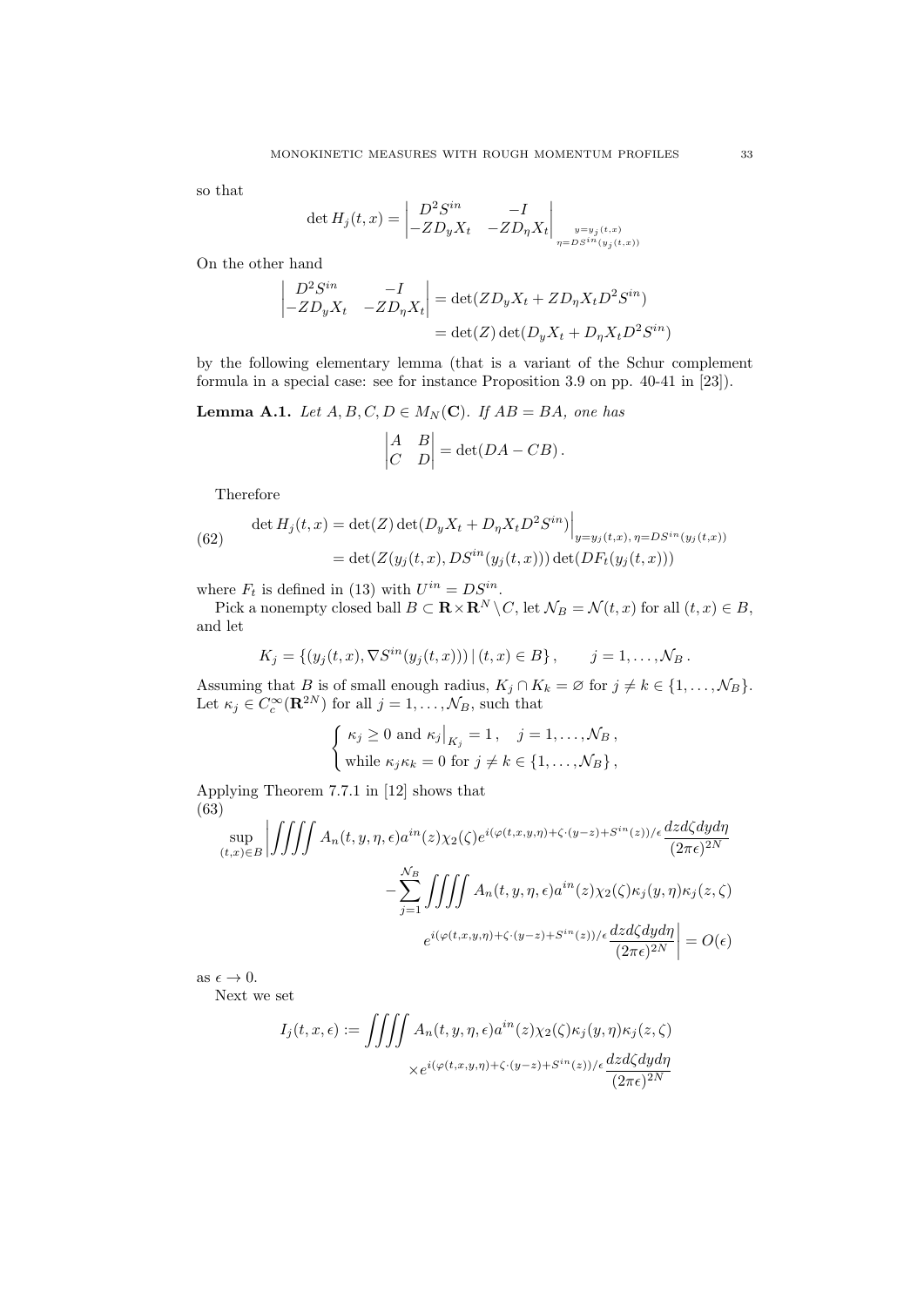so that

$$\det H_j(t,x) = \begin{vmatrix} D^2S^{in} & -I \\ -ZD_yX_t & -ZD_\eta X_t \end{vmatrix}_{\substack{y=y_j(t,x) \\ \eta=DS^{in}(y_j(t,x))}}$$

On the other hand

$$\begin{aligned}\begin{vmatrix} D^2S^{in} & -I \\ -ZD_yX_t & -ZD_\eta X_t \end{vmatrix} &= \det(ZD_yX_t + ZD_\eta X_t D^2S^{in}) \\ &= \det(Z)\det(D_yX_t + D_\eta X_t D^2S^{in})\end{aligned}$$

by the following elementary lemma (that is a variant of the Schur complement formula in a special case: see for instance Proposition 3.9 on pp. 40-41 in [23]).

**Lemma A.1.** *Let $A, B, C, D \in M_N(\mathbf{C})$. If $AB = BA$, one has*

$$\begin{vmatrix} A & B \\ C & D \end{vmatrix} = \det(DA - CB)\,.$$

Therefore

$$\begin{aligned}\det H_j(t,x) &= \det(Z)\det(D_yX_t + D_\eta X_t D^2S^{in})\Big|_{y=y_j(t,x),\,\eta=DS^{in}(y_j(t,x))} \\ &= \det(Z(y_j(t,x), DS^{in}(y_j(t,x)))\det(DF_t(y_j(t,x)))\end{aligned} \tag{62}$$

where $F_t$ is defined in (13) with $U^{in} = DS^{in}$.

Pick a nonempty closed ball $B \subset \mathbf{R}\times\mathbf{R}^N \setminus C$, let $\mathcal{N}_B = \mathcal{N}(t,x)$ for all $(t,x) \in B$, and let

$$K_j = \{(y_j(t,x), \nabla S^{in}(y_j(t,x)))\,|\,(t,x)\in B\}\,, \qquad j = 1,\ldots,\mathcal{N}_B\,.$$

Assuming that $B$ is of small enough radius, $K_j \cap K_k = \varnothing$ for $j \neq k \in \{1,\ldots,\mathcal{N}_B\}$. Let $\kappa_j \in C_c^\infty(\mathbf{R}^{2N})$ for all $j = 1,\ldots,\mathcal{N}_B$, such that

$$\begin{cases} \kappa_j \geq 0 \text{ and } \kappa_j\big|_{K_j} = 1\,, \quad j = 1,\ldots,\mathcal{N}_B\,, \\ \text{while } \kappa_j\kappa_k = 0 \text{ for } j \neq k \in \{1,\ldots,\mathcal{N}_B\}\,, \end{cases}$$

Applying Theorem 7.7.1 in [12] shows that

$$\begin{aligned}\sup_{(t,x)\in B}\Bigg|\iiiint A_n(t,y,\eta,\epsilon)a^{in}(z)\chi_2(\zeta)e^{i(\varphi(t,x,y,\eta)+\zeta\cdot(y-z)+S^{in}(z))/\epsilon}\frac{dzd\zeta dyd\eta}{(2\pi\epsilon)^{2N}} \\ -\sum_{j=1}^{\mathcal{N}_B}\iiiint A_n(t,y,\eta,\epsilon)a^{in}(z)\chi_2(\zeta)\kappa_j(y,\eta)\kappa_j(z,\zeta) \\ e^{i(\varphi(t,x,y,\eta)+\zeta\cdot(y-z)+S^{in}(z))/\epsilon}\frac{dzd\zeta dyd\eta}{(2\pi\epsilon)^{2N}}\Bigg| = O(\epsilon)\end{aligned} \tag{63}$$

as $\epsilon \to 0$.

Next we set

$$\begin{aligned}I_j(t,x,\epsilon) := \iiiint A_n(t,y,\eta,\epsilon)a^{in}(z)\chi_2(\zeta)\kappa_j(y,\eta)\kappa_j(z,\zeta) \\ \times e^{i(\varphi(t,x,y,\eta)+\zeta\cdot(y-z)+S^{in}(z))/\epsilon}\frac{dzd\zeta dyd\eta}{(2\pi\epsilon)^{2N}}\end{aligned}$$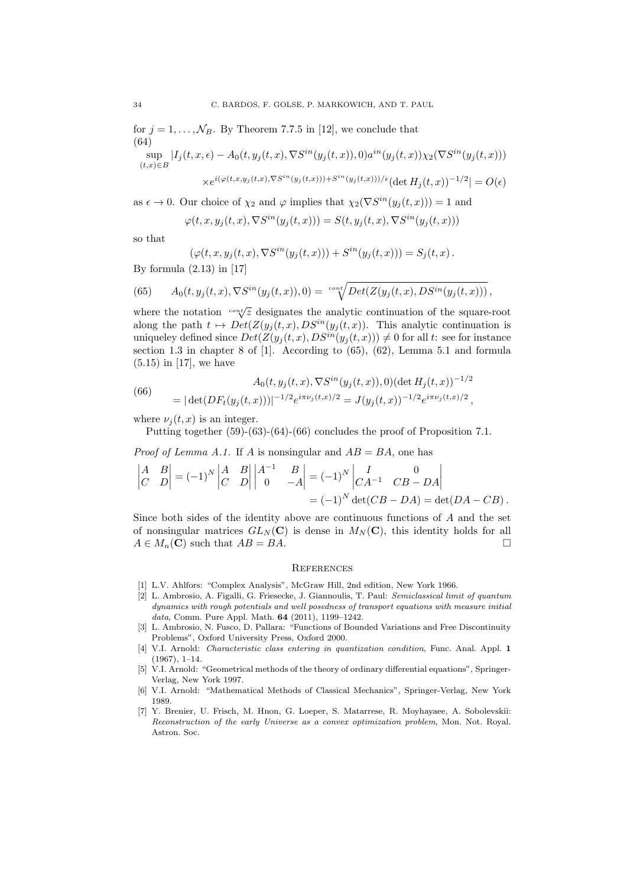for $j = 1, \ldots, \mathcal{N}_B$. By Theorem 7.7.5 in [12], we conclude that
(64)

$$
\sup_{(t,x)\in B} |I_j(t,x,\epsilon) - A_0(t, y_j(t,x), \nabla S^{in}(y_j(t,x)), 0) a^{in}(y_j(t,x)) \chi_2(\nabla S^{in}(y_j(t,x)))
$$
$$
\times e^{i(\varphi(t,x,y_j(t,x),\nabla S^{in}(y_j(t,x))) + S^{in}(y_j(t,x)))/\epsilon} (\det H_j(t,x))^{-1/2}| = O(\epsilon)
$$

as $\epsilon \to 0$. Our choice of $\chi_2$ and $\varphi$ implies that $\chi_2(\nabla S^{in}(y_j(t,x))) = 1$ and

$$
\varphi(t,x,y_j(t,x),\nabla S^{in}(y_j(t,x))) = S(t, y_j(t,x), \nabla S^{in}(y_j(t,x)))
$$

so that

$$
(\varphi(t,x,y_j(t,x),\nabla S^{in}(y_j(t,x))) + S^{in}(y_j(t,x))) = S_j(t,x)\,.
$$

By formula (2.13) in [17]

$$
A_0(t, y_j(t,x), \nabla S^{in}(y_j(t,x)), 0) = \sqrt[cont]{Det(Z(y_j(t,x), DS^{in}(y_j(t,x)))}\,, \tag{65}
$$

where the notation $\sqrt[cont]{z}$ designates the analytic continuation of the square-root along the path $t \mapsto Det(Z(y_j(t,x), DS^{in}(y_j(t,x))$. This analytic continuation is uniqueley defined since $Det(Z(y_j(t,x), DS^{in}(y_j(t,x))) \neq 0$ for all $t$: see for instance section 1.3 in chapter 8 of [1]. According to (65), (62), Lemma 5.1 and formula (5.15) in [17], we have

$$
\begin{aligned}
&A_0(t, y_j(t,x), \nabla S^{in}(y_j(t,x)), 0)(\det H_j(t,x))^{-1/2} \\
&= |\det(DF_t(y_j(t,x)))|^{-1/2} e^{i\pi\nu_j(t,x)/2} = J(y_j(t,x))^{-1/2} e^{i\pi\nu_j(t,x)/2}\,,
\end{aligned} \tag{66}
$$

where $\nu_j(t,x)$ is an integer.

Putting together (59)-(63)-(64)-(66) concludes the proof of Proposition 7.1.

*Proof of Lemma A.1.* If $A$ is nonsingular and $AB = BA$, one has

$$
\begin{aligned}
\begin{vmatrix} A & B \\ C & D \end{vmatrix} = (-1)^N \begin{vmatrix} A & B \\ C & D \end{vmatrix} \begin{vmatrix} A^{-1} & B \\ 0 & -A \end{vmatrix} &= (-1)^N \begin{vmatrix} I & 0 \\ CA^{-1} & CB - DA \end{vmatrix} \\
&= (-1)^N \det(CB - DA) = \det(DA - CB)\,.
\end{aligned}
$$

Since both sides of the identity above are continuous functions of $A$ and the set of nonsingular matrices $GL_N(\mathbf{C})$ is dense in $M_N(\mathbf{C})$, this identity holds for all $A \in M_n(\mathbf{C})$ such that $AB = BA$. □

## References

[1] L.V. Ahlfors: "Complex Analysis", McGraw Hill, 2nd edition, New York 1966.

[2] L. Ambrosio, A. Figalli, G. Friesecke, J. Giannoulis, T. Paul: *Semiclassical limit of quantum dynamics with rough potentials and well posedness of transport equations with measure initial data*, Comm. Pure Appl. Math. **64** (2011), 1199–1242.

[3] L. Ambrosio, N. Fusco, D. Pallara: "Functions of Bounded Variations and Free Discontinuity Problems", Oxford University Press, Oxford 2000.

[4] V.I. Arnold: *Characteristic class entering in quantization condition*, Func. Anal. Appl. **1** (1967), 1–14.

[5] V.I. Arnold: "Geometrical methods of the theory of ordinary differential equations", Springer-Verlag, New York 1997.

[6] V.I. Arnold: "Mathematical Methods of Classical Mechanics", Springer-Verlag, New York 1989.

[7] Y. Brenier, U. Frisch, M. Hnon, G. Loeper, S. Matarrese, R. Moyhayaee, A. Sobolevskii: *Reconstruction of the early Universe as a convex optimization problem*, Mon. Not. Royal. Astron. Soc.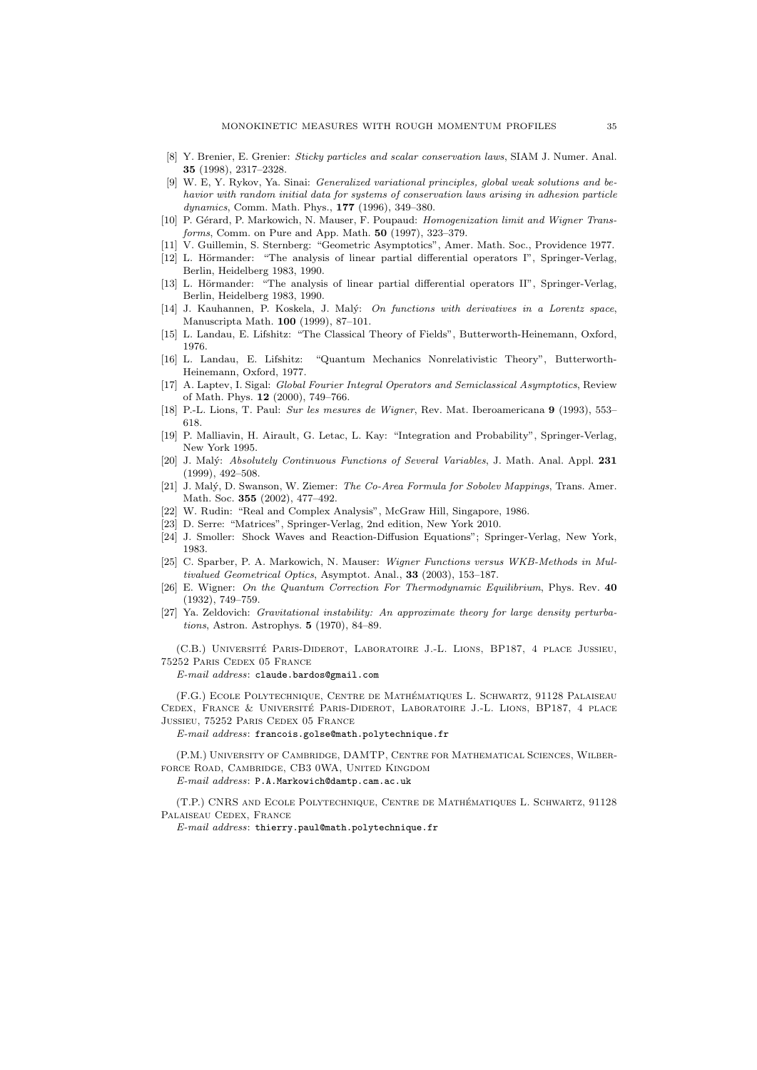[8] Y. Brenier, E. Grenier: *Sticky particles and scalar conservation laws*, SIAM J. Numer. Anal. **35** (1998), 2317–2328.

[9] W. E, Y. Rykov, Ya. Sinai: *Generalized variational principles, global weak solutions and behavior with random initial data for systems of conservation laws arising in adhesion particle dynamics*, Comm. Math. Phys., **177** (1996), 349–380.

[10] P. Gérard, P. Markowich, N. Mauser, F. Poupaud: *Homogenization limit and Wigner Transforms*, Comm. on Pure and App. Math. **50** (1997), 323–379.

[11] V. Guillemin, S. Sternberg: "Geometric Asymptotics", Amer. Math. Soc., Providence 1977.

[12] L. Hörmander: "The analysis of linear partial differential operators I", Springer-Verlag, Berlin, Heidelberg 1983, 1990.

[13] L. Hörmander: "The analysis of linear partial differential operators II", Springer-Verlag, Berlin, Heidelberg 1983, 1990.

[14] J. Kauhannen, P. Koskela, J. Malý: *On functions with derivatives in a Lorentz space*, Manuscripta Math. **100** (1999), 87–101.

[15] L. Landau, E. Lifshitz: "The Classical Theory of Fields", Butterworth-Heinemann, Oxford, 1976.

[16] L. Landau, E. Lifshitz: "Quantum Mechanics Nonrelativistic Theory", Butterworth-Heinemann, Oxford, 1977.

[17] A. Laptev, I. Sigal: *Global Fourier Integral Operators and Semiclassical Asymptotics*, Review of Math. Phys. **12** (2000), 749–766.

[18] P.-L. Lions, T. Paul: *Sur les mesures de Wigner*, Rev. Mat. Iberoamericana **9** (1993), 553–618.

[19] P. Malliavin, H. Airault, G. Letac, L. Kay: "Integration and Probability", Springer-Verlag, New York 1995.

[20] J. Malý: *Absolutely Continuous Functions of Several Variables*, J. Math. Anal. Appl. **231** (1999), 492–508.

[21] J. Malý, D. Swanson, W. Ziemer: *The Co-Area Formula for Sobolev Mappings*, Trans. Amer. Math. Soc. **355** (2002), 477–492.

[22] W. Rudin: "Real and Complex Analysis", McGraw Hill, Singapore, 1986.

[23] D. Serre: "Matrices", Springer-Verlag, 2nd edition, New York 2010.

[24] J. Smoller: Shock Waves and Reaction-Diffusion Equations"; Springer-Verlag, New York, 1983.

[25] C. Sparber, P. A. Markowich, N. Mauser: *Wigner Functions versus WKB-Methods in Multivalued Geometrical Optics*, Asymptot. Anal., **33** (2003), 153–187.

[26] E. Wigner: *On the Quantum Correction For Thermodynamic Equilibrium*, Phys. Rev. **40** (1932), 749–759.

[27] Ya. Zeldovich: *Gravitational instability: An approximate theory for large density perturbations*, Astron. Astrophys. **5** (1970), 84–89.

(C.B.) Université Paris-Diderot, Laboratoire J.-L. Lions, BP187, 4 place Jussieu, 75252 Paris Cedex 05 France

*E-mail address*: claude.bardos@gmail.com

(F.G.) Ecole Polytechnique, Centre de Mathématiques L. Schwartz, 91128 Palaiseau Cedex, France & Université Paris-Diderot, Laboratoire J.-L. Lions, BP187, 4 place Jussieu, 75252 Paris Cedex 05 France

*E-mail address*: francois.golse@math.polytechnique.fr

(P.M.) University of Cambridge, DAMTP, Centre for Mathematical Sciences, Wilberforce Road, Cambridge, CB3 0WA, United Kingdom

*E-mail address*: P.A.Markowich@damtp.cam.ac.uk

(T.P.) CNRS and Ecole Polytechnique, Centre de Mathématiques L. Schwartz, 91128 Palaiseau Cedex, France

*E-mail address*: thierry.paul@math.polytechnique.fr